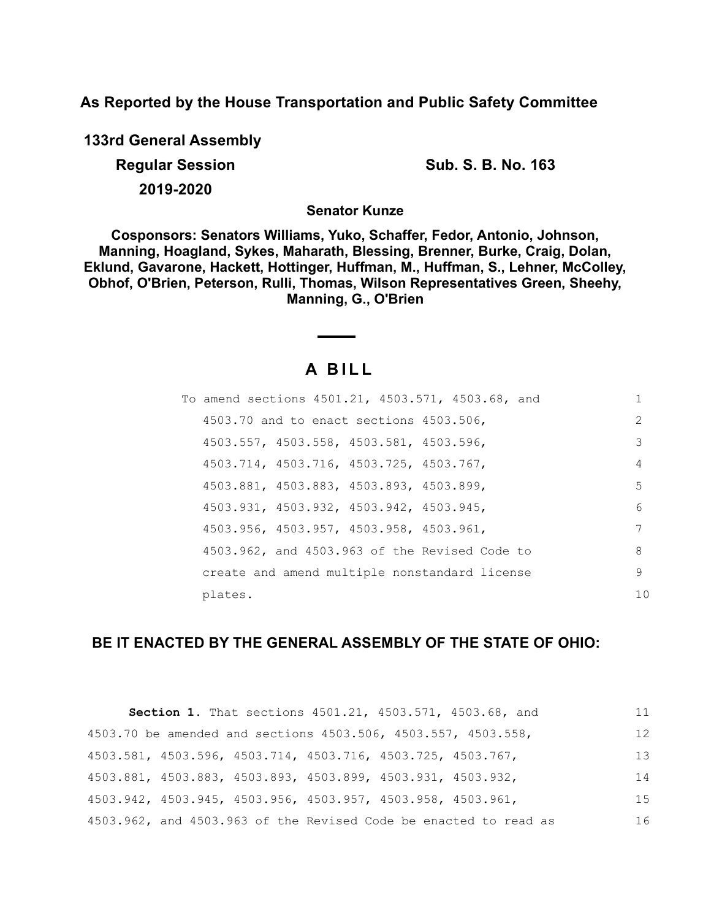**As Reported by the House Transportation and Public Safety Committee**

**133rd General Assembly**

**Regular Session** **Sub. S. B. No. 163**

**2019-2020**

**Senator Kunze**

**Cosponsors: Senators Williams, Yuko, Schaffer, Fedor, Antonio, Johnson, Manning, Hoagland, Sykes, Maharath, Blessing, Brenner, Burke, Craig, Dolan, Eklund, Gavarone, Hackett, Hottinger, Huffman, M., Huffman, S., Lehner, McColley, Obhof, O'Brien, Peterson, Rulli, Thomas, Wilson Representatives Green, Sheehy, Manning, G., O'Brien**

# A BILL

To amend sections 4501.21, 4503.571, 4503.68, and 4503.70 and to enact sections 4503.506, 4503.557, 4503.558, 4503.581, 4503.596, 4503.714, 4503.716, 4503.725, 4503.767, 4503.881, 4503.883, 4503.893, 4503.899, 4503.931, 4503.932, 4503.942, 4503.945, 4503.956, 4503.957, 4503.958, 4503.961, 4503.962, and 4503.963 of the Revised Code to create and amend multiple nonstandard license plates.

**BE IT ENACTED BY THE GENERAL ASSEMBLY OF THE STATE OF OHIO:**

**Section 1.** That sections 4501.21, 4503.571, 4503.68, and 4503.70 be amended and sections 4503.506, 4503.557, 4503.558, 4503.581, 4503.596, 4503.714, 4503.716, 4503.725, 4503.767, 4503.881, 4503.883, 4503.893, 4503.899, 4503.931, 4503.932, 4503.942, 4503.945, 4503.956, 4503.957, 4503.958, 4503.961, 4503.962, and 4503.963 of the Revised Code be enacted to read as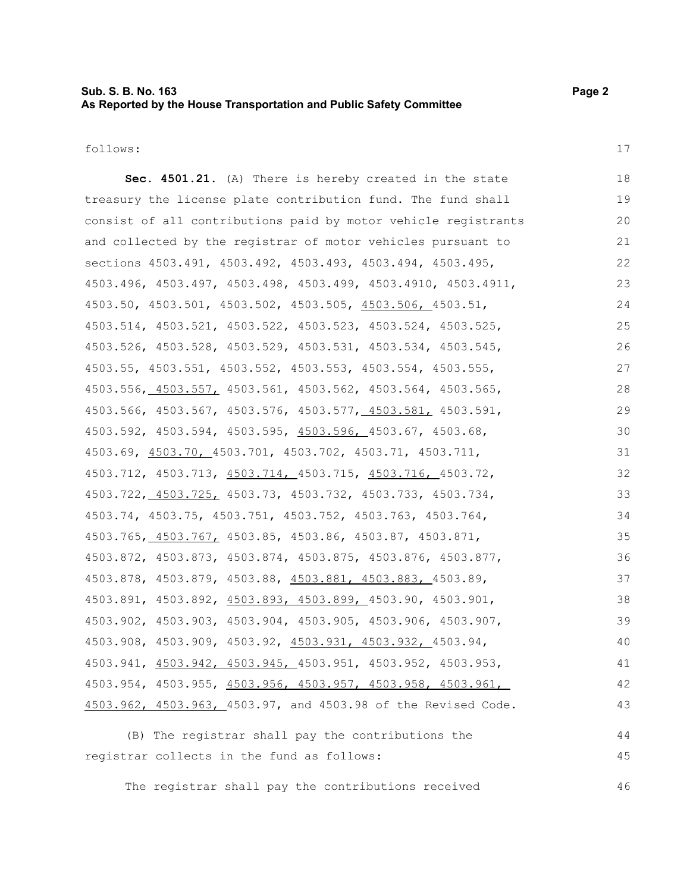follows:

**Sec. 4501.21.** (A) There is hereby created in the state treasury the license plate contribution fund. The fund shall consist of all contributions paid by motor vehicle registrants and collected by the registrar of motor vehicles pursuant to sections 4503.491, 4503.492, 4503.493, 4503.494, 4503.495, 4503.496, 4503.497, 4503.498, 4503.499, 4503.4910, 4503.4911, 4503.50, 4503.501, 4503.502, 4503.505, 4503.506, 4503.51, 4503.514, 4503.521, 4503.522, 4503.523, 4503.524, 4503.525, 4503.526, 4503.528, 4503.529, 4503.531, 4503.534, 4503.545, 4503.55, 4503.551, 4503.552, 4503.553, 4503.554, 4503.555, 4503.556, 4503.557, 4503.561, 4503.562, 4503.564, 4503.565, 4503.566, 4503.567, 4503.576, 4503.577, 4503.581, 4503.591, 4503.592, 4503.594, 4503.595, 4503.596, 4503.67, 4503.68, 4503.69, 4503.70, 4503.701, 4503.702, 4503.71, 4503.711, 4503.712, 4503.713, 4503.714, 4503.715, 4503.716, 4503.72, 4503.722, 4503.725, 4503.73, 4503.732, 4503.733, 4503.734, 4503.74, 4503.75, 4503.751, 4503.752, 4503.763, 4503.764, 4503.765, 4503.767, 4503.85, 4503.86, 4503.87, 4503.871, 4503.872, 4503.873, 4503.874, 4503.875, 4503.876, 4503.877, 4503.878, 4503.879, 4503.88, 4503.881, 4503.883, 4503.89, 4503.891, 4503.892, 4503.893, 4503.899, 4503.90, 4503.901, 4503.902, 4503.903, 4503.904, 4503.905, 4503.906, 4503.907, 4503.908, 4503.909, 4503.92, 4503.931, 4503.932, 4503.94, 4503.941, 4503.942, 4503.945, 4503.951, 4503.952, 4503.953, 4503.954, 4503.955, 4503.956, 4503.957, 4503.958, 4503.961, 4503.962, 4503.963, 4503.97, and 4503.98 of the Revised Code.

(B) The registrar shall pay the contributions the registrar collects in the fund as follows:

The registrar shall pay the contributions received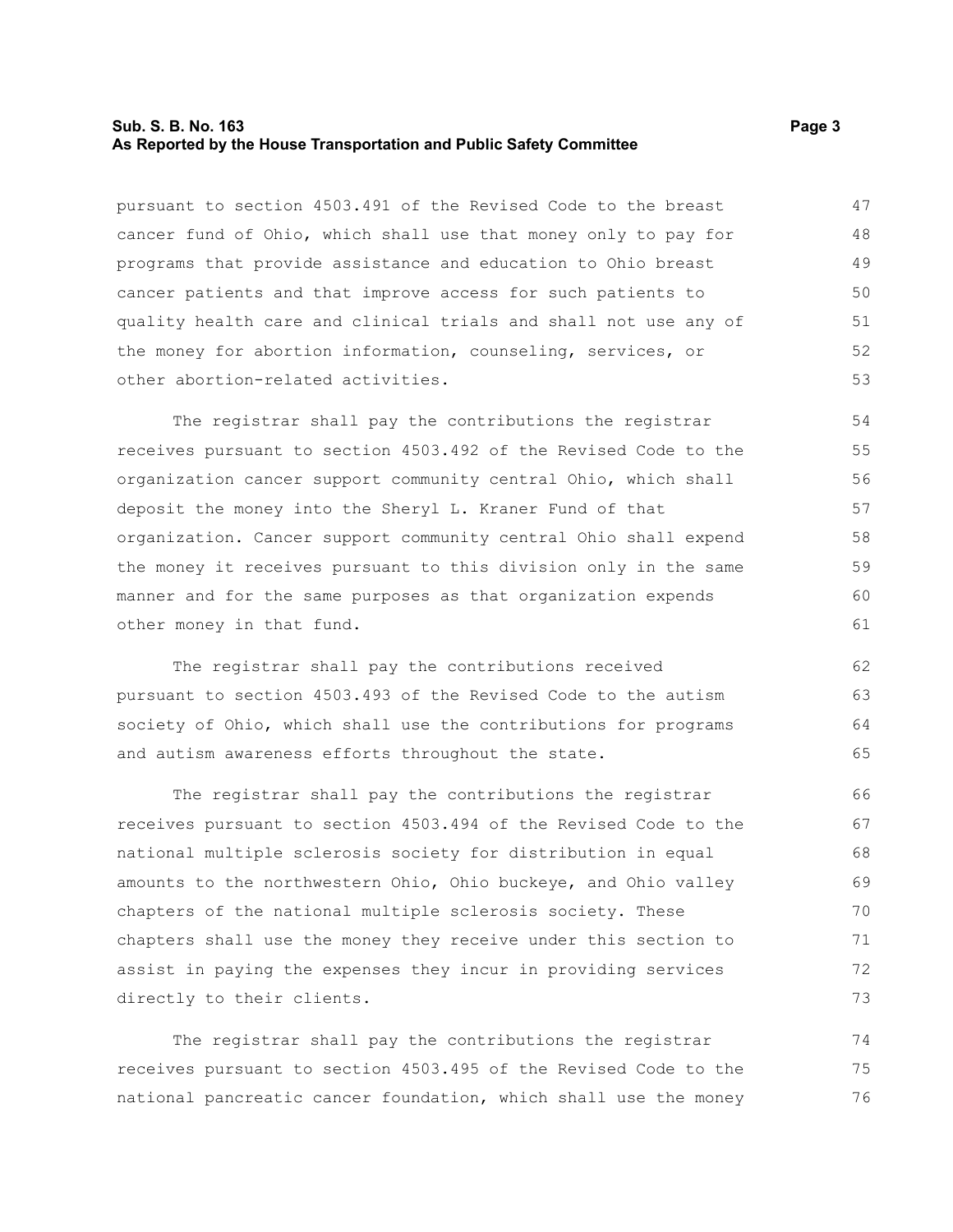pursuant to section 4503.491 of the Revised Code to the breast cancer fund of Ohio, which shall use that money only to pay for programs that provide assistance and education to Ohio breast cancer patients and that improve access for such patients to quality health care and clinical trials and shall not use any of the money for abortion information, counseling, services, or other abortion-related activities.

The registrar shall pay the contributions the registrar receives pursuant to section 4503.492 of the Revised Code to the organization cancer support community central Ohio, which shall deposit the money into the Sheryl L. Kraner Fund of that organization. Cancer support community central Ohio shall expend the money it receives pursuant to this division only in the same manner and for the same purposes as that organization expends other money in that fund.

The registrar shall pay the contributions received pursuant to section 4503.493 of the Revised Code to the autism society of Ohio, which shall use the contributions for programs and autism awareness efforts throughout the state.

The registrar shall pay the contributions the registrar receives pursuant to section 4503.494 of the Revised Code to the national multiple sclerosis society for distribution in equal amounts to the northwestern Ohio, Ohio buckeye, and Ohio valley chapters of the national multiple sclerosis society. These chapters shall use the money they receive under this section to assist in paying the expenses they incur in providing services directly to their clients.

The registrar shall pay the contributions the registrar receives pursuant to section 4503.495 of the Revised Code to the national pancreatic cancer foundation, which shall use the money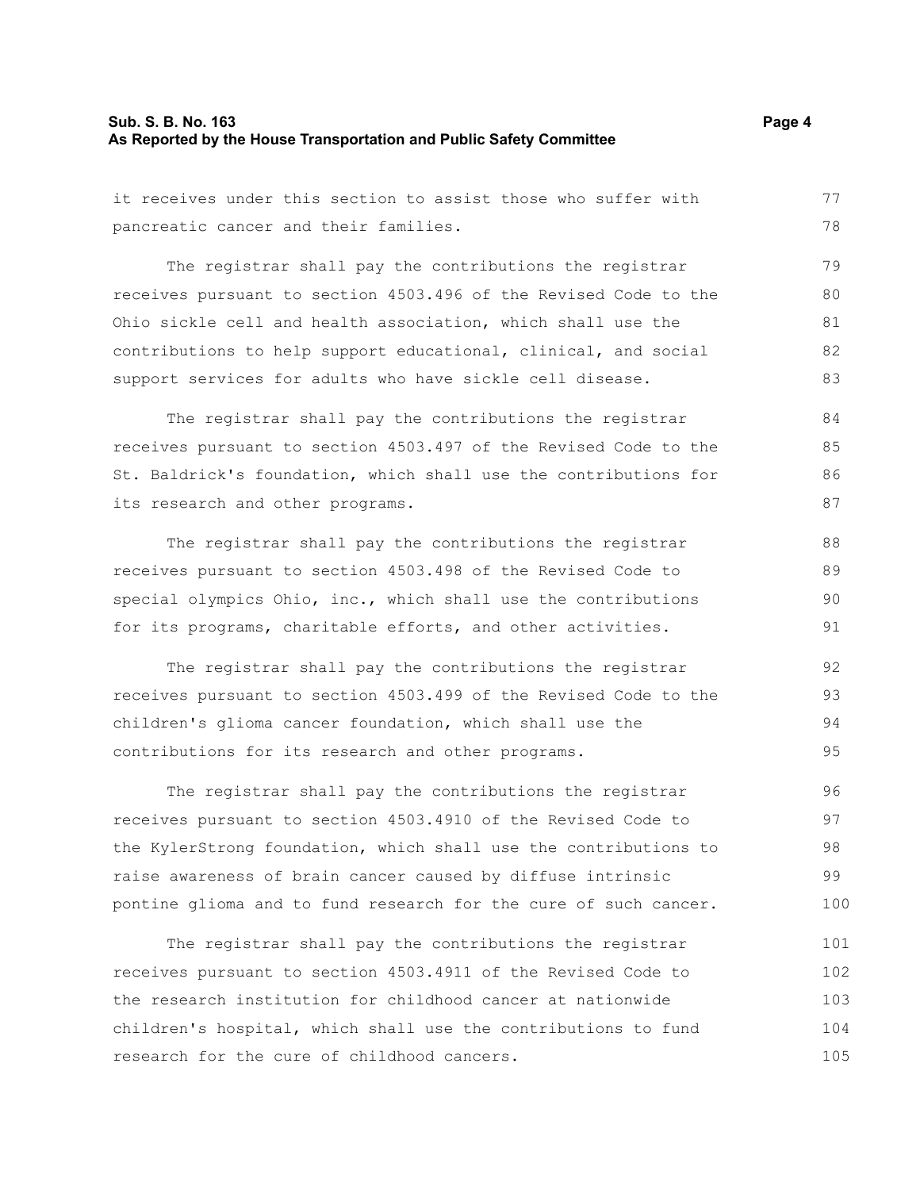it receives under this section to assist those who suffer with pancreatic cancer and their families.

The registrar shall pay the contributions the registrar receives pursuant to section 4503.496 of the Revised Code to the Ohio sickle cell and health association, which shall use the contributions to help support educational, clinical, and social support services for adults who have sickle cell disease.

The registrar shall pay the contributions the registrar receives pursuant to section 4503.497 of the Revised Code to the St. Baldrick's foundation, which shall use the contributions for its research and other programs.

The registrar shall pay the contributions the registrar receives pursuant to section 4503.498 of the Revised Code to special olympics Ohio, inc., which shall use the contributions for its programs, charitable efforts, and other activities.

The registrar shall pay the contributions the registrar receives pursuant to section 4503.499 of the Revised Code to the children's glioma cancer foundation, which shall use the contributions for its research and other programs.

The registrar shall pay the contributions the registrar receives pursuant to section 4503.4910 of the Revised Code to the KylerStrong foundation, which shall use the contributions to raise awareness of brain cancer caused by diffuse intrinsic pontine glioma and to fund research for the cure of such cancer.

The registrar shall pay the contributions the registrar receives pursuant to section 4503.4911 of the Revised Code to the research institution for childhood cancer at nationwide children's hospital, which shall use the contributions to fund research for the cure of childhood cancers.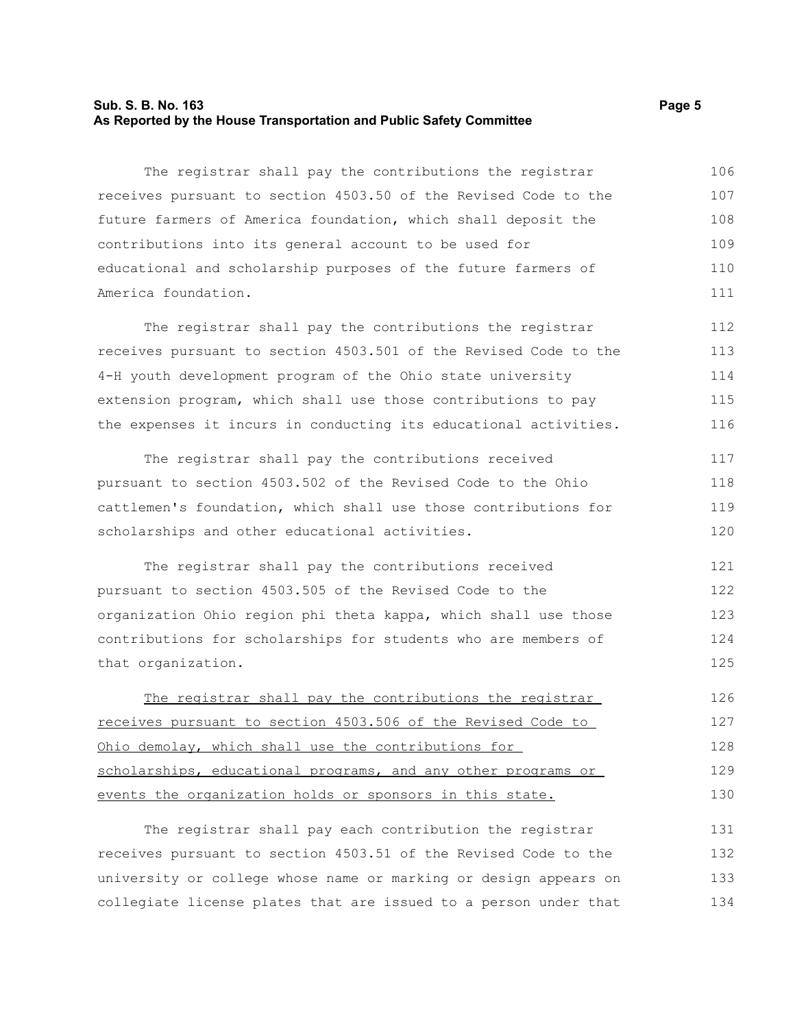The registrar shall pay the contributions the registrar receives pursuant to section 4503.50 of the Revised Code to the future farmers of America foundation, which shall deposit the contributions into its general account to be used for educational and scholarship purposes of the future farmers of America foundation.

The registrar shall pay the contributions the registrar receives pursuant to section 4503.501 of the Revised Code to the 4-H youth development program of the Ohio state university extension program, which shall use those contributions to pay the expenses it incurs in conducting its educational activities.

The registrar shall pay the contributions received pursuant to section 4503.502 of the Revised Code to the Ohio cattlemen's foundation, which shall use those contributions for scholarships and other educational activities.

The registrar shall pay the contributions received pursuant to section 4503.505 of the Revised Code to the organization Ohio region phi theta kappa, which shall use those contributions for scholarships for students who are members of that organization.

<u>The registrar shall pay the contributions the registrar receives pursuant to section 4503.506 of the Revised Code to Ohio demolay, which shall use the contributions for scholarships, educational programs, and any other programs or events the organization holds or sponsors in this state.</u>

The registrar shall pay each contribution the registrar receives pursuant to section 4503.51 of the Revised Code to the university or college whose name or marking or design appears on collegiate license plates that are issued to a person under that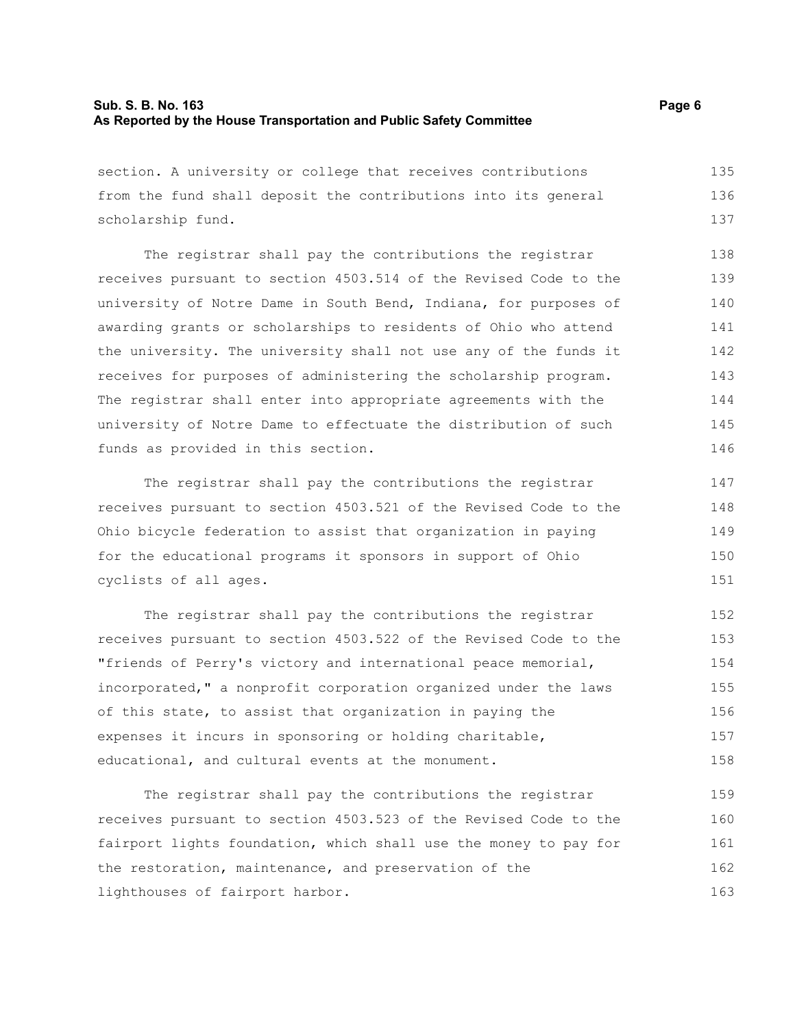section. A university or college that receives contributions from the fund shall deposit the contributions into its general scholarship fund.

The registrar shall pay the contributions the registrar receives pursuant to section 4503.514 of the Revised Code to the university of Notre Dame in South Bend, Indiana, for purposes of awarding grants or scholarships to residents of Ohio who attend the university. The university shall not use any of the funds it receives for purposes of administering the scholarship program. The registrar shall enter into appropriate agreements with the university of Notre Dame to effectuate the distribution of such funds as provided in this section.

The registrar shall pay the contributions the registrar receives pursuant to section 4503.521 of the Revised Code to the Ohio bicycle federation to assist that organization in paying for the educational programs it sponsors in support of Ohio cyclists of all ages.

The registrar shall pay the contributions the registrar receives pursuant to section 4503.522 of the Revised Code to the "friends of Perry's victory and international peace memorial, incorporated," a nonprofit corporation organized under the laws of this state, to assist that organization in paying the expenses it incurs in sponsoring or holding charitable, educational, and cultural events at the monument.

The registrar shall pay the contributions the registrar receives pursuant to section 4503.523 of the Revised Code to the fairport lights foundation, which shall use the money to pay for the restoration, maintenance, and preservation of the lighthouses of fairport harbor.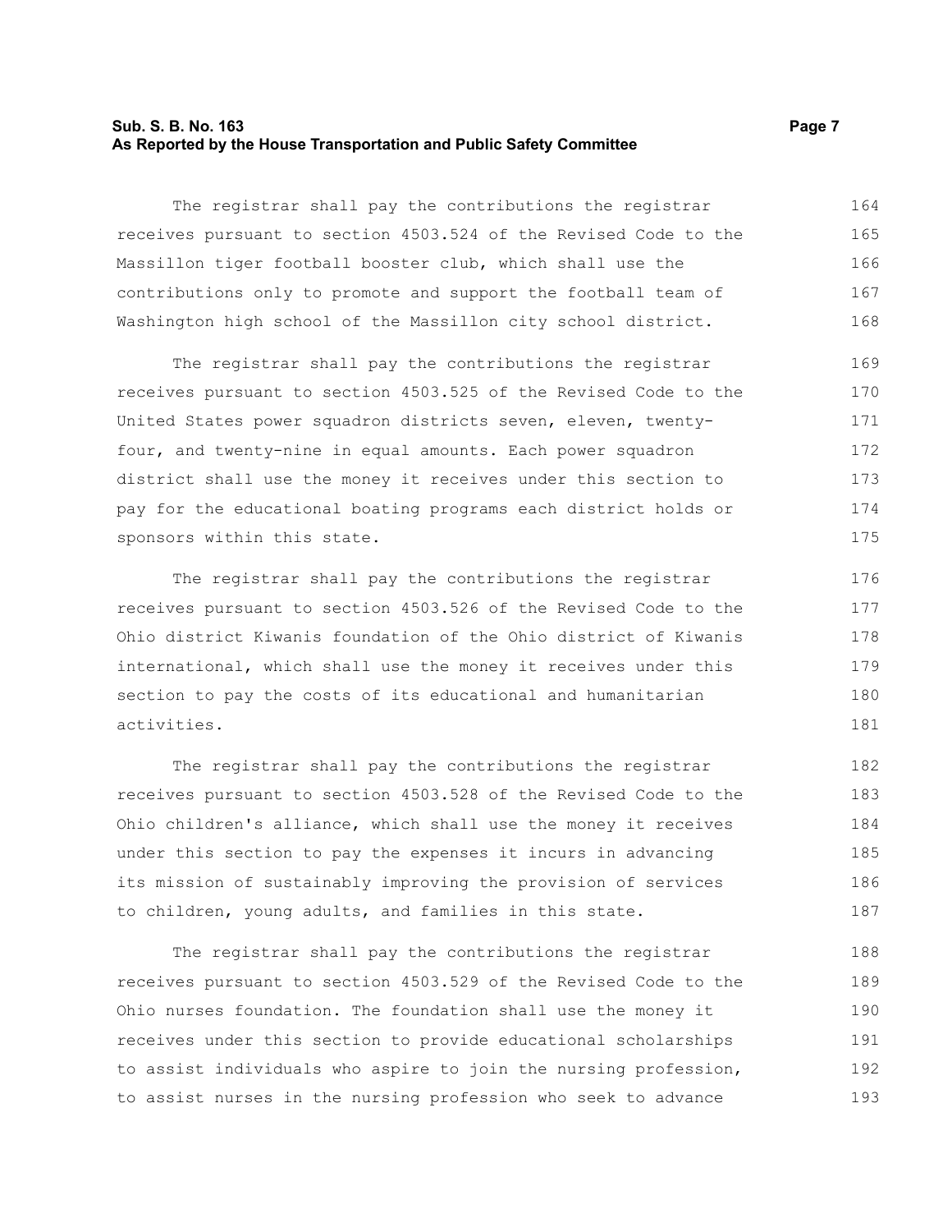The registrar shall pay the contributions the registrar receives pursuant to section 4503.524 of the Revised Code to the Massillon tiger football booster club, which shall use the contributions only to promote and support the football team of Washington high school of the Massillon city school district.

The registrar shall pay the contributions the registrar receives pursuant to section 4503.525 of the Revised Code to the United States power squadron districts seven, eleven, twenty-four, and twenty-nine in equal amounts. Each power squadron district shall use the money it receives under this section to pay for the educational boating programs each district holds or sponsors within this state.

The registrar shall pay the contributions the registrar receives pursuant to section 4503.526 of the Revised Code to the Ohio district Kiwanis foundation of the Ohio district of Kiwanis international, which shall use the money it receives under this section to pay the costs of its educational and humanitarian activities.

The registrar shall pay the contributions the registrar receives pursuant to section 4503.528 of the Revised Code to the Ohio children's alliance, which shall use the money it receives under this section to pay the expenses it incurs in advancing its mission of sustainably improving the provision of services to children, young adults, and families in this state.

The registrar shall pay the contributions the registrar receives pursuant to section 4503.529 of the Revised Code to the Ohio nurses foundation. The foundation shall use the money it receives under this section to provide educational scholarships to assist individuals who aspire to join the nursing profession, to assist nurses in the nursing profession who seek to advance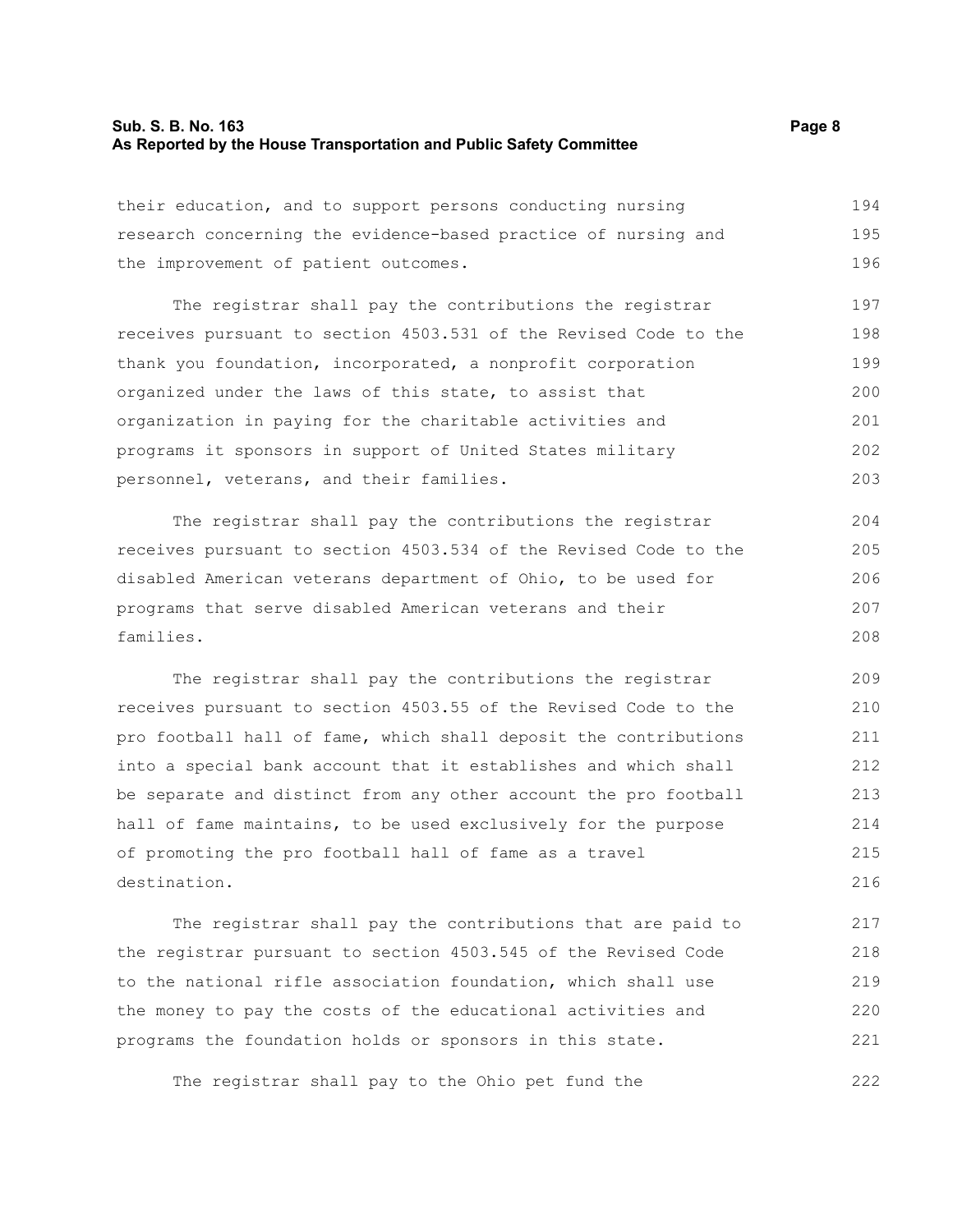their education, and to support persons conducting nursing research concerning the evidence-based practice of nursing and the improvement of patient outcomes.

The registrar shall pay the contributions the registrar receives pursuant to section 4503.531 of the Revised Code to the thank you foundation, incorporated, a nonprofit corporation organized under the laws of this state, to assist that organization in paying for the charitable activities and programs it sponsors in support of United States military personnel, veterans, and their families.

The registrar shall pay the contributions the registrar receives pursuant to section 4503.534 of the Revised Code to the disabled American veterans department of Ohio, to be used for programs that serve disabled American veterans and their families.

The registrar shall pay the contributions the registrar receives pursuant to section 4503.55 of the Revised Code to the pro football hall of fame, which shall deposit the contributions into a special bank account that it establishes and which shall be separate and distinct from any other account the pro football hall of fame maintains, to be used exclusively for the purpose of promoting the pro football hall of fame as a travel destination.

The registrar shall pay the contributions that are paid to the registrar pursuant to section 4503.545 of the Revised Code to the national rifle association foundation, which shall use the money to pay the costs of the educational activities and programs the foundation holds or sponsors in this state.

The registrar shall pay to the Ohio pet fund the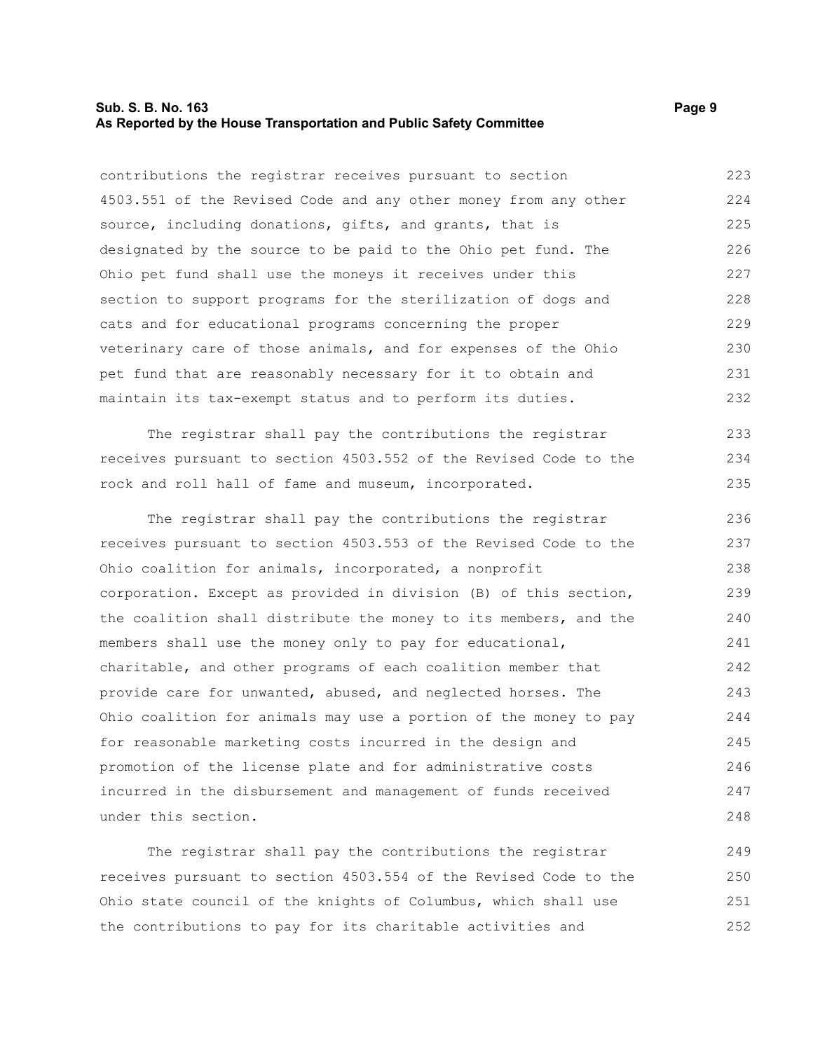contributions the registrar receives pursuant to section 4503.551 of the Revised Code and any other money from any other source, including donations, gifts, and grants, that is designated by the source to be paid to the Ohio pet fund. The Ohio pet fund shall use the moneys it receives under this section to support programs for the sterilization of dogs and cats and for educational programs concerning the proper veterinary care of those animals, and for expenses of the Ohio pet fund that are reasonably necessary for it to obtain and maintain its tax-exempt status and to perform its duties.

The registrar shall pay the contributions the registrar receives pursuant to section 4503.552 of the Revised Code to the rock and roll hall of fame and museum, incorporated.

The registrar shall pay the contributions the registrar receives pursuant to section 4503.553 of the Revised Code to the Ohio coalition for animals, incorporated, a nonprofit corporation. Except as provided in division (B) of this section, the coalition shall distribute the money to its members, and the members shall use the money only to pay for educational, charitable, and other programs of each coalition member that provide care for unwanted, abused, and neglected horses. The Ohio coalition for animals may use a portion of the money to pay for reasonable marketing costs incurred in the design and promotion of the license plate and for administrative costs incurred in the disbursement and management of funds received under this section.

The registrar shall pay the contributions the registrar receives pursuant to section 4503.554 of the Revised Code to the Ohio state council of the knights of Columbus, which shall use the contributions to pay for its charitable activities and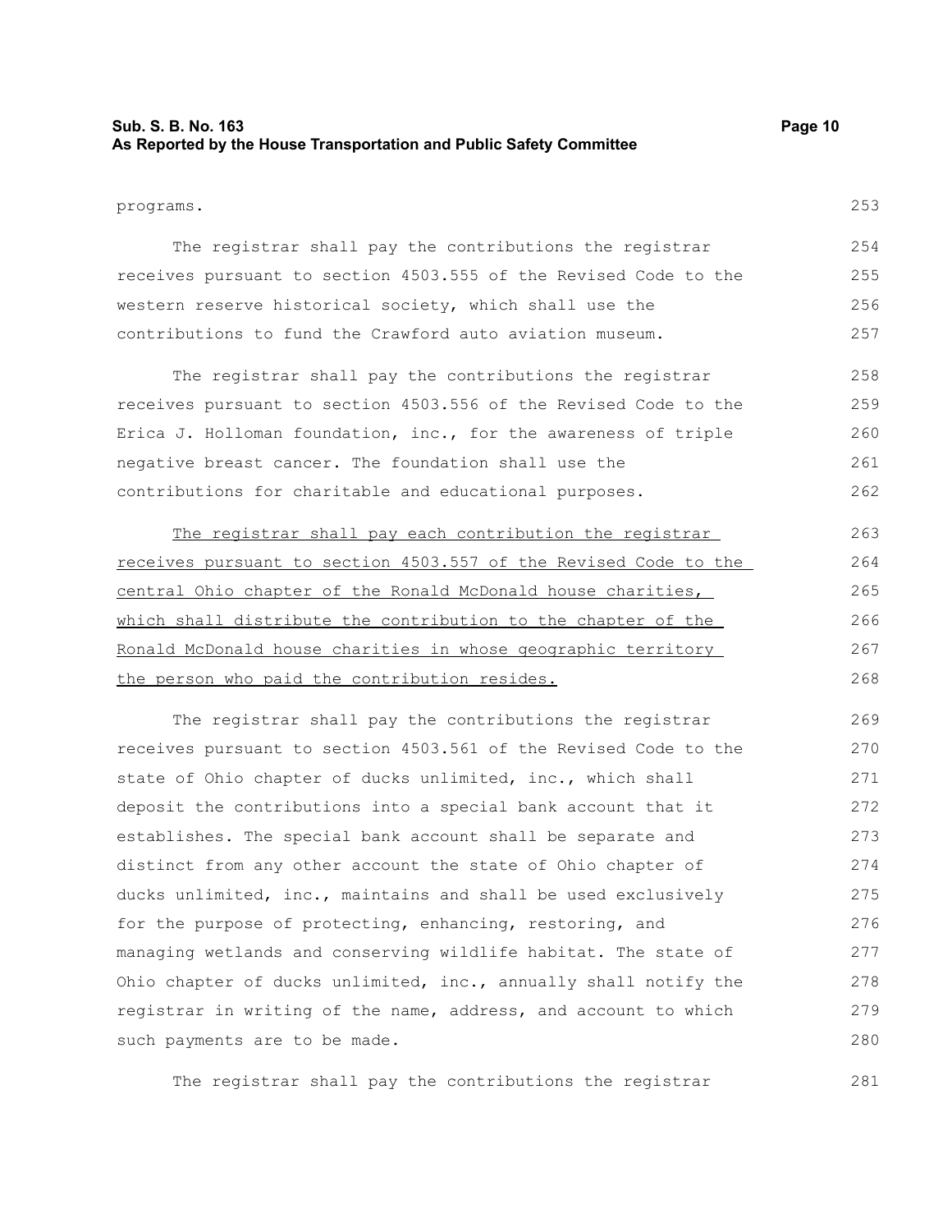programs.

The registrar shall pay the contributions the registrar receives pursuant to section 4503.555 of the Revised Code to the western reserve historical society, which shall use the contributions to fund the Crawford auto aviation museum.

The registrar shall pay the contributions the registrar receives pursuant to section 4503.556 of the Revised Code to the Erica J. Holloman foundation, inc., for the awareness of triple negative breast cancer. The foundation shall use the contributions for charitable and educational purposes.

<u>The registrar shall pay each contribution the registrar receives pursuant to section 4503.557 of the Revised Code to the central Ohio chapter of the Ronald McDonald house charities, which shall distribute the contribution to the chapter of the Ronald McDonald house charities in whose geographic territory the person who paid the contribution resides.</u>

The registrar shall pay the contributions the registrar receives pursuant to section 4503.561 of the Revised Code to the state of Ohio chapter of ducks unlimited, inc., which shall deposit the contributions into a special bank account that it establishes. The special bank account shall be separate and distinct from any other account the state of Ohio chapter of ducks unlimited, inc., maintains and shall be used exclusively for the purpose of protecting, enhancing, restoring, and managing wetlands and conserving wildlife habitat. The state of Ohio chapter of ducks unlimited, inc., annually shall notify the registrar in writing of the name, address, and account to which such payments are to be made.

The registrar shall pay the contributions the registrar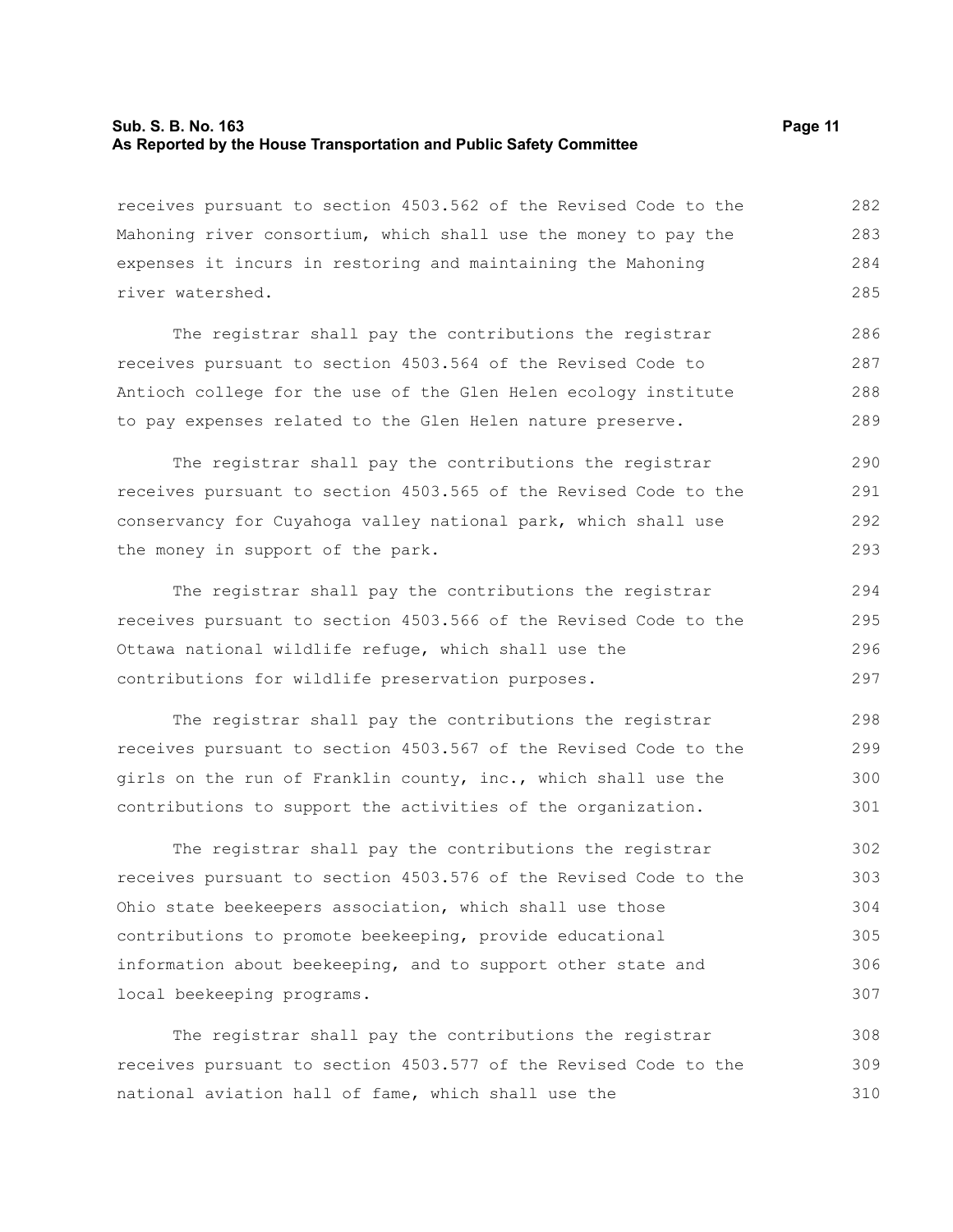receives pursuant to section 4503.562 of the Revised Code to the Mahoning river consortium, which shall use the money to pay the expenses it incurs in restoring and maintaining the Mahoning river watershed.

The registrar shall pay the contributions the registrar receives pursuant to section 4503.564 of the Revised Code to Antioch college for the use of the Glen Helen ecology institute to pay expenses related to the Glen Helen nature preserve.

The registrar shall pay the contributions the registrar receives pursuant to section 4503.565 of the Revised Code to the conservancy for Cuyahoga valley national park, which shall use the money in support of the park.

The registrar shall pay the contributions the registrar receives pursuant to section 4503.566 of the Revised Code to the Ottawa national wildlife refuge, which shall use the contributions for wildlife preservation purposes.

The registrar shall pay the contributions the registrar receives pursuant to section 4503.567 of the Revised Code to the girls on the run of Franklin county, inc., which shall use the contributions to support the activities of the organization.

The registrar shall pay the contributions the registrar receives pursuant to section 4503.576 of the Revised Code to the Ohio state beekeepers association, which shall use those contributions to promote beekeeping, provide educational information about beekeeping, and to support other state and local beekeeping programs.

The registrar shall pay the contributions the registrar receives pursuant to section 4503.577 of the Revised Code to the national aviation hall of fame, which shall use the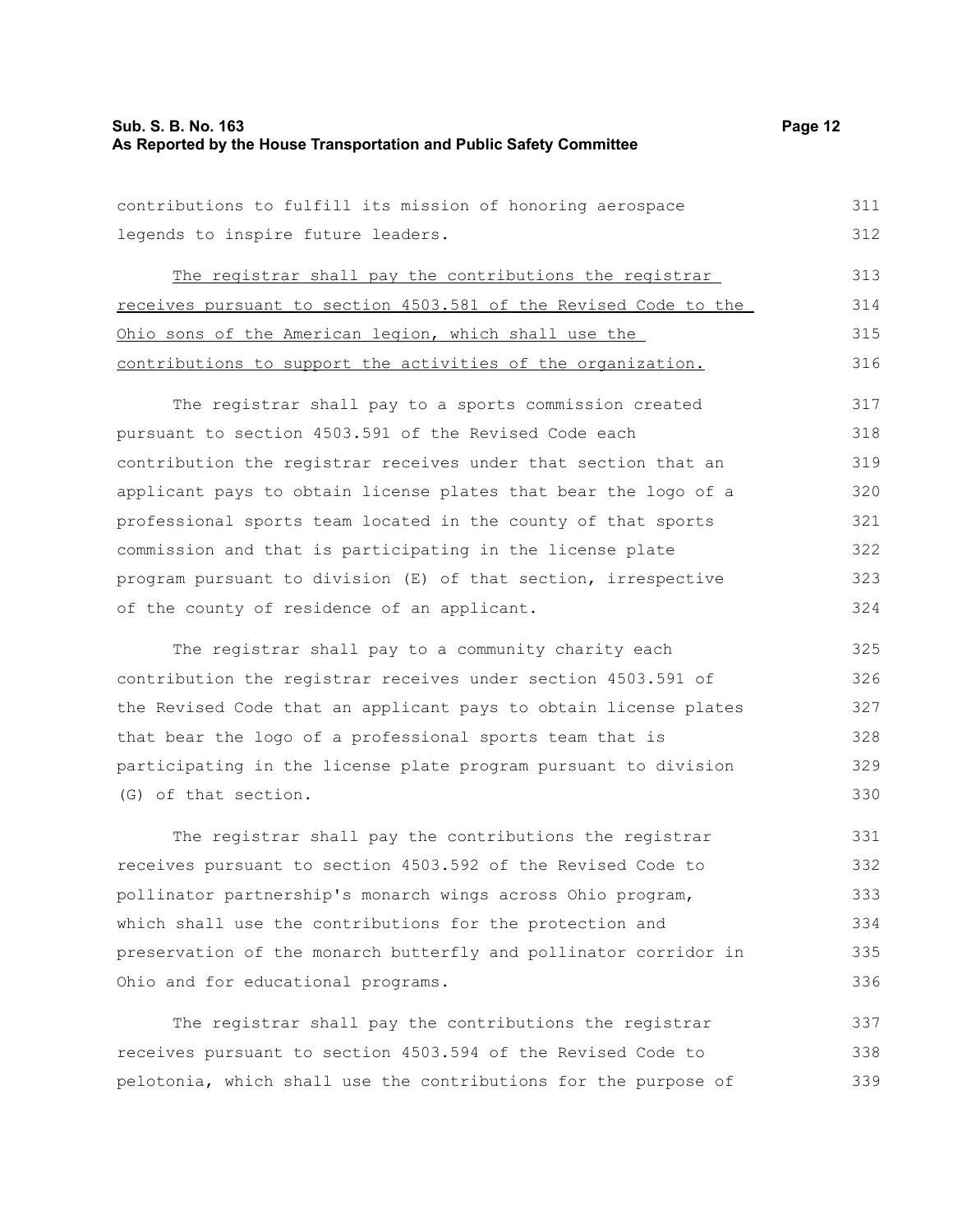contributions to fulfill its mission of honoring aerospace legends to inspire future leaders.

<u>The registrar shall pay the contributions the registrar receives pursuant to section 4503.581 of the Revised Code to the Ohio sons of the American legion, which shall use the contributions to support the activities of the organization.</u>

The registrar shall pay to a sports commission created pursuant to section 4503.591 of the Revised Code each contribution the registrar receives under that section that an applicant pays to obtain license plates that bear the logo of a professional sports team located in the county of that sports commission and that is participating in the license plate program pursuant to division (E) of that section, irrespective of the county of residence of an applicant.

The registrar shall pay to a community charity each contribution the registrar receives under section 4503.591 of the Revised Code that an applicant pays to obtain license plates that bear the logo of a professional sports team that is participating in the license plate program pursuant to division (G) of that section.

The registrar shall pay the contributions the registrar receives pursuant to section 4503.592 of the Revised Code to pollinator partnership's monarch wings across Ohio program, which shall use the contributions for the protection and preservation of the monarch butterfly and pollinator corridor in Ohio and for educational programs.

The registrar shall pay the contributions the registrar receives pursuant to section 4503.594 of the Revised Code to pelotonia, which shall use the contributions for the purpose of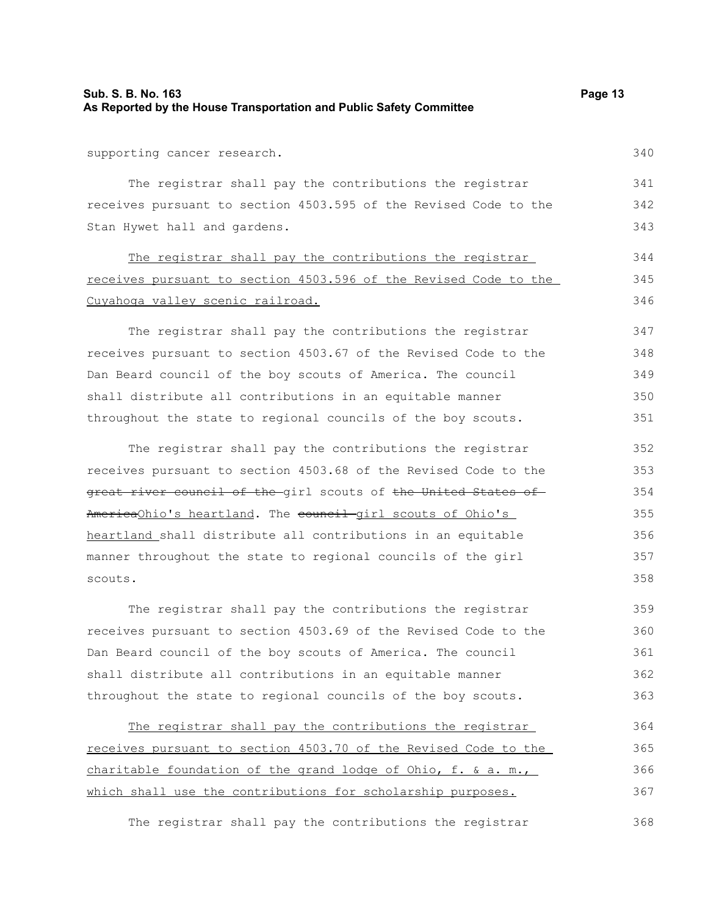supporting cancer research.

The registrar shall pay the contributions the registrar receives pursuant to section 4503.595 of the Revised Code to the Stan Hywet hall and gardens.

<u>The registrar shall pay the contributions the registrar receives pursuant to section 4503.596 of the Revised Code to the Cuyahoga valley scenic railroad.</u>

The registrar shall pay the contributions the registrar receives pursuant to section 4503.67 of the Revised Code to the Dan Beard council of the boy scouts of America. The council shall distribute all contributions in an equitable manner throughout the state to regional councils of the boy scouts.

The registrar shall pay the contributions the registrar receives pursuant to section 4503.68 of the Revised Code to the ~~great river council of the~~ girl scouts of ~~the United States of America~~<u>Ohio's heartland</u>. The ~~council~~ <u>girl scouts of Ohio's heartland</u> shall distribute all contributions in an equitable manner throughout the state to regional councils of the girl scouts.

The registrar shall pay the contributions the registrar receives pursuant to section 4503.69 of the Revised Code to the Dan Beard council of the boy scouts of America. The council shall distribute all contributions in an equitable manner throughout the state to regional councils of the boy scouts.

<u>The registrar shall pay the contributions the registrar receives pursuant to section 4503.70 of the Revised Code to the charitable foundation of the grand lodge of Ohio, f. & a. m., which shall use the contributions for scholarship purposes.</u>

The registrar shall pay the contributions the registrar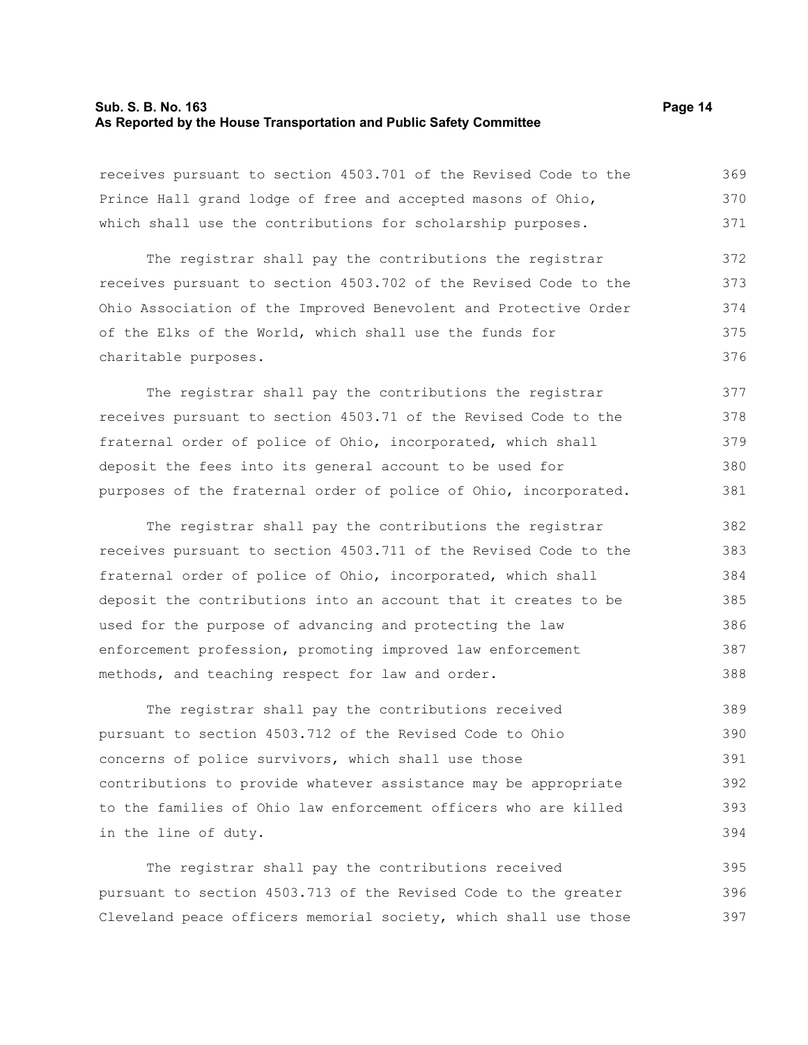receives pursuant to section 4503.701 of the Revised Code to the Prince Hall grand lodge of free and accepted masons of Ohio, which shall use the contributions for scholarship purposes.

The registrar shall pay the contributions the registrar receives pursuant to section 4503.702 of the Revised Code to the Ohio Association of the Improved Benevolent and Protective Order of the Elks of the World, which shall use the funds for charitable purposes.

The registrar shall pay the contributions the registrar receives pursuant to section 4503.71 of the Revised Code to the fraternal order of police of Ohio, incorporated, which shall deposit the fees into its general account to be used for purposes of the fraternal order of police of Ohio, incorporated.

The registrar shall pay the contributions the registrar receives pursuant to section 4503.711 of the Revised Code to the fraternal order of police of Ohio, incorporated, which shall deposit the contributions into an account that it creates to be used for the purpose of advancing and protecting the law enforcement profession, promoting improved law enforcement methods, and teaching respect for law and order.

The registrar shall pay the contributions received pursuant to section 4503.712 of the Revised Code to Ohio concerns of police survivors, which shall use those contributions to provide whatever assistance may be appropriate to the families of Ohio law enforcement officers who are killed in the line of duty.

The registrar shall pay the contributions received pursuant to section 4503.713 of the Revised Code to the greater Cleveland peace officers memorial society, which shall use those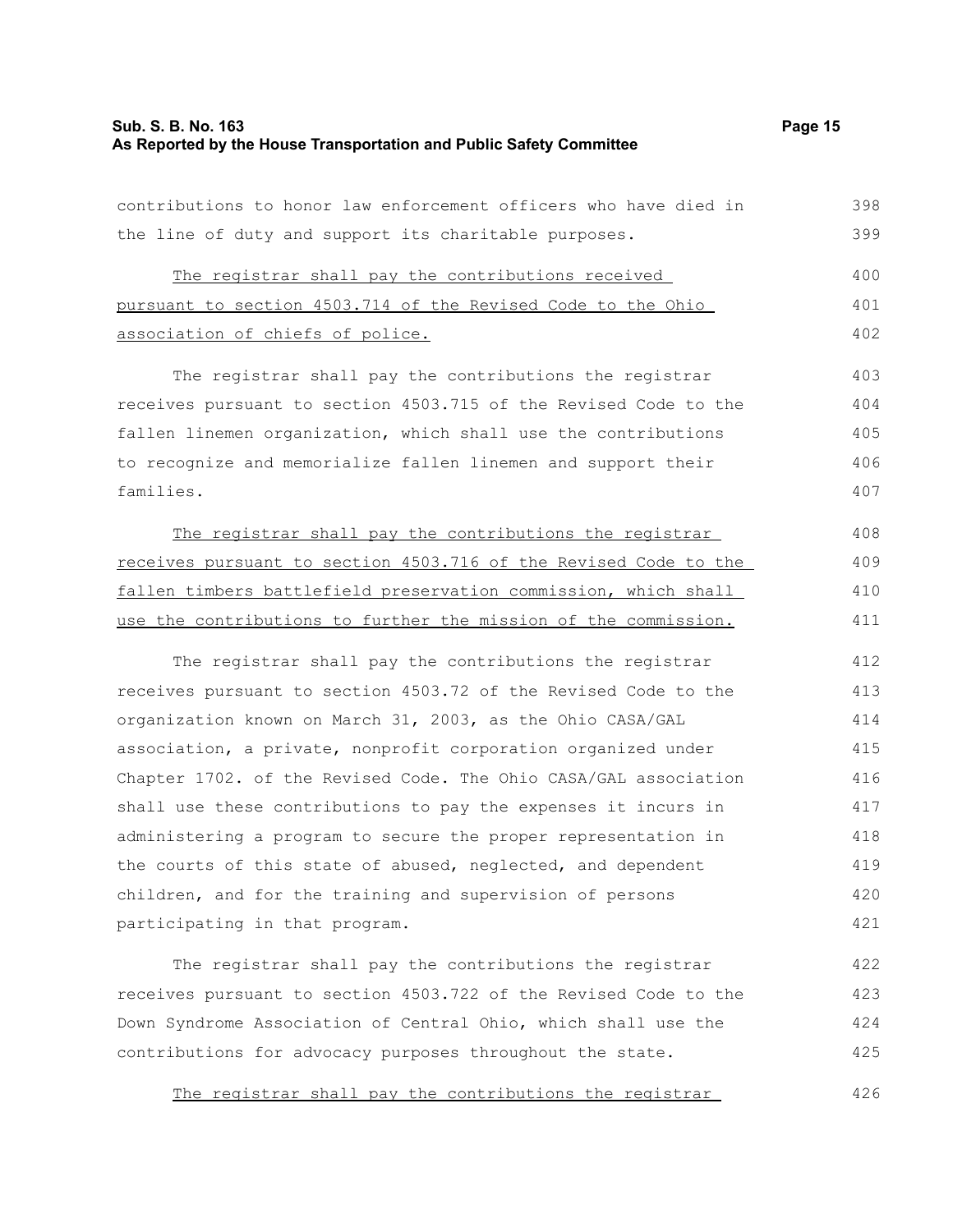contributions to honor law enforcement officers who have died in the line of duty and support its charitable purposes.

<u>The registrar shall pay the contributions received pursuant to section 4503.714 of the Revised Code to the Ohio association of chiefs of police.</u>

The registrar shall pay the contributions the registrar receives pursuant to section 4503.715 of the Revised Code to the fallen linemen organization, which shall use the contributions to recognize and memorialize fallen linemen and support their families.

<u>The registrar shall pay the contributions the registrar receives pursuant to section 4503.716 of the Revised Code to the fallen timbers battlefield preservation commission, which shall use the contributions to further the mission of the commission.</u>

The registrar shall pay the contributions the registrar receives pursuant to section 4503.72 of the Revised Code to the organization known on March 31, 2003, as the Ohio CASA/GAL association, a private, nonprofit corporation organized under Chapter 1702. of the Revised Code. The Ohio CASA/GAL association shall use these contributions to pay the expenses it incurs in administering a program to secure the proper representation in the courts of this state of abused, neglected, and dependent children, and for the training and supervision of persons participating in that program.

The registrar shall pay the contributions the registrar receives pursuant to section 4503.722 of the Revised Code to the Down Syndrome Association of Central Ohio, which shall use the contributions for advocacy purposes throughout the state.

<u>The registrar shall pay the contributions the registrar</u>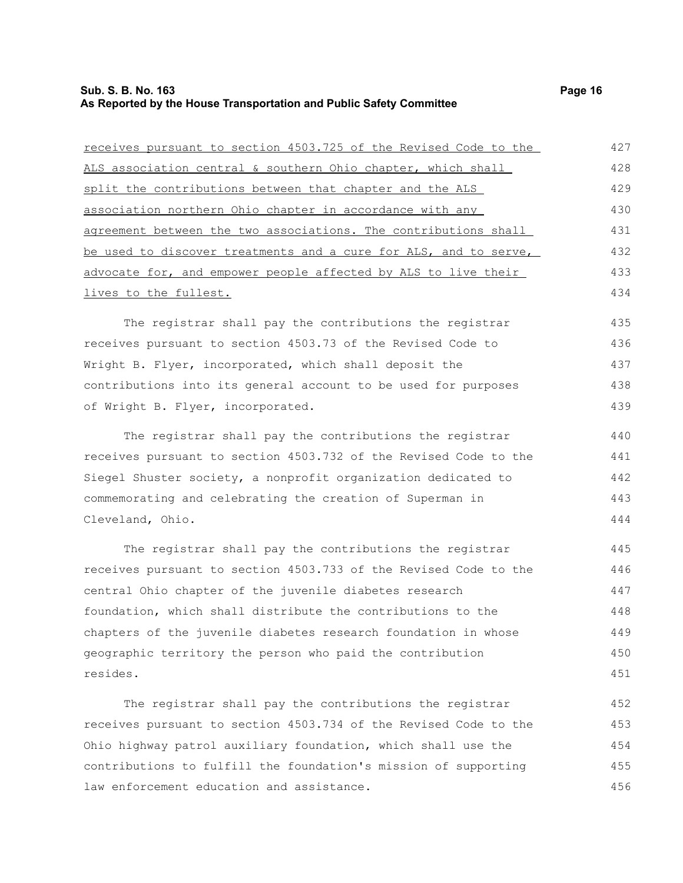receives pursuant to section 4503.725 of the Revised Code to the ALS association central & southern Ohio chapter, which shall split the contributions between that chapter and the ALS association northern Ohio chapter in accordance with any agreement between the two associations. The contributions shall be used to discover treatments and a cure for ALS, and to serve, advocate for, and empower people affected by ALS to live their lives to the fullest.

The registrar shall pay the contributions the registrar receives pursuant to section 4503.73 of the Revised Code to Wright B. Flyer, incorporated, which shall deposit the contributions into its general account to be used for purposes of Wright B. Flyer, incorporated.

The registrar shall pay the contributions the registrar receives pursuant to section 4503.732 of the Revised Code to the Siegel Shuster society, a nonprofit organization dedicated to commemorating and celebrating the creation of Superman in Cleveland, Ohio.

The registrar shall pay the contributions the registrar receives pursuant to section 4503.733 of the Revised Code to the central Ohio chapter of the juvenile diabetes research foundation, which shall distribute the contributions to the chapters of the juvenile diabetes research foundation in whose geographic territory the person who paid the contribution resides.

The registrar shall pay the contributions the registrar receives pursuant to section 4503.734 of the Revised Code to the Ohio highway patrol auxiliary foundation, which shall use the contributions to fulfill the foundation's mission of supporting law enforcement education and assistance.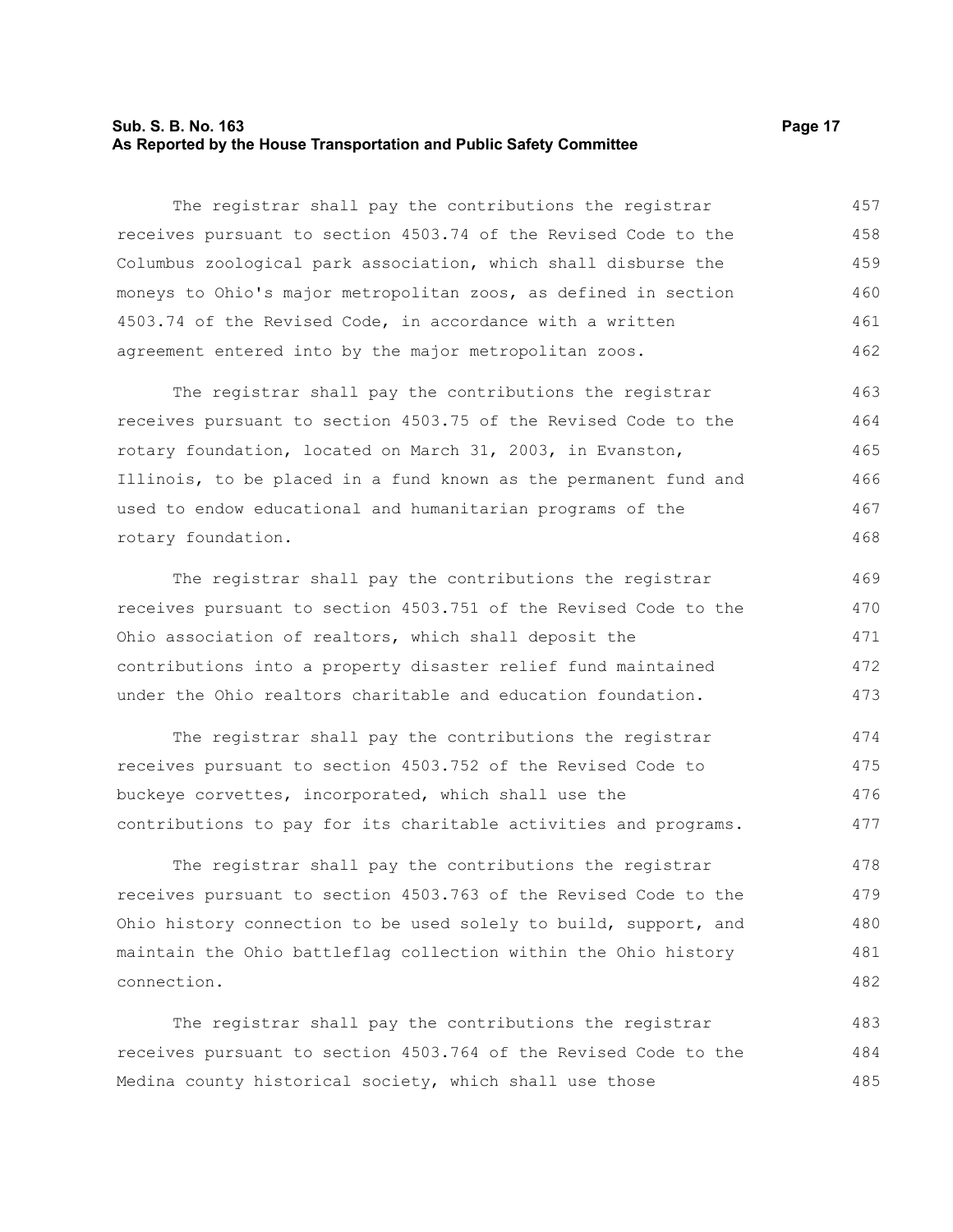The registrar shall pay the contributions the registrar receives pursuant to section 4503.74 of the Revised Code to the Columbus zoological park association, which shall disburse the moneys to Ohio's major metropolitan zoos, as defined in section 4503.74 of the Revised Code, in accordance with a written agreement entered into by the major metropolitan zoos.

The registrar shall pay the contributions the registrar receives pursuant to section 4503.75 of the Revised Code to the rotary foundation, located on March 31, 2003, in Evanston, Illinois, to be placed in a fund known as the permanent fund and used to endow educational and humanitarian programs of the rotary foundation.

The registrar shall pay the contributions the registrar receives pursuant to section 4503.751 of the Revised Code to the Ohio association of realtors, which shall deposit the contributions into a property disaster relief fund maintained under the Ohio realtors charitable and education foundation.

The registrar shall pay the contributions the registrar receives pursuant to section 4503.752 of the Revised Code to buckeye corvettes, incorporated, which shall use the contributions to pay for its charitable activities and programs.

The registrar shall pay the contributions the registrar receives pursuant to section 4503.763 of the Revised Code to the Ohio history connection to be used solely to build, support, and maintain the Ohio battleflag collection within the Ohio history connection.

The registrar shall pay the contributions the registrar receives pursuant to section 4503.764 of the Revised Code to the Medina county historical society, which shall use those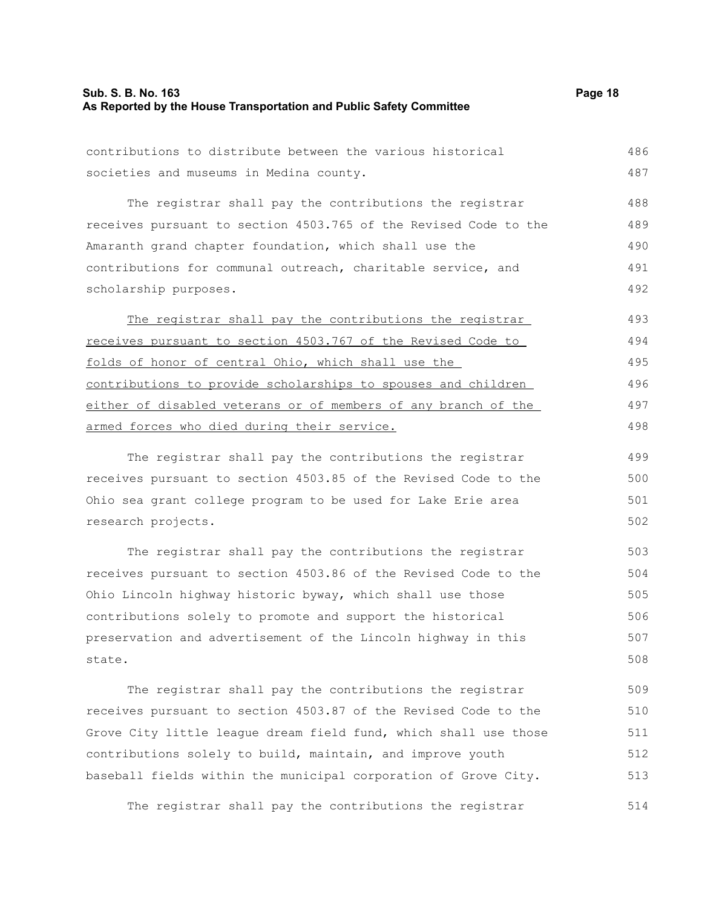contributions to distribute between the various historical societies and museums in Medina county.

The registrar shall pay the contributions the registrar receives pursuant to section 4503.765 of the Revised Code to the Amaranth grand chapter foundation, which shall use the contributions for communal outreach, charitable service, and scholarship purposes.

<u>The registrar shall pay the contributions the registrar receives pursuant to section 4503.767 of the Revised Code to folds of honor of central Ohio, which shall use the contributions to provide scholarships to spouses and children either of disabled veterans or of members of any branch of the armed forces who died during their service.</u>

The registrar shall pay the contributions the registrar receives pursuant to section 4503.85 of the Revised Code to the Ohio sea grant college program to be used for Lake Erie area research projects.

The registrar shall pay the contributions the registrar receives pursuant to section 4503.86 of the Revised Code to the Ohio Lincoln highway historic byway, which shall use those contributions solely to promote and support the historical preservation and advertisement of the Lincoln highway in this state.

The registrar shall pay the contributions the registrar receives pursuant to section 4503.87 of the Revised Code to the Grove City little league dream field fund, which shall use those contributions solely to build, maintain, and improve youth baseball fields within the municipal corporation of Grove City.

The registrar shall pay the contributions the registrar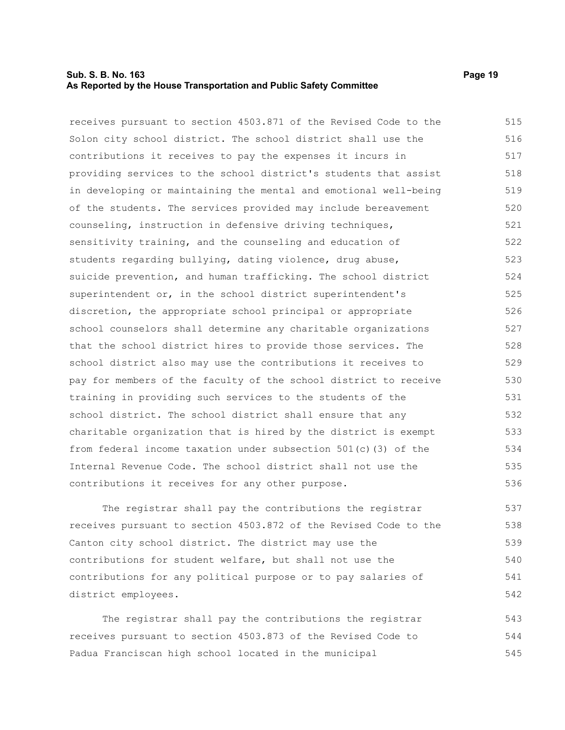receives pursuant to section 4503.871 of the Revised Code to the Solon city school district. The school district shall use the contributions it receives to pay the expenses it incurs in providing services to the school district's students that assist in developing or maintaining the mental and emotional well-being of the students. The services provided may include bereavement counseling, instruction in defensive driving techniques, sensitivity training, and the counseling and education of students regarding bullying, dating violence, drug abuse, suicide prevention, and human trafficking. The school district superintendent or, in the school district superintendent's discretion, the appropriate school principal or appropriate school counselors shall determine any charitable organizations that the school district hires to provide those services. The school district also may use the contributions it receives to pay for members of the faculty of the school district to receive training in providing such services to the students of the school district. The school district shall ensure that any charitable organization that is hired by the district is exempt from federal income taxation under subsection 501(c)(3) of the Internal Revenue Code. The school district shall not use the contributions it receives for any other purpose.

The registrar shall pay the contributions the registrar receives pursuant to section 4503.872 of the Revised Code to the Canton city school district. The district may use the contributions for student welfare, but shall not use the contributions for any political purpose or to pay salaries of district employees.

The registrar shall pay the contributions the registrar receives pursuant to section 4503.873 of the Revised Code to Padua Franciscan high school located in the municipal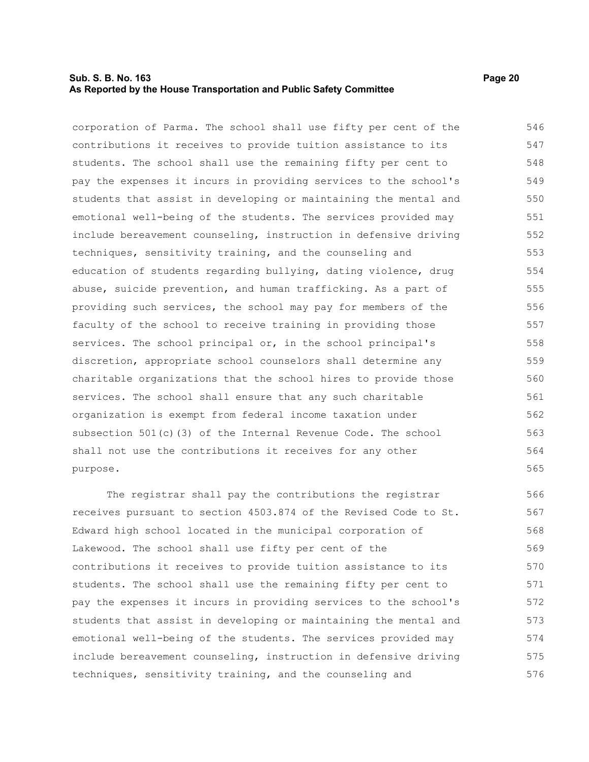corporation of Parma. The school shall use fifty per cent of the contributions it receives to provide tuition assistance to its students. The school shall use the remaining fifty per cent to pay the expenses it incurs in providing services to the school's students that assist in developing or maintaining the mental and emotional well-being of the students. The services provided may include bereavement counseling, instruction in defensive driving techniques, sensitivity training, and the counseling and education of students regarding bullying, dating violence, drug abuse, suicide prevention, and human trafficking. As a part of providing such services, the school may pay for members of the faculty of the school to receive training in providing those services. The school principal or, in the school principal's discretion, appropriate school counselors shall determine any charitable organizations that the school hires to provide those services. The school shall ensure that any such charitable organization is exempt from federal income taxation under subsection 501(c)(3) of the Internal Revenue Code. The school shall not use the contributions it receives for any other purpose.

The registrar shall pay the contributions the registrar receives pursuant to section 4503.874 of the Revised Code to St. Edward high school located in the municipal corporation of Lakewood. The school shall use fifty per cent of the contributions it receives to provide tuition assistance to its students. The school shall use the remaining fifty per cent to pay the expenses it incurs in providing services to the school's students that assist in developing or maintaining the mental and emotional well-being of the students. The services provided may include bereavement counseling, instruction in defensive driving techniques, sensitivity training, and the counseling and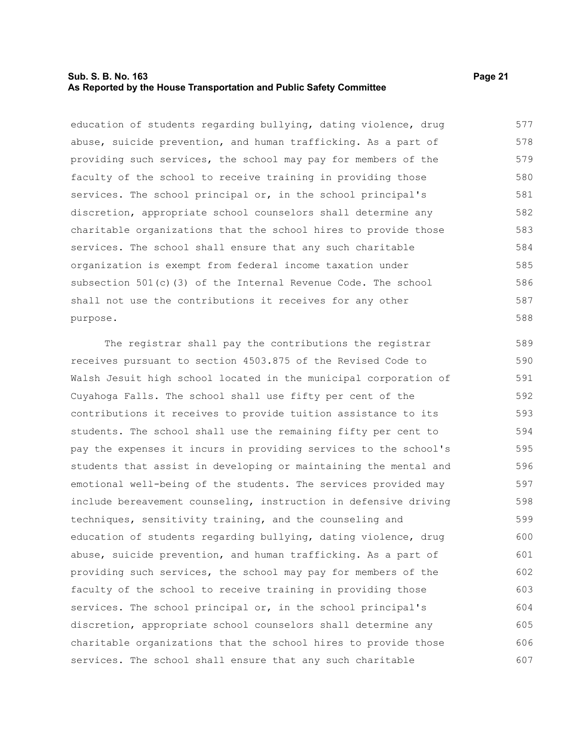education of students regarding bullying, dating violence, drug abuse, suicide prevention, and human trafficking. As a part of providing such services, the school may pay for members of the faculty of the school to receive training in providing those services. The school principal or, in the school principal's discretion, appropriate school counselors shall determine any charitable organizations that the school hires to provide those services. The school shall ensure that any such charitable organization is exempt from federal income taxation under subsection 501(c)(3) of the Internal Revenue Code. The school shall not use the contributions it receives for any other purpose.

The registrar shall pay the contributions the registrar receives pursuant to section 4503.875 of the Revised Code to Walsh Jesuit high school located in the municipal corporation of Cuyahoga Falls. The school shall use fifty per cent of the contributions it receives to provide tuition assistance to its students. The school shall use the remaining fifty per cent to pay the expenses it incurs in providing services to the school's students that assist in developing or maintaining the mental and emotional well-being of the students. The services provided may include bereavement counseling, instruction in defensive driving techniques, sensitivity training, and the counseling and education of students regarding bullying, dating violence, drug abuse, suicide prevention, and human trafficking. As a part of providing such services, the school may pay for members of the faculty of the school to receive training in providing those services. The school principal or, in the school principal's discretion, appropriate school counselors shall determine any charitable organizations that the school hires to provide those services. The school shall ensure that any such charitable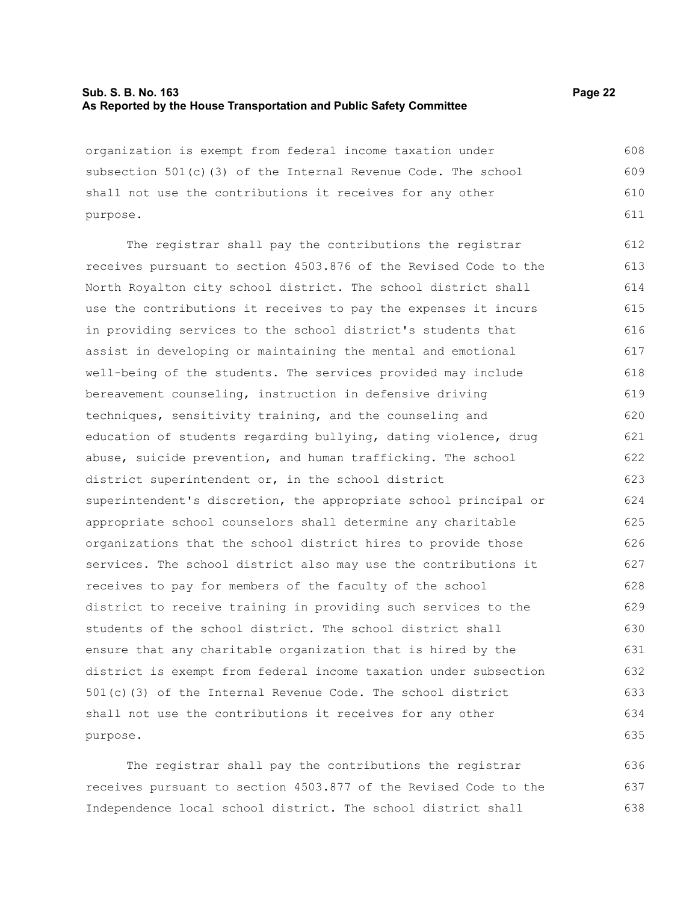organization is exempt from federal income taxation under subsection 501(c)(3) of the Internal Revenue Code. The school shall not use the contributions it receives for any other purpose.

The registrar shall pay the contributions the registrar receives pursuant to section 4503.876 of the Revised Code to the North Royalton city school district. The school district shall use the contributions it receives to pay the expenses it incurs in providing services to the school district's students that assist in developing or maintaining the mental and emotional well-being of the students. The services provided may include bereavement counseling, instruction in defensive driving techniques, sensitivity training, and the counseling and education of students regarding bullying, dating violence, drug abuse, suicide prevention, and human trafficking. The school district superintendent or, in the school district superintendent's discretion, the appropriate school principal or appropriate school counselors shall determine any charitable organizations that the school district hires to provide those services. The school district also may use the contributions it receives to pay for members of the faculty of the school district to receive training in providing such services to the students of the school district. The school district shall ensure that any charitable organization that is hired by the district is exempt from federal income taxation under subsection 501(c)(3) of the Internal Revenue Code. The school district shall not use the contributions it receives for any other purpose.

The registrar shall pay the contributions the registrar receives pursuant to section 4503.877 of the Revised Code to the Independence local school district. The school district shall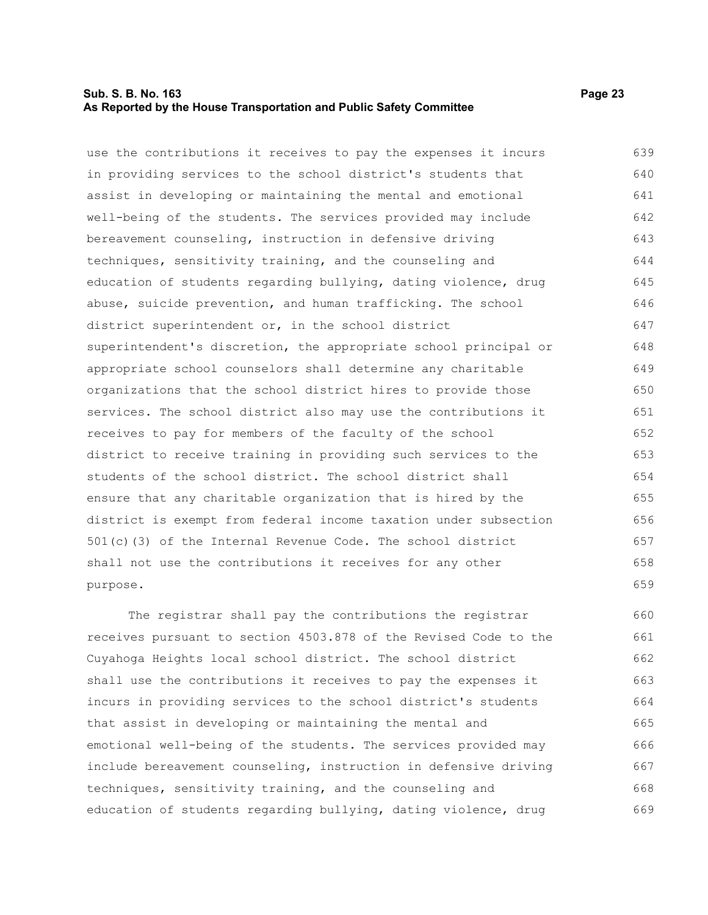use the contributions it receives to pay the expenses it incurs in providing services to the school district's students that assist in developing or maintaining the mental and emotional well-being of the students. The services provided may include bereavement counseling, instruction in defensive driving techniques, sensitivity training, and the counseling and education of students regarding bullying, dating violence, drug abuse, suicide prevention, and human trafficking. The school district superintendent or, in the school district superintendent's discretion, the appropriate school principal or appropriate school counselors shall determine any charitable organizations that the school district hires to provide those services. The school district also may use the contributions it receives to pay for members of the faculty of the school district to receive training in providing such services to the students of the school district. The school district shall ensure that any charitable organization that is hired by the district is exempt from federal income taxation under subsection 501(c)(3) of the Internal Revenue Code. The school district shall not use the contributions it receives for any other purpose.

The registrar shall pay the contributions the registrar receives pursuant to section 4503.878 of the Revised Code to the Cuyahoga Heights local school district. The school district shall use the contributions it receives to pay the expenses it incurs in providing services to the school district's students that assist in developing or maintaining the mental and emotional well-being of the students. The services provided may include bereavement counseling, instruction in defensive driving techniques, sensitivity training, and the counseling and education of students regarding bullying, dating violence, drug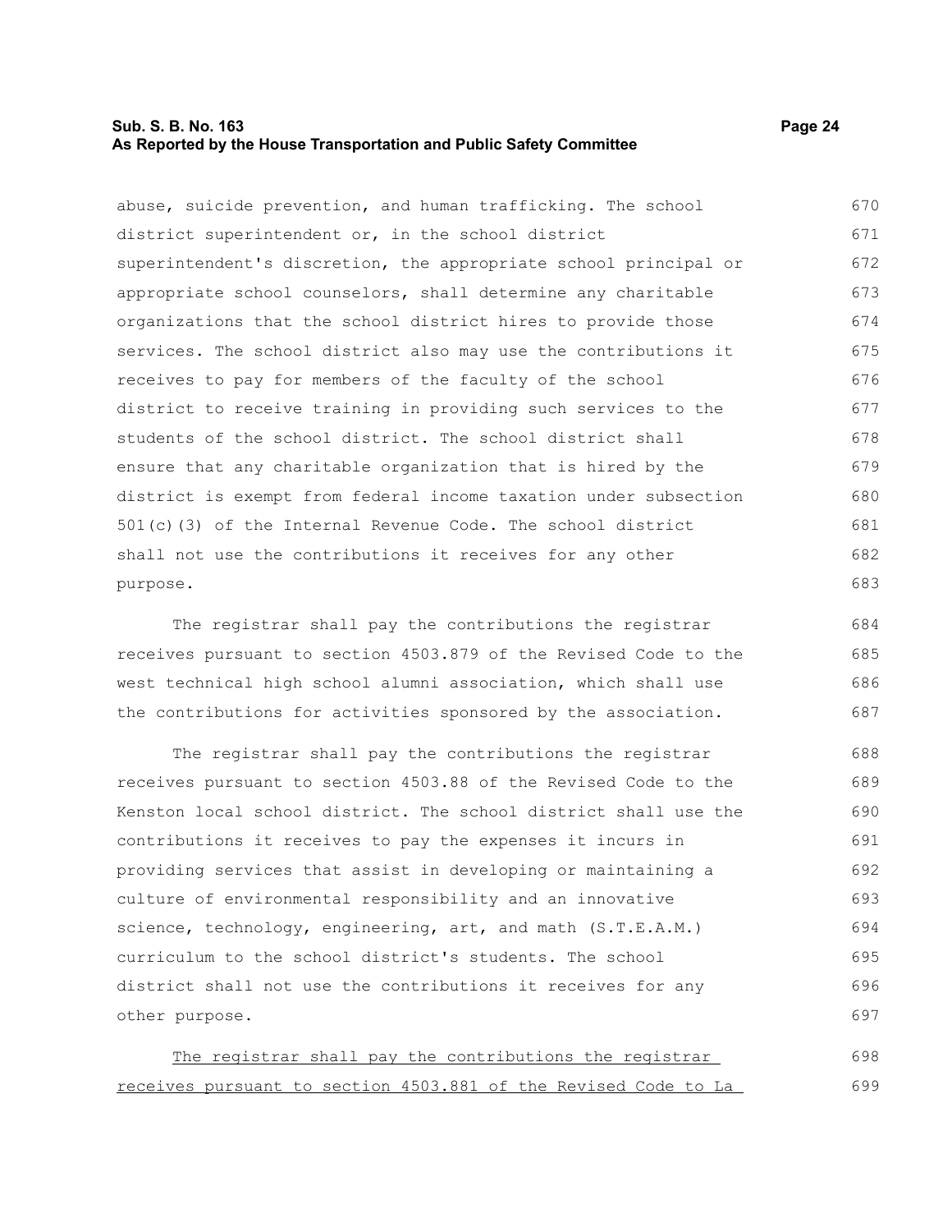abuse, suicide prevention, and human trafficking. The school district superintendent or, in the school district superintendent's discretion, the appropriate school principal or appropriate school counselors, shall determine any charitable organizations that the school district hires to provide those services. The school district also may use the contributions it receives to pay for members of the faculty of the school district to receive training in providing such services to the students of the school district. The school district shall ensure that any charitable organization that is hired by the district is exempt from federal income taxation under subsection 501(c)(3) of the Internal Revenue Code. The school district shall not use the contributions it receives for any other purpose.

The registrar shall pay the contributions the registrar receives pursuant to section 4503.879 of the Revised Code to the west technical high school alumni association, which shall use the contributions for activities sponsored by the association.

The registrar shall pay the contributions the registrar receives pursuant to section 4503.88 of the Revised Code to the Kenston local school district. The school district shall use the contributions it receives to pay the expenses it incurs in providing services that assist in developing or maintaining a culture of environmental responsibility and an innovative science, technology, engineering, art, and math (S.T.E.A.M.) curriculum to the school district's students. The school district shall not use the contributions it receives for any other purpose.

<u>The registrar shall pay the contributions the registrar receives pursuant to section 4503.881 of the Revised Code to La</u>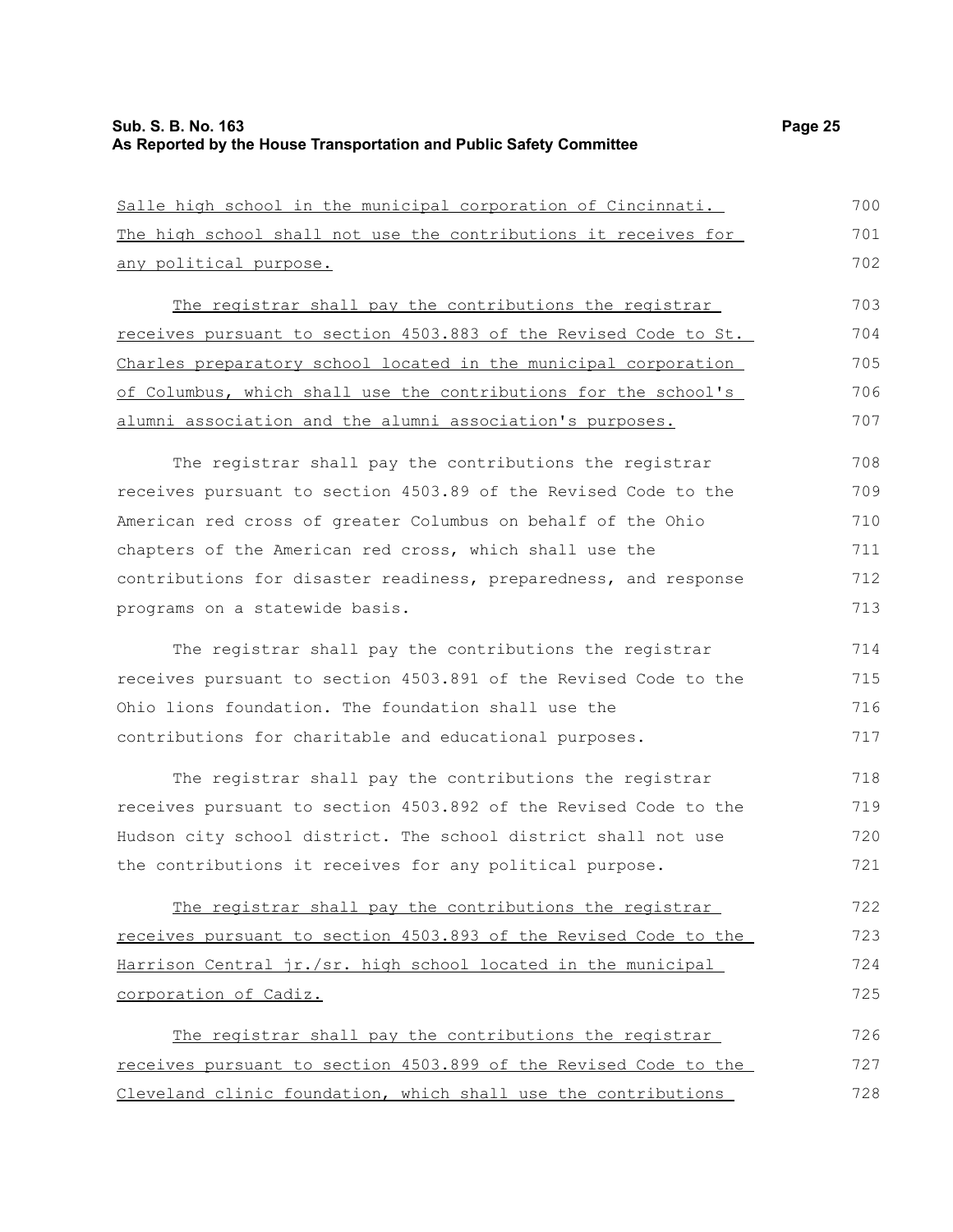Salle high school in the municipal corporation of Cincinnati. The high school shall not use the contributions it receives for any political purpose.

The registrar shall pay the contributions the registrar receives pursuant to section 4503.883 of the Revised Code to St. Charles preparatory school located in the municipal corporation of Columbus, which shall use the contributions for the school's alumni association and the alumni association's purposes.

The registrar shall pay the contributions the registrar receives pursuant to section 4503.89 of the Revised Code to the American red cross of greater Columbus on behalf of the Ohio chapters of the American red cross, which shall use the contributions for disaster readiness, preparedness, and response programs on a statewide basis.

The registrar shall pay the contributions the registrar receives pursuant to section 4503.891 of the Revised Code to the Ohio lions foundation. The foundation shall use the contributions for charitable and educational purposes.

The registrar shall pay the contributions the registrar receives pursuant to section 4503.892 of the Revised Code to the Hudson city school district. The school district shall not use the contributions it receives for any political purpose.

The registrar shall pay the contributions the registrar receives pursuant to section 4503.893 of the Revised Code to the Harrison Central jr./sr. high school located in the municipal corporation of Cadiz.

The registrar shall pay the contributions the registrar receives pursuant to section 4503.899 of the Revised Code to the Cleveland clinic foundation, which shall use the contributions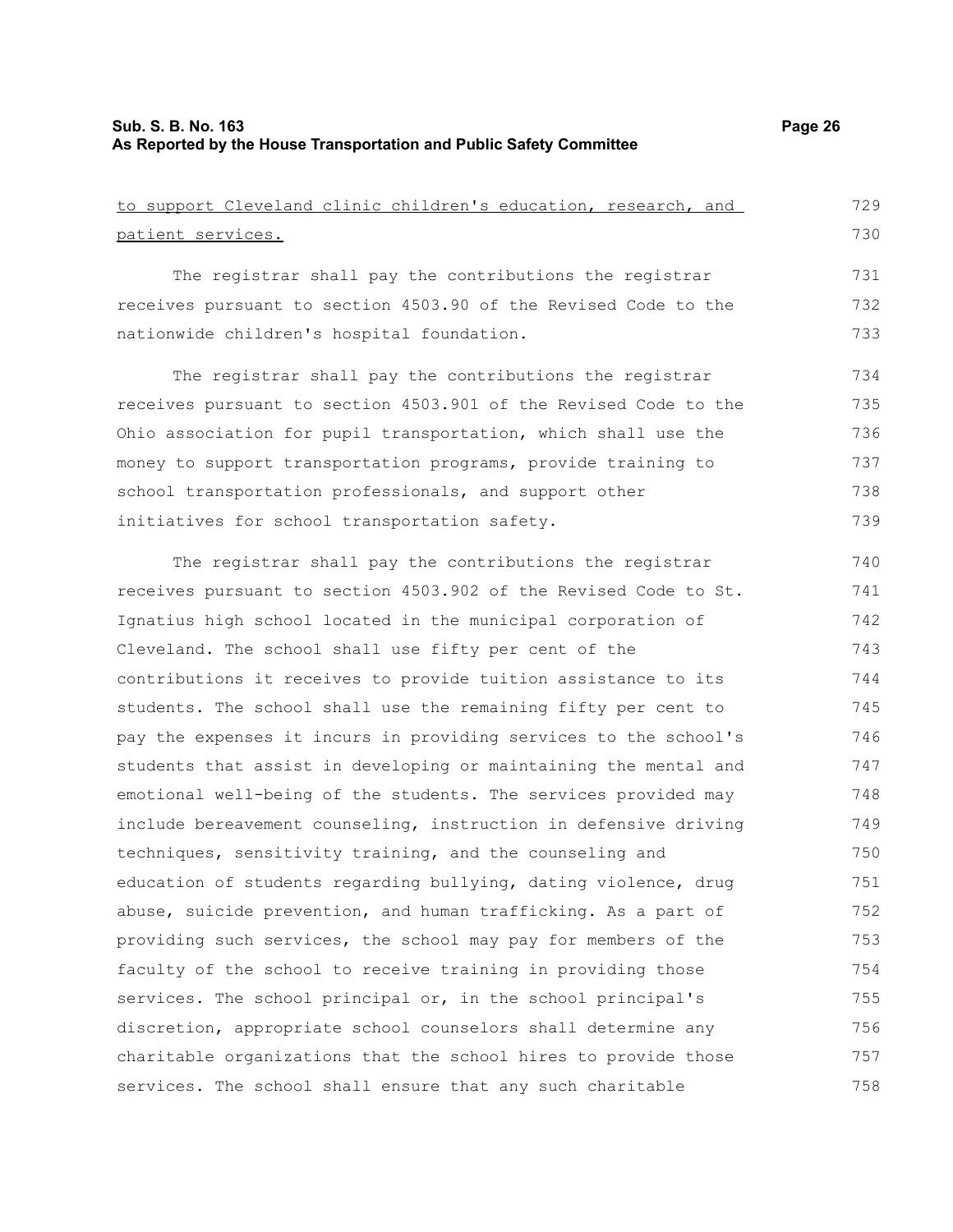to support Cleveland clinic children's education, research, and patient services.

The registrar shall pay the contributions the registrar receives pursuant to section 4503.90 of the Revised Code to the nationwide children's hospital foundation.

The registrar shall pay the contributions the registrar receives pursuant to section 4503.901 of the Revised Code to the Ohio association for pupil transportation, which shall use the money to support transportation programs, provide training to school transportation professionals, and support other initiatives for school transportation safety.

The registrar shall pay the contributions the registrar receives pursuant to section 4503.902 of the Revised Code to St. Ignatius high school located in the municipal corporation of Cleveland. The school shall use fifty per cent of the contributions it receives to provide tuition assistance to its students. The school shall use the remaining fifty per cent to pay the expenses it incurs in providing services to the school's students that assist in developing or maintaining the mental and emotional well-being of the students. The services provided may include bereavement counseling, instruction in defensive driving techniques, sensitivity training, and the counseling and education of students regarding bullying, dating violence, drug abuse, suicide prevention, and human trafficking. As a part of providing such services, the school may pay for members of the faculty of the school to receive training in providing those services. The school principal or, in the school principal's discretion, appropriate school counselors shall determine any charitable organizations that the school hires to provide those services. The school shall ensure that any such charitable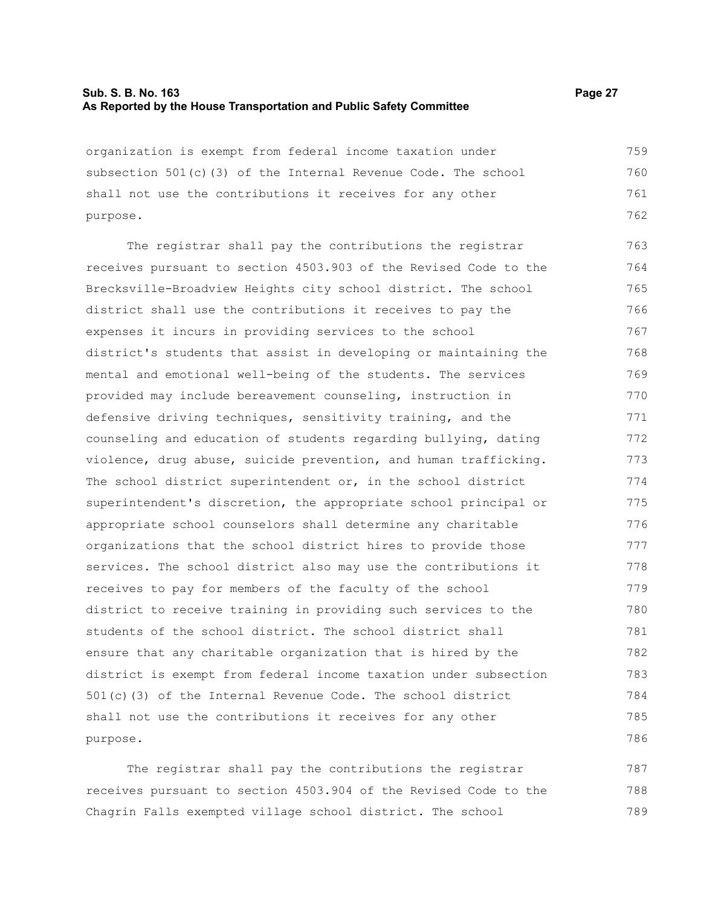organization is exempt from federal income taxation under subsection 501(c)(3) of the Internal Revenue Code. The school shall not use the contributions it receives for any other purpose.

The registrar shall pay the contributions the registrar receives pursuant to section 4503.903 of the Revised Code to the Brecksville-Broadview Heights city school district. The school district shall use the contributions it receives to pay the expenses it incurs in providing services to the school district's students that assist in developing or maintaining the mental and emotional well-being of the students. The services provided may include bereavement counseling, instruction in defensive driving techniques, sensitivity training, and the counseling and education of students regarding bullying, dating violence, drug abuse, suicide prevention, and human trafficking. The school district superintendent or, in the school district superintendent's discretion, the appropriate school principal or appropriate school counselors shall determine any charitable organizations that the school district hires to provide those services. The school district also may use the contributions it receives to pay for members of the faculty of the school district to receive training in providing such services to the students of the school district. The school district shall ensure that any charitable organization that is hired by the district is exempt from federal income taxation under subsection 501(c)(3) of the Internal Revenue Code. The school district shall not use the contributions it receives for any other purpose.

The registrar shall pay the contributions the registrar receives pursuant to section 4503.904 of the Revised Code to the Chagrin Falls exempted village school district. The school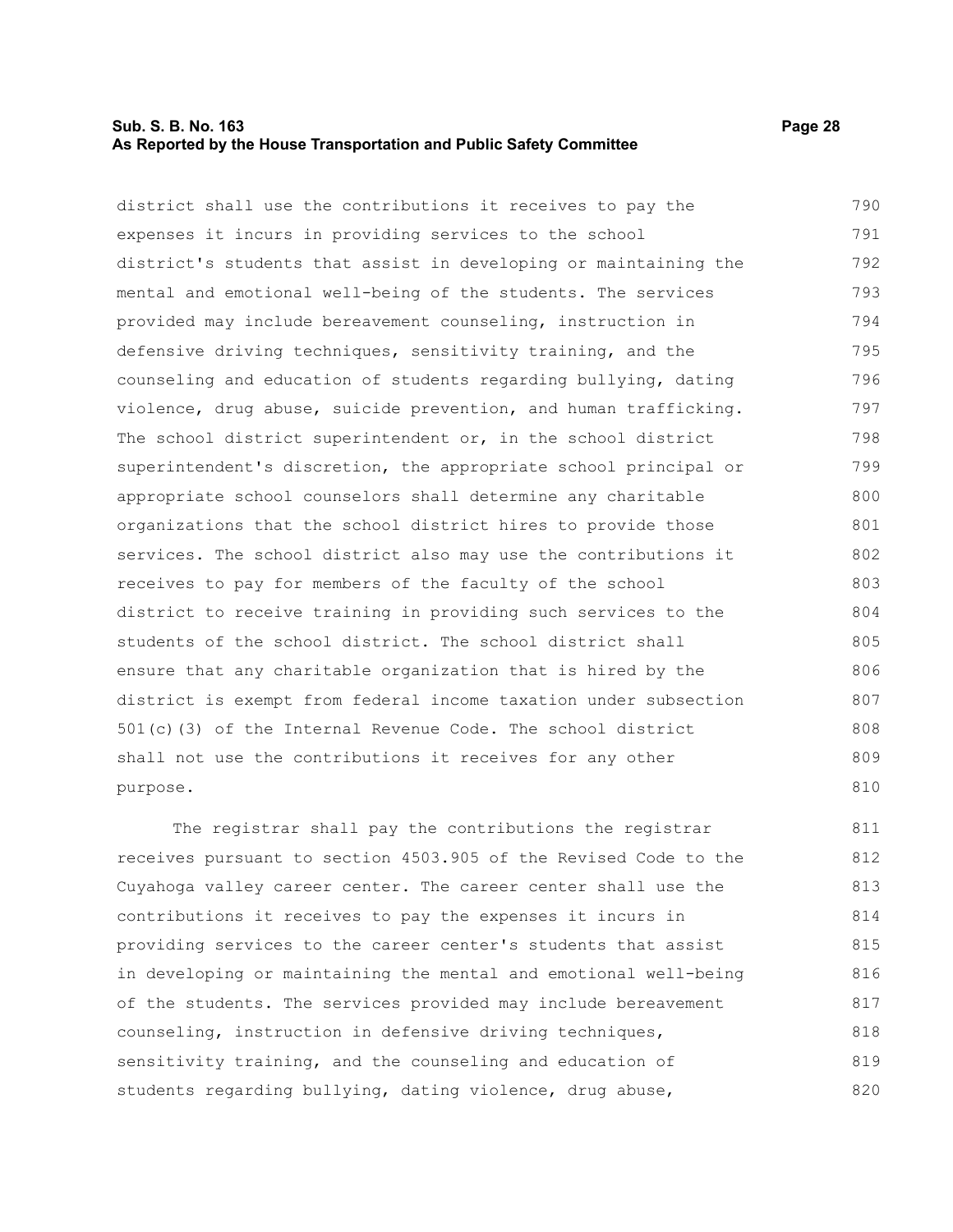district shall use the contributions it receives to pay the expenses it incurs in providing services to the school district's students that assist in developing or maintaining the mental and emotional well-being of the students. The services provided may include bereavement counseling, instruction in defensive driving techniques, sensitivity training, and the counseling and education of students regarding bullying, dating violence, drug abuse, suicide prevention, and human trafficking. The school district superintendent or, in the school district superintendent's discretion, the appropriate school principal or appropriate school counselors shall determine any charitable organizations that the school district hires to provide those services. The school district also may use the contributions it receives to pay for members of the faculty of the school district to receive training in providing such services to the students of the school district. The school district shall ensure that any charitable organization that is hired by the district is exempt from federal income taxation under subsection 501(c)(3) of the Internal Revenue Code. The school district shall not use the contributions it receives for any other purpose.

The registrar shall pay the contributions the registrar receives pursuant to section 4503.905 of the Revised Code to the Cuyahoga valley career center. The career center shall use the contributions it receives to pay the expenses it incurs in providing services to the career center's students that assist in developing or maintaining the mental and emotional well-being of the students. The services provided may include bereavement counseling, instruction in defensive driving techniques, sensitivity training, and the counseling and education of students regarding bullying, dating violence, drug abuse,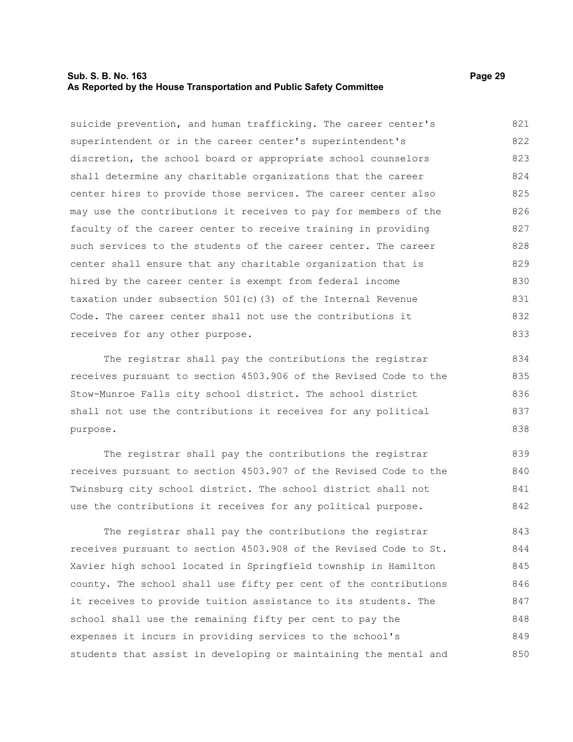suicide prevention, and human trafficking. The career center's superintendent or in the career center's superintendent's discretion, the school board or appropriate school counselors shall determine any charitable organizations that the career center hires to provide those services. The career center also may use the contributions it receives to pay for members of the faculty of the career center to receive training in providing such services to the students of the career center. The career center shall ensure that any charitable organization that is hired by the career center is exempt from federal income taxation under subsection 501(c)(3) of the Internal Revenue Code. The career center shall not use the contributions it receives for any other purpose.

The registrar shall pay the contributions the registrar receives pursuant to section 4503.906 of the Revised Code to the Stow-Munroe Falls city school district. The school district shall not use the contributions it receives for any political purpose.

The registrar shall pay the contributions the registrar receives pursuant to section 4503.907 of the Revised Code to the Twinsburg city school district. The school district shall not use the contributions it receives for any political purpose.

The registrar shall pay the contributions the registrar receives pursuant to section 4503.908 of the Revised Code to St. Xavier high school located in Springfield township in Hamilton county. The school shall use fifty per cent of the contributions it receives to provide tuition assistance to its students. The school shall use the remaining fifty per cent to pay the expenses it incurs in providing services to the school's students that assist in developing or maintaining the mental and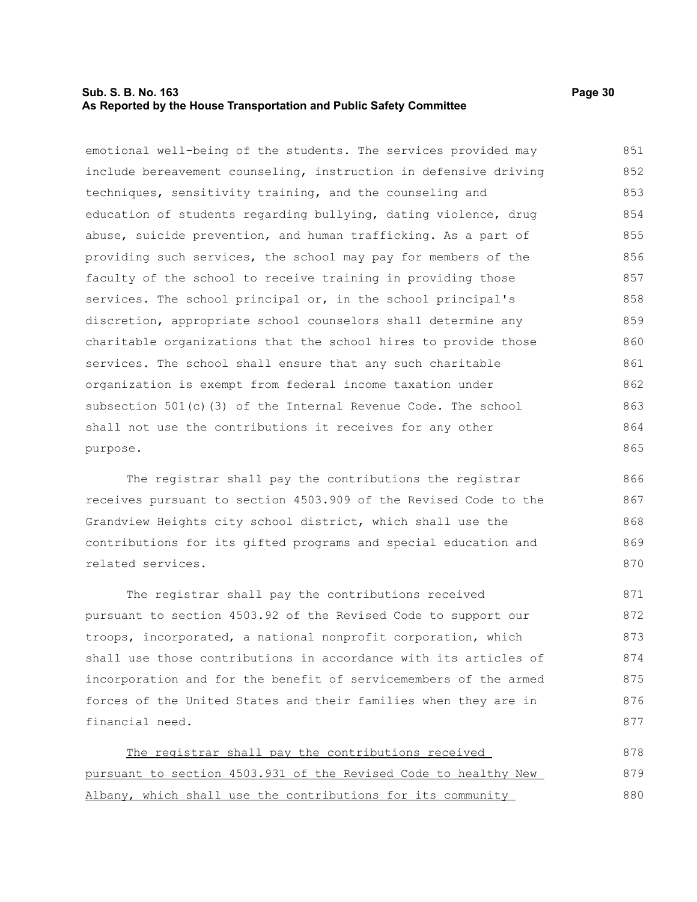emotional well-being of the students. The services provided may include bereavement counseling, instruction in defensive driving techniques, sensitivity training, and the counseling and education of students regarding bullying, dating violence, drug abuse, suicide prevention, and human trafficking. As a part of providing such services, the school may pay for members of the faculty of the school to receive training in providing those services. The school principal or, in the school principal's discretion, appropriate school counselors shall determine any charitable organizations that the school hires to provide those services. The school shall ensure that any such charitable organization is exempt from federal income taxation under subsection 501(c)(3) of the Internal Revenue Code. The school shall not use the contributions it receives for any other purpose.

The registrar shall pay the contributions the registrar receives pursuant to section 4503.909 of the Revised Code to the Grandview Heights city school district, which shall use the contributions for its gifted programs and special education and related services.

The registrar shall pay the contributions received pursuant to section 4503.92 of the Revised Code to support our troops, incorporated, a national nonprofit corporation, which shall use those contributions in accordance with its articles of incorporation and for the benefit of servicemembers of the armed forces of the United States and their families when they are in financial need.

<u>The registrar shall pay the contributions received pursuant to section 4503.931 of the Revised Code to healthy New Albany, which shall use the contributions for its community</u>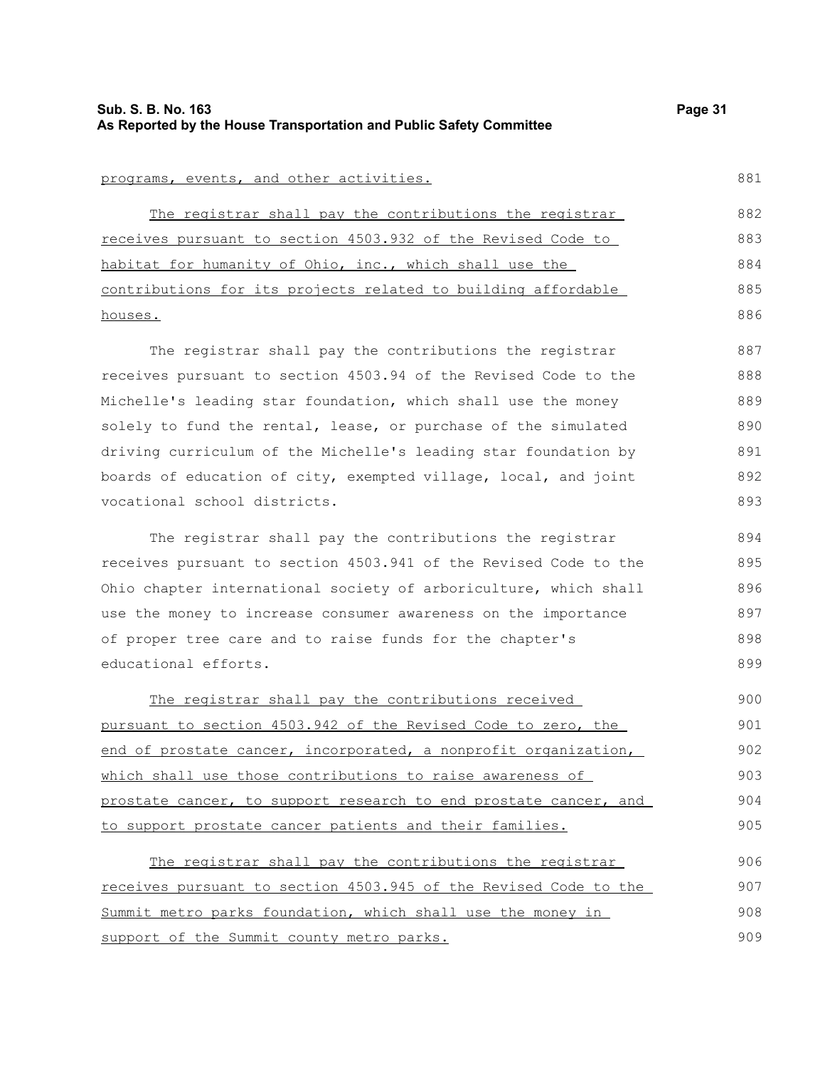programs, events, and other activities.

The registrar shall pay the contributions the registrar receives pursuant to section 4503.932 of the Revised Code to habitat for humanity of Ohio, inc., which shall use the contributions for its projects related to building affordable houses.

The registrar shall pay the contributions the registrar receives pursuant to section 4503.94 of the Revised Code to the Michelle's leading star foundation, which shall use the money solely to fund the rental, lease, or purchase of the simulated driving curriculum of the Michelle's leading star foundation by boards of education of city, exempted village, local, and joint vocational school districts.

The registrar shall pay the contributions the registrar receives pursuant to section 4503.941 of the Revised Code to the Ohio chapter international society of arboriculture, which shall use the money to increase consumer awareness on the importance of proper tree care and to raise funds for the chapter's educational efforts.

The registrar shall pay the contributions received pursuant to section 4503.942 of the Revised Code to zero, the end of prostate cancer, incorporated, a nonprofit organization, which shall use those contributions to raise awareness of prostate cancer, to support research to end prostate cancer, and to support prostate cancer patients and their families.

The registrar shall pay the contributions the registrar receives pursuant to section 4503.945 of the Revised Code to the Summit metro parks foundation, which shall use the money in support of the Summit county metro parks.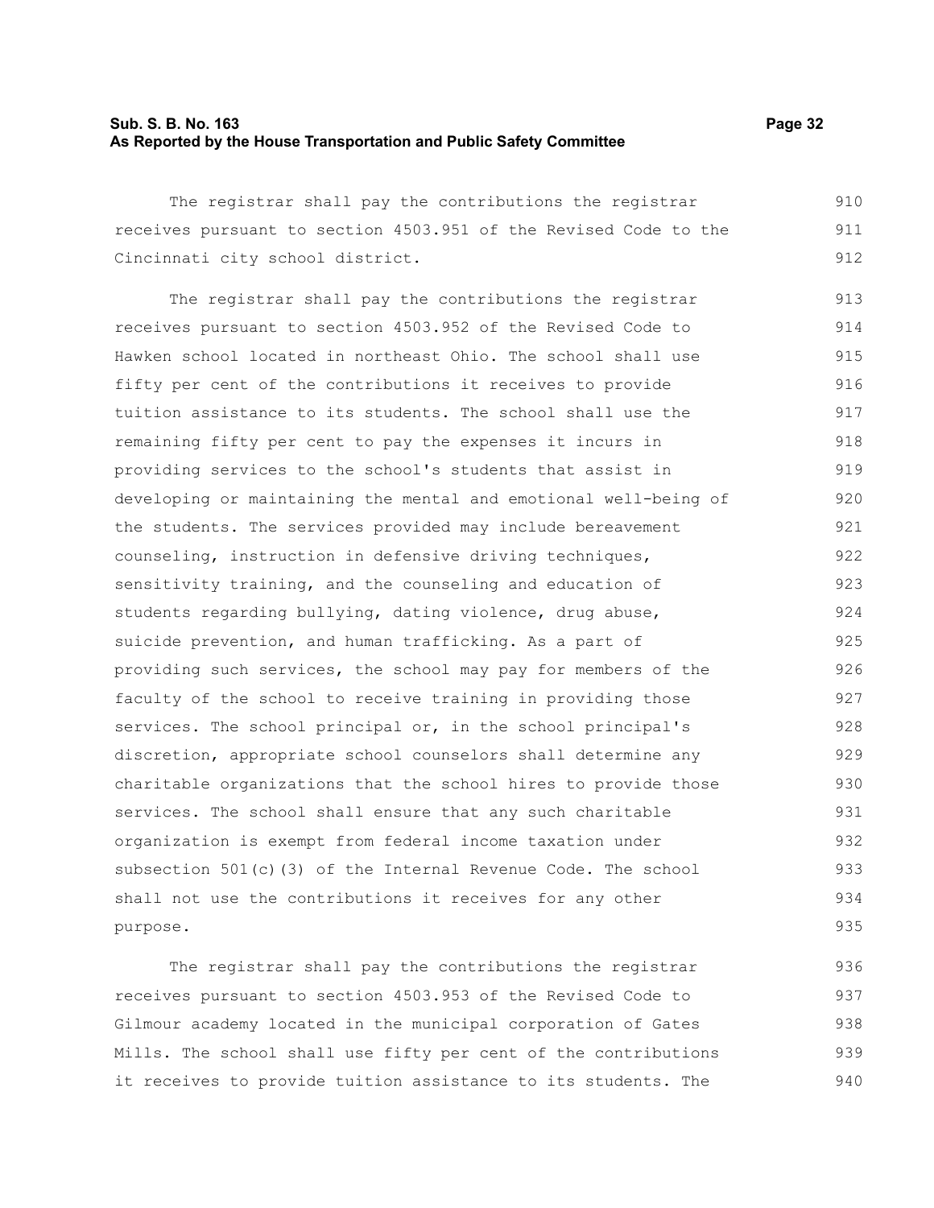The registrar shall pay the contributions the registrar receives pursuant to section 4503.951 of the Revised Code to the Cincinnati city school district.

The registrar shall pay the contributions the registrar receives pursuant to section 4503.952 of the Revised Code to Hawken school located in northeast Ohio. The school shall use fifty per cent of the contributions it receives to provide tuition assistance to its students. The school shall use the remaining fifty per cent to pay the expenses it incurs in providing services to the school's students that assist in developing or maintaining the mental and emotional well-being of the students. The services provided may include bereavement counseling, instruction in defensive driving techniques, sensitivity training, and the counseling and education of students regarding bullying, dating violence, drug abuse, suicide prevention, and human trafficking. As a part of providing such services, the school may pay for members of the faculty of the school to receive training in providing those services. The school principal or, in the school principal's discretion, appropriate school counselors shall determine any charitable organizations that the school hires to provide those services. The school shall ensure that any such charitable organization is exempt from federal income taxation under subsection 501(c)(3) of the Internal Revenue Code. The school shall not use the contributions it receives for any other purpose.

The registrar shall pay the contributions the registrar receives pursuant to section 4503.953 of the Revised Code to Gilmour academy located in the municipal corporation of Gates Mills. The school shall use fifty per cent of the contributions it receives to provide tuition assistance to its students. The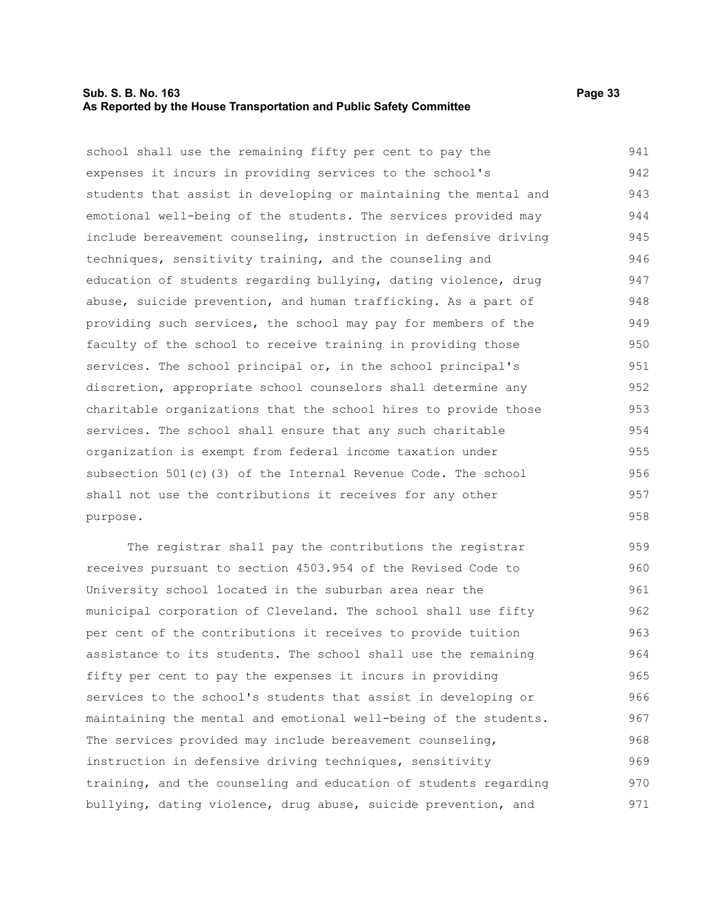school shall use the remaining fifty per cent to pay the expenses it incurs in providing services to the school's students that assist in developing or maintaining the mental and emotional well-being of the students. The services provided may include bereavement counseling, instruction in defensive driving techniques, sensitivity training, and the counseling and education of students regarding bullying, dating violence, drug abuse, suicide prevention, and human trafficking. As a part of providing such services, the school may pay for members of the faculty of the school to receive training in providing those services. The school principal or, in the school principal's discretion, appropriate school counselors shall determine any charitable organizations that the school hires to provide those services. The school shall ensure that any such charitable organization is exempt from federal income taxation under subsection 501(c)(3) of the Internal Revenue Code. The school shall not use the contributions it receives for any other purpose.

The registrar shall pay the contributions the registrar receives pursuant to section 4503.954 of the Revised Code to University school located in the suburban area near the municipal corporation of Cleveland. The school shall use fifty per cent of the contributions it receives to provide tuition assistance to its students. The school shall use the remaining fifty per cent to pay the expenses it incurs in providing services to the school's students that assist in developing or maintaining the mental and emotional well-being of the students. The services provided may include bereavement counseling, instruction in defensive driving techniques, sensitivity training, and the counseling and education of students regarding bullying, dating violence, drug abuse, suicide prevention, and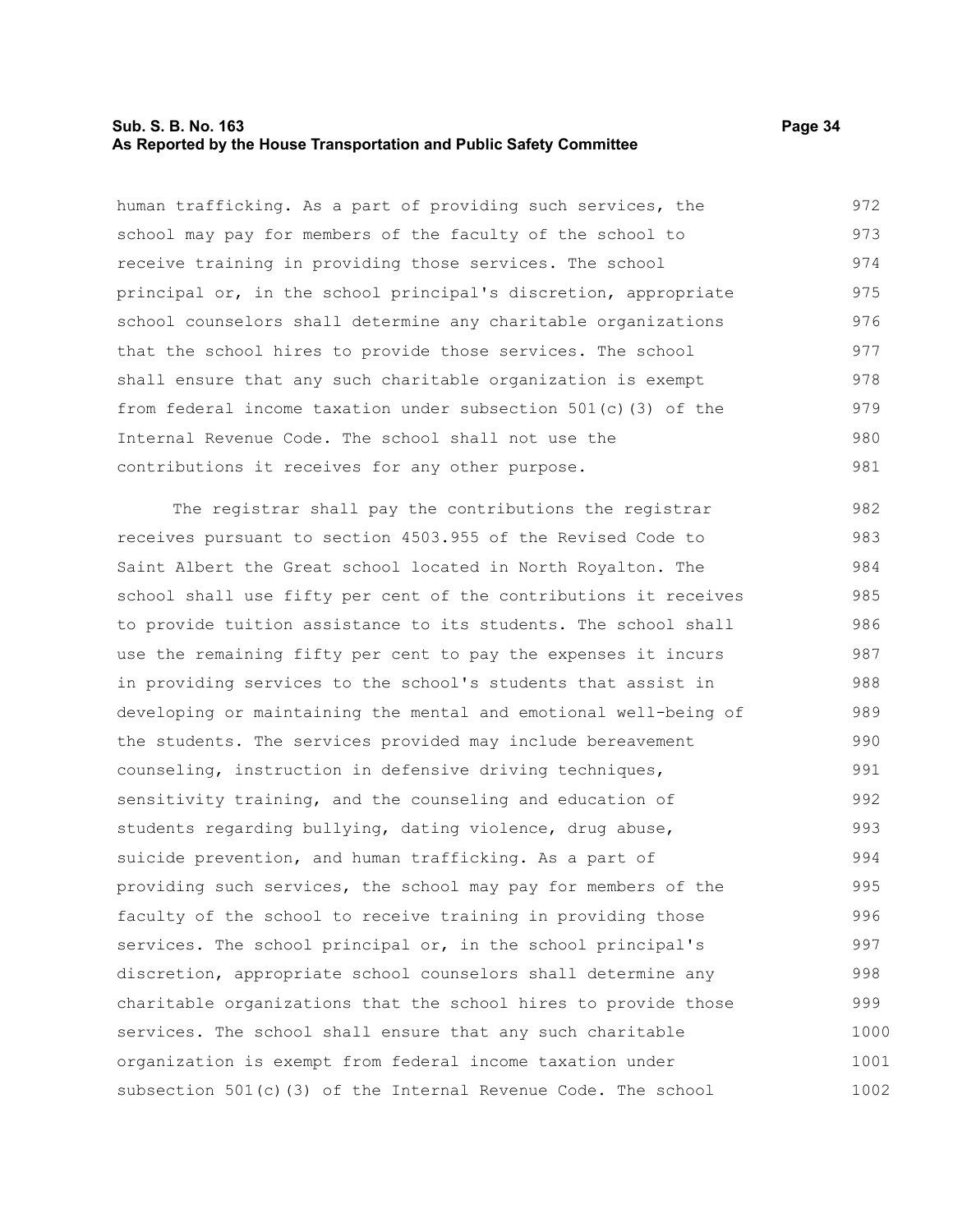human trafficking. As a part of providing such services, the school may pay for members of the faculty of the school to receive training in providing those services. The school principal or, in the school principal's discretion, appropriate school counselors shall determine any charitable organizations that the school hires to provide those services. The school shall ensure that any such charitable organization is exempt from federal income taxation under subsection 501(c)(3) of the Internal Revenue Code. The school shall not use the contributions it receives for any other purpose.

The registrar shall pay the contributions the registrar receives pursuant to section 4503.955 of the Revised Code to Saint Albert the Great school located in North Royalton. The school shall use fifty per cent of the contributions it receives to provide tuition assistance to its students. The school shall use the remaining fifty per cent to pay the expenses it incurs in providing services to the school's students that assist in developing or maintaining the mental and emotional well-being of the students. The services provided may include bereavement counseling, instruction in defensive driving techniques, sensitivity training, and the counseling and education of students regarding bullying, dating violence, drug abuse, suicide prevention, and human trafficking. As a part of providing such services, the school may pay for members of the faculty of the school to receive training in providing those services. The school principal or, in the school principal's discretion, appropriate school counselors shall determine any charitable organizations that the school hires to provide those services. The school shall ensure that any such charitable organization is exempt from federal income taxation under subsection 501(c)(3) of the Internal Revenue Code. The school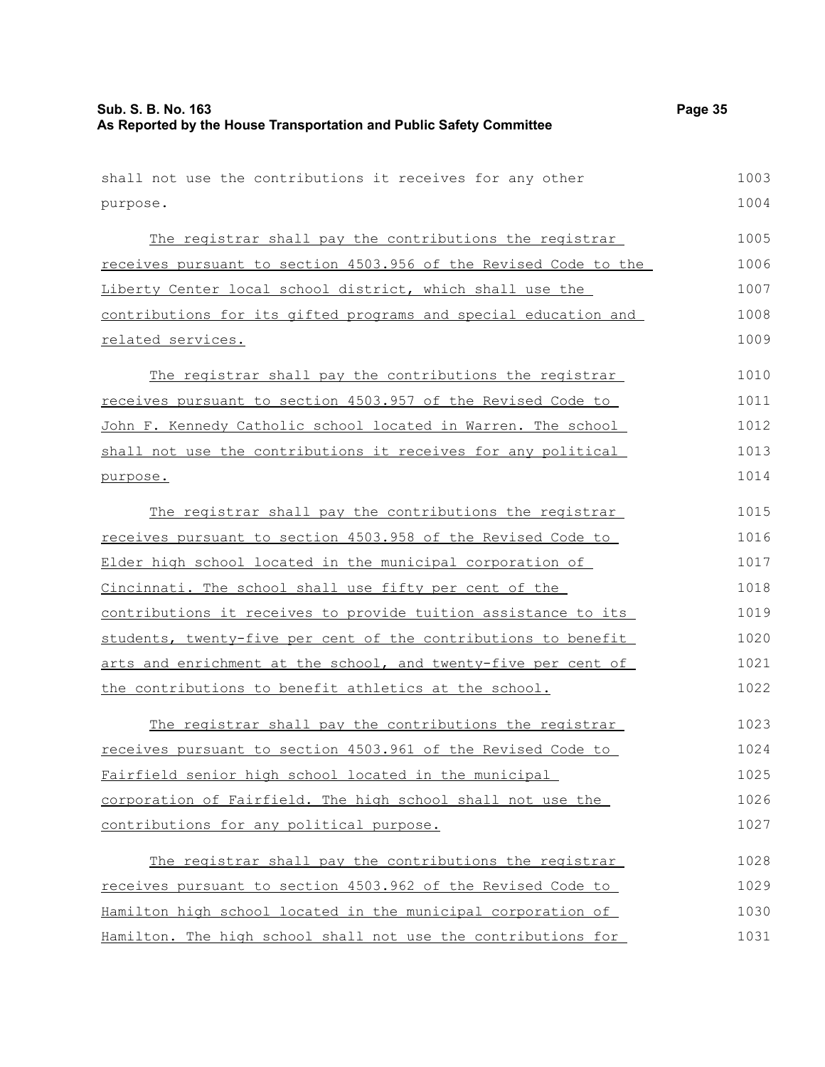shall not use the contributions it receives for any other purpose.

The registrar shall pay the contributions the registrar receives pursuant to section 4503.956 of the Revised Code to the Liberty Center local school district, which shall use the contributions for its gifted programs and special education and related services.

The registrar shall pay the contributions the registrar receives pursuant to section 4503.957 of the Revised Code to John F. Kennedy Catholic school located in Warren. The school shall not use the contributions it receives for any political purpose.

The registrar shall pay the contributions the registrar receives pursuant to section 4503.958 of the Revised Code to Elder high school located in the municipal corporation of Cincinnati. The school shall use fifty per cent of the contributions it receives to provide tuition assistance to its students, twenty-five per cent of the contributions to benefit arts and enrichment at the school, and twenty-five per cent of the contributions to benefit athletics at the school.

The registrar shall pay the contributions the registrar receives pursuant to section 4503.961 of the Revised Code to Fairfield senior high school located in the municipal corporation of Fairfield. The high school shall not use the contributions for any political purpose.

The registrar shall pay the contributions the registrar receives pursuant to section 4503.962 of the Revised Code to Hamilton high school located in the municipal corporation of Hamilton. The high school shall not use the contributions for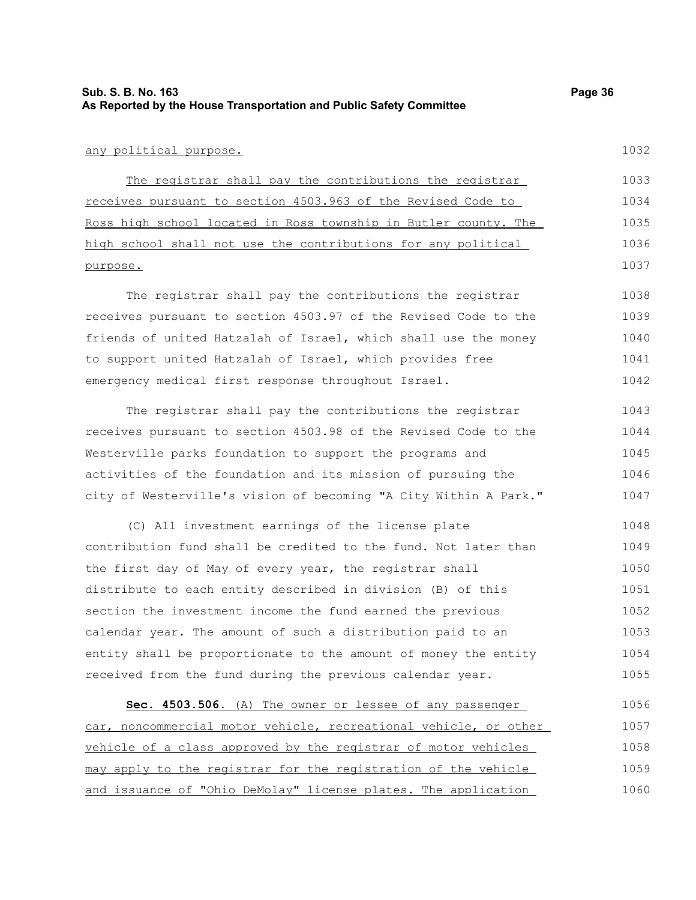any political purpose.

The registrar shall pay the contributions the registrar receives pursuant to section 4503.963 of the Revised Code to Ross high school located in Ross township in Butler county. The high school shall not use the contributions for any political purpose.

The registrar shall pay the contributions the registrar receives pursuant to section 4503.97 of the Revised Code to the friends of united Hatzalah of Israel, which shall use the money to support united Hatzalah of Israel, which provides free emergency medical first response throughout Israel.

The registrar shall pay the contributions the registrar receives pursuant to section 4503.98 of the Revised Code to the Westerville parks foundation to support the programs and activities of the foundation and its mission of pursuing the city of Westerville's vision of becoming "A City Within A Park."

(C) All investment earnings of the license plate contribution fund shall be credited to the fund. Not later than the first day of May of every year, the registrar shall distribute to each entity described in division (B) of this section the investment income the fund earned the previous calendar year. The amount of such a distribution paid to an entity shall be proportionate to the amount of money the entity received from the fund during the previous calendar year.

**Sec. 4503.506.** (A) The owner or lessee of any passenger car, noncommercial motor vehicle, recreational vehicle, or other vehicle of a class approved by the registrar of motor vehicles may apply to the registrar for the registration of the vehicle and issuance of "Ohio DeMolay" license plates. The application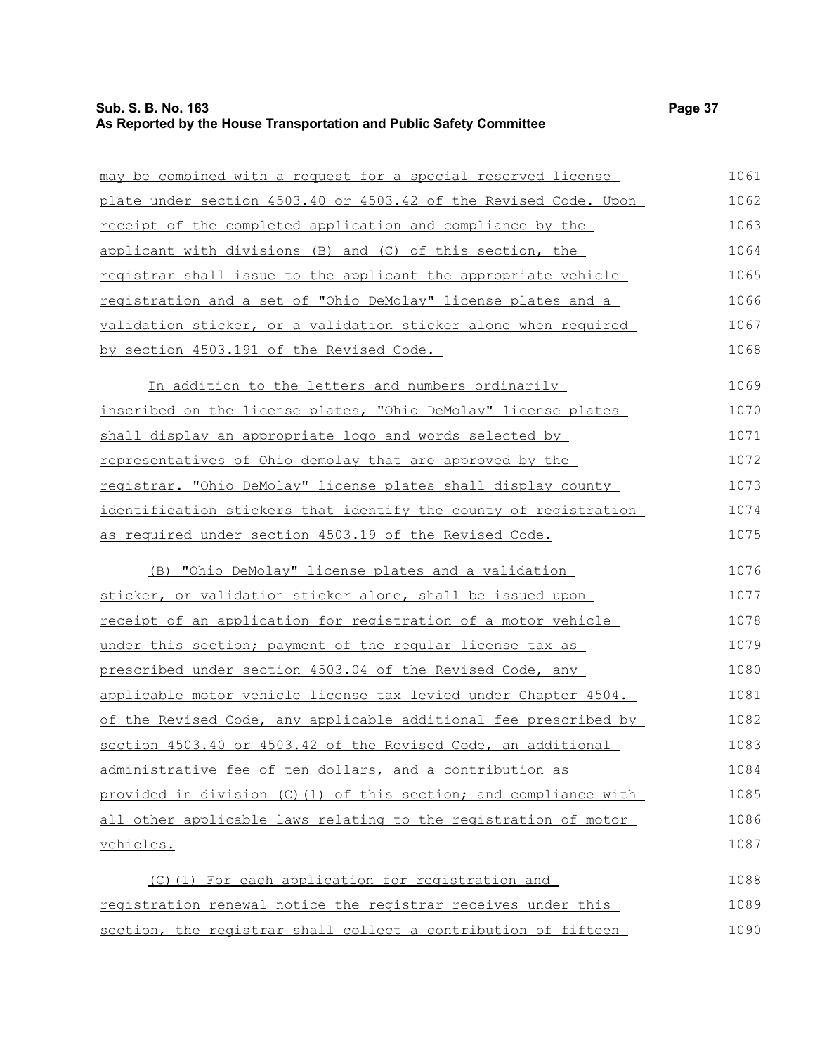may be combined with a request for a special reserved license plate under section 4503.40 or 4503.42 of the Revised Code. Upon receipt of the completed application and compliance by the applicant with divisions (B) and (C) of this section, the registrar shall issue to the applicant the appropriate vehicle registration and a set of "Ohio DeMolay" license plates and a validation sticker, or a validation sticker alone when required by section 4503.191 of the Revised Code.

In addition to the letters and numbers ordinarily inscribed on the license plates, "Ohio DeMolay" license plates shall display an appropriate logo and words selected by representatives of Ohio demolay that are approved by the registrar. "Ohio DeMolay" license plates shall display county identification stickers that identify the county of registration as required under section 4503.19 of the Revised Code.

(B) "Ohio DeMolay" license plates and a validation sticker, or validation sticker alone, shall be issued upon receipt of an application for registration of a motor vehicle under this section; payment of the regular license tax as prescribed under section 4503.04 of the Revised Code, any applicable motor vehicle license tax levied under Chapter 4504. of the Revised Code, any applicable additional fee prescribed by section 4503.40 or 4503.42 of the Revised Code, an additional administrative fee of ten dollars, and a contribution as provided in division (C)(1) of this section; and compliance with all other applicable laws relating to the registration of motor vehicles.

(C)(1) For each application for registration and registration renewal notice the registrar receives under this section, the registrar shall collect a contribution of fifteen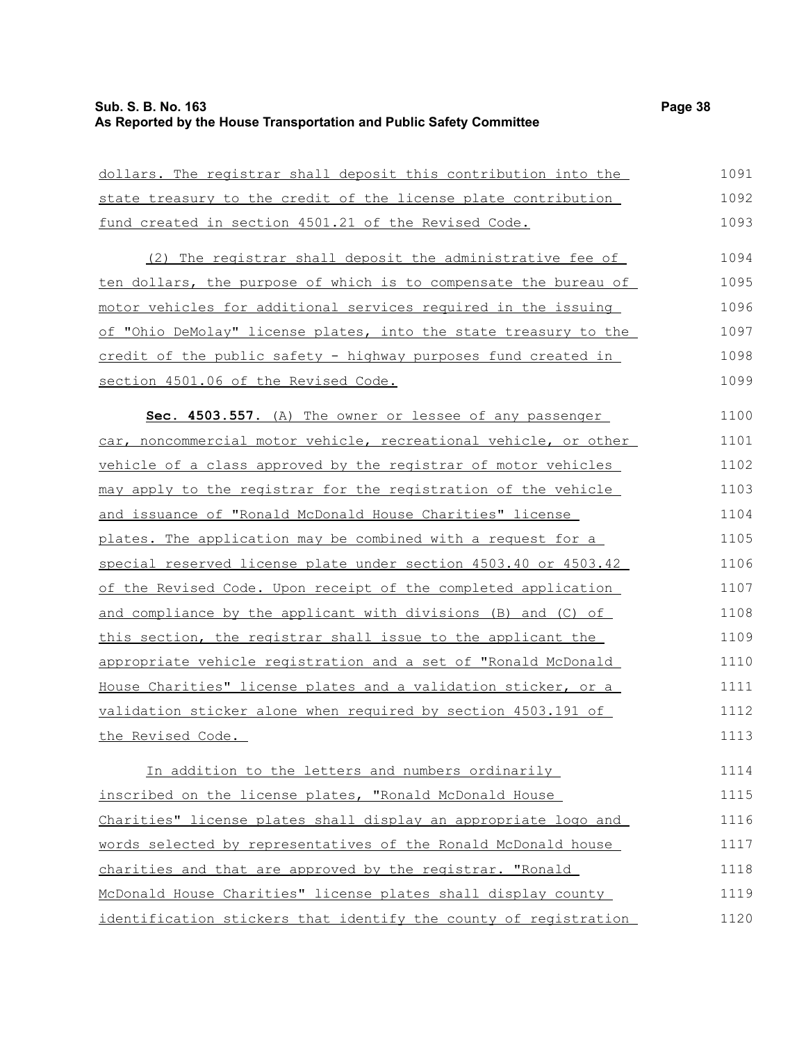dollars. The registrar shall deposit this contribution into the state treasury to the credit of the license plate contribution fund created in section 4501.21 of the Revised Code.

(2) The registrar shall deposit the administrative fee of ten dollars, the purpose of which is to compensate the bureau of motor vehicles for additional services required in the issuing of "Ohio DeMolay" license plates, into the state treasury to the credit of the public safety - highway purposes fund created in section 4501.06 of the Revised Code.

**Sec. 4503.557.** (A) The owner or lessee of any passenger car, noncommercial motor vehicle, recreational vehicle, or other vehicle of a class approved by the registrar of motor vehicles may apply to the registrar for the registration of the vehicle and issuance of "Ronald McDonald House Charities" license plates. The application may be combined with a request for a special reserved license plate under section 4503.40 or 4503.42 of the Revised Code. Upon receipt of the completed application and compliance by the applicant with divisions (B) and (C) of this section, the registrar shall issue to the applicant the appropriate vehicle registration and a set of "Ronald McDonald House Charities" license plates and a validation sticker, or a validation sticker alone when required by section 4503.191 of the Revised Code.

In addition to the letters and numbers ordinarily inscribed on the license plates, "Ronald McDonald House Charities" license plates shall display an appropriate logo and words selected by representatives of the Ronald McDonald house charities and that are approved by the registrar. "Ronald McDonald House Charities" license plates shall display county identification stickers that identify the county of registration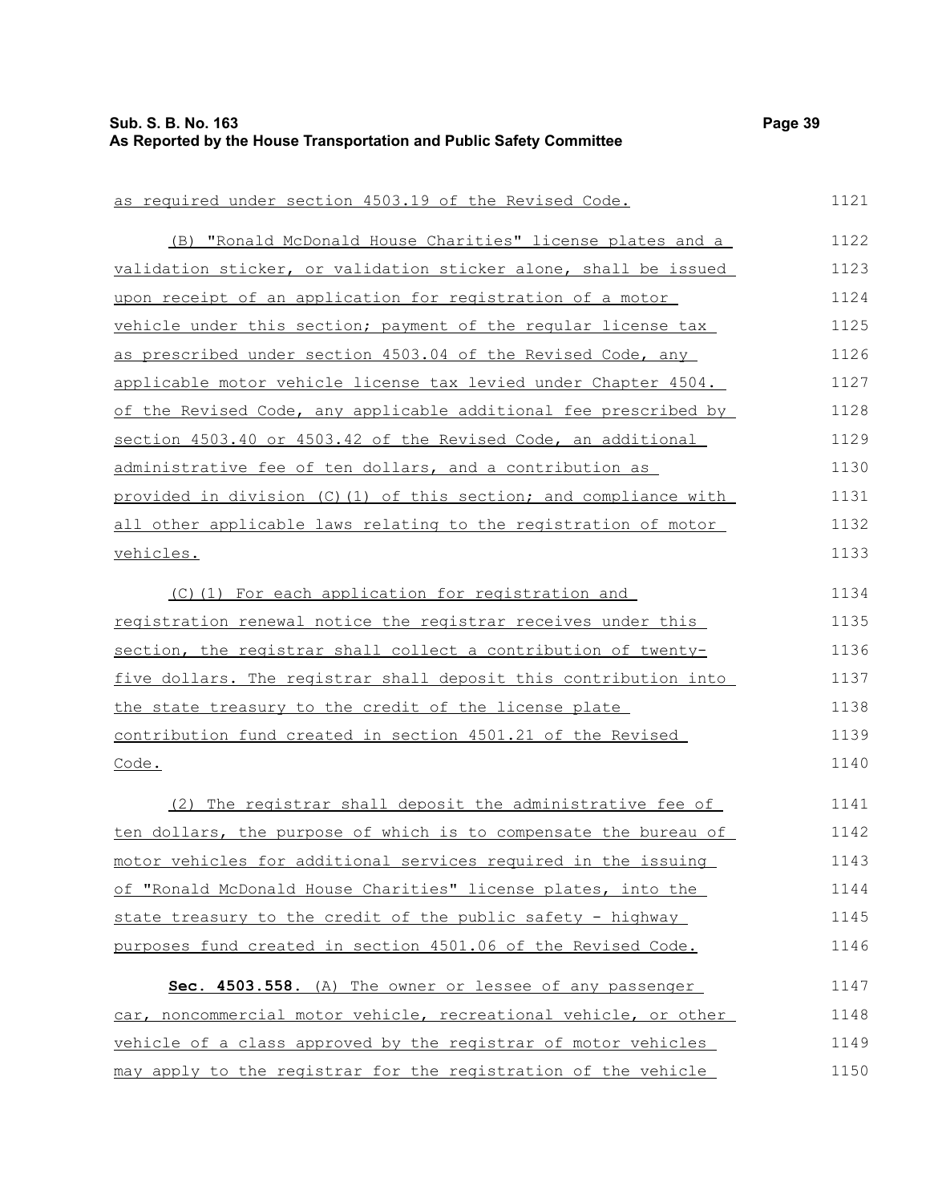as required under section 4503.19 of the Revised Code.

(B) "Ronald McDonald House Charities" license plates and a validation sticker, or validation sticker alone, shall be issued upon receipt of an application for registration of a motor vehicle under this section; payment of the regular license tax as prescribed under section 4503.04 of the Revised Code, any applicable motor vehicle license tax levied under Chapter 4504. of the Revised Code, any applicable additional fee prescribed by section 4503.40 or 4503.42 of the Revised Code, an additional administrative fee of ten dollars, and a contribution as provided in division (C)(1) of this section; and compliance with all other applicable laws relating to the registration of motor vehicles.

(C)(1) For each application for registration and registration renewal notice the registrar receives under this section, the registrar shall collect a contribution of twenty-five dollars. The registrar shall deposit this contribution into the state treasury to the credit of the license plate contribution fund created in section 4501.21 of the Revised Code.

(2) The registrar shall deposit the administrative fee of ten dollars, the purpose of which is to compensate the bureau of motor vehicles for additional services required in the issuing of "Ronald McDonald House Charities" license plates, into the state treasury to the credit of the public safety - highway purposes fund created in section 4501.06 of the Revised Code.

**Sec. 4503.558.** (A) The owner or lessee of any passenger car, noncommercial motor vehicle, recreational vehicle, or other vehicle of a class approved by the registrar of motor vehicles may apply to the registrar for the registration of the vehicle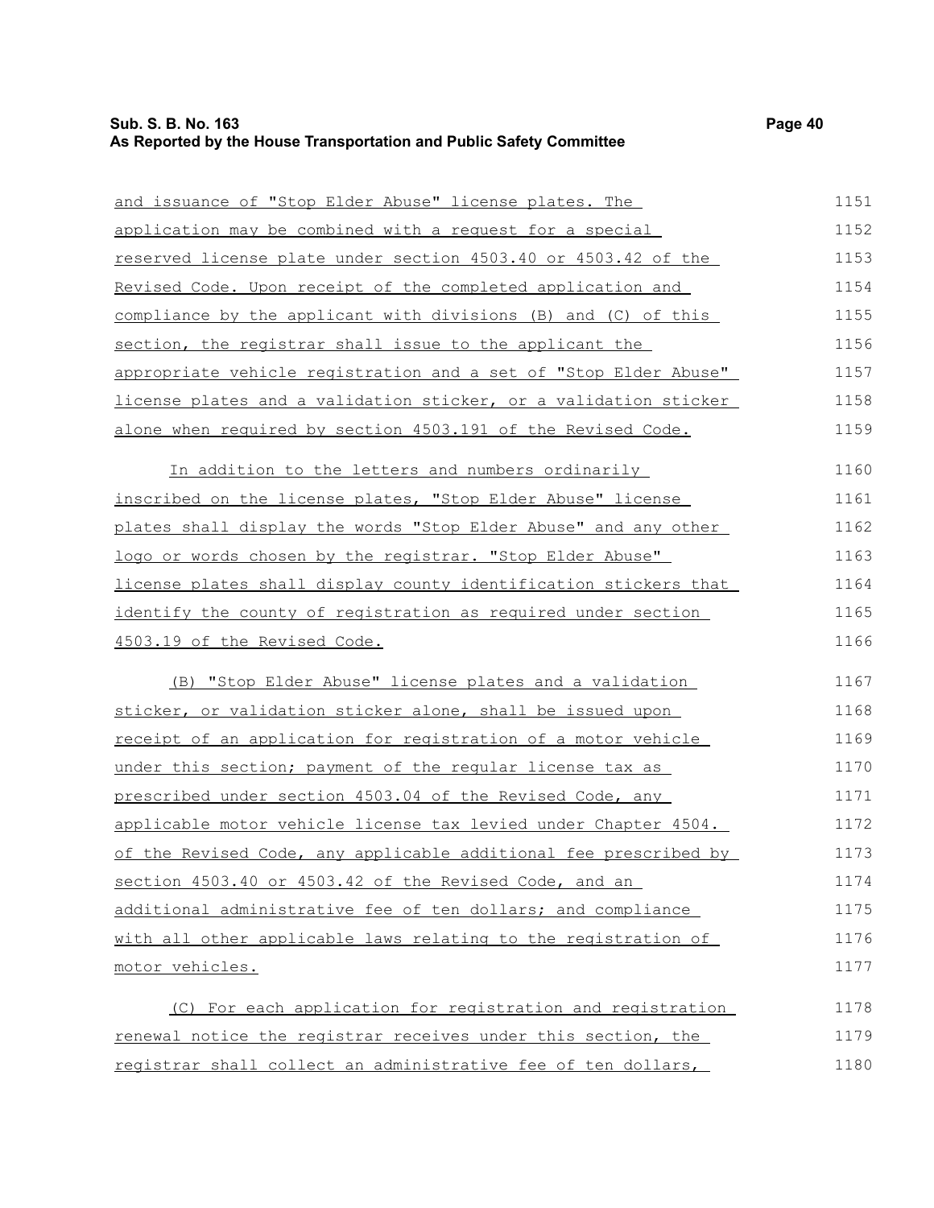and issuance of "Stop Elder Abuse" license plates. The application may be combined with a request for a special reserved license plate under section 4503.40 or 4503.42 of the Revised Code. Upon receipt of the completed application and compliance by the applicant with divisions (B) and (C) of this section, the registrar shall issue to the applicant the appropriate vehicle registration and a set of "Stop Elder Abuse" license plates and a validation sticker, or a validation sticker alone when required by section 4503.191 of the Revised Code.

In addition to the letters and numbers ordinarily inscribed on the license plates, "Stop Elder Abuse" license plates shall display the words "Stop Elder Abuse" and any other logo or words chosen by the registrar. "Stop Elder Abuse" license plates shall display county identification stickers that identify the county of registration as required under section 4503.19 of the Revised Code.

(B) "Stop Elder Abuse" license plates and a validation sticker, or validation sticker alone, shall be issued upon receipt of an application for registration of a motor vehicle under this section; payment of the regular license tax as prescribed under section 4503.04 of the Revised Code, any applicable motor vehicle license tax levied under Chapter 4504. of the Revised Code, any applicable additional fee prescribed by section 4503.40 or 4503.42 of the Revised Code, and an additional administrative fee of ten dollars; and compliance with all other applicable laws relating to the registration of motor vehicles.

(C) For each application for registration and registration renewal notice the registrar receives under this section, the registrar shall collect an administrative fee of ten dollars,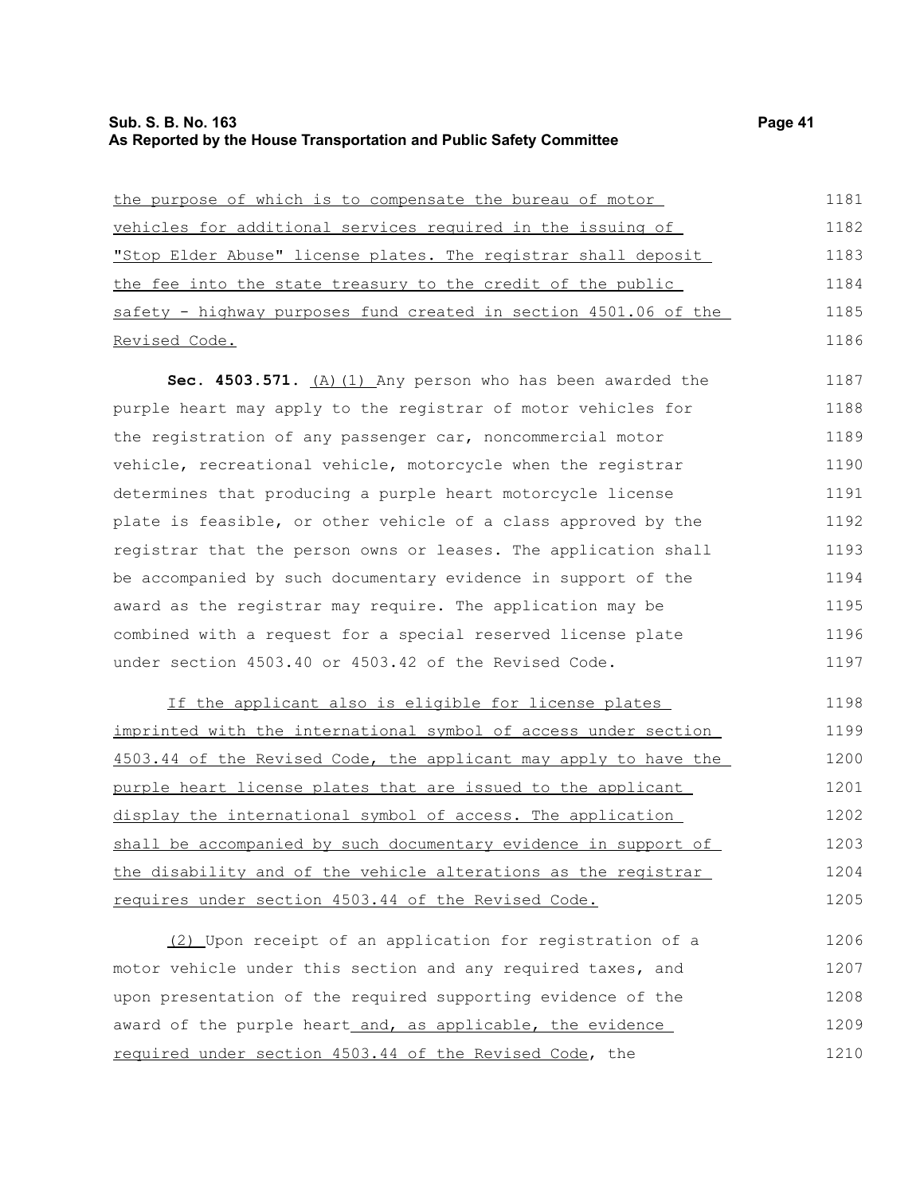the purpose of which is to compensate the bureau of motor vehicles for additional services required in the issuing of "Stop Elder Abuse" license plates. The registrar shall deposit the fee into the state treasury to the credit of the public safety - highway purposes fund created in section 4501.06 of the Revised Code.

**Sec. 4503.571.** (A)(1) Any person who has been awarded the purple heart may apply to the registrar of motor vehicles for the registration of any passenger car, noncommercial motor vehicle, recreational vehicle, motorcycle when the registrar determines that producing a purple heart motorcycle license plate is feasible, or other vehicle of a class approved by the registrar that the person owns or leases. The application shall be accompanied by such documentary evidence in support of the award as the registrar may require. The application may be combined with a request for a special reserved license plate under section 4503.40 or 4503.42 of the Revised Code.

If the applicant also is eligible for license plates imprinted with the international symbol of access under section 4503.44 of the Revised Code, the applicant may apply to have the purple heart license plates that are issued to the applicant display the international symbol of access. The application shall be accompanied by such documentary evidence in support of the disability and of the vehicle alterations as the registrar requires under section 4503.44 of the Revised Code.

(2) Upon receipt of an application for registration of a motor vehicle under this section and any required taxes, and upon presentation of the required supporting evidence of the award of the purple heart and, as applicable, the evidence required under section 4503.44 of the Revised Code, the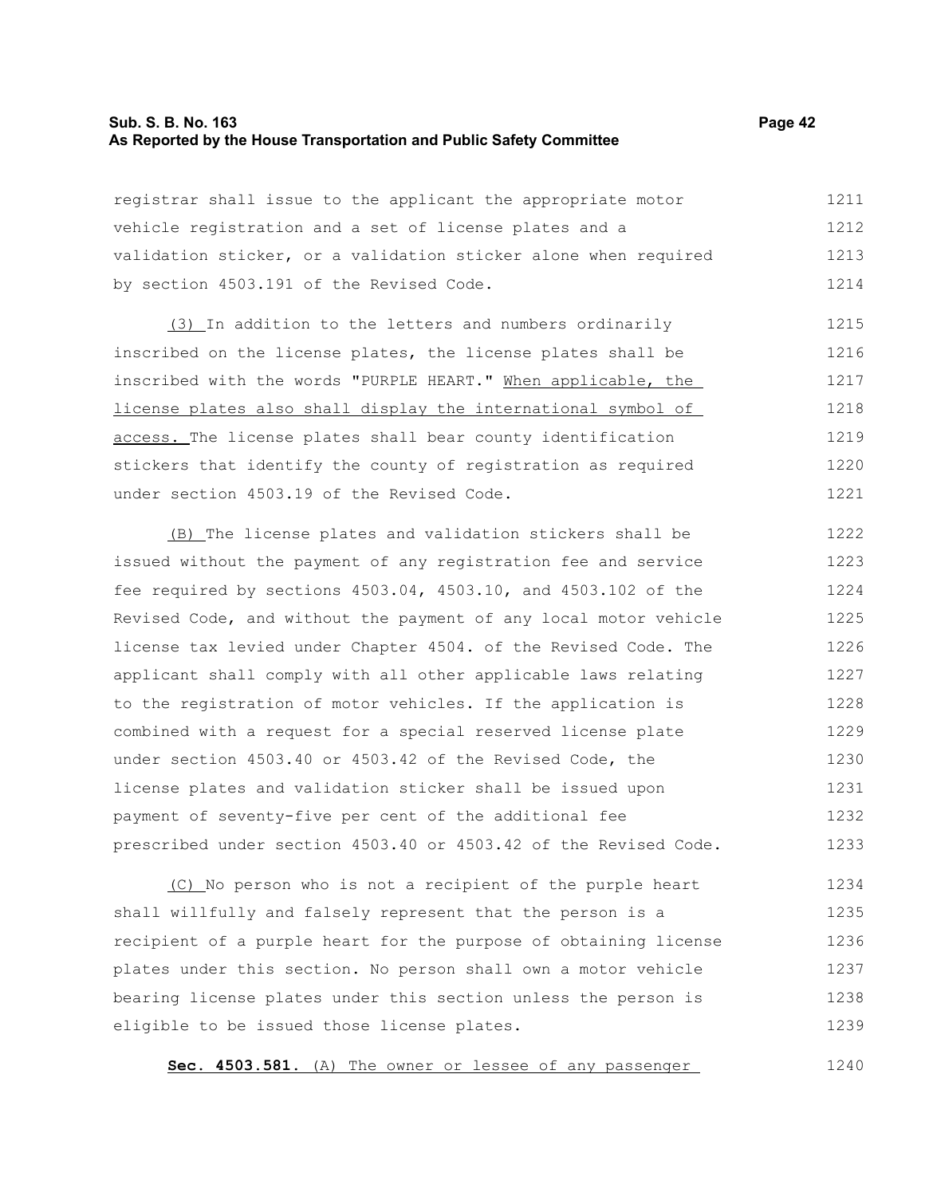registrar shall issue to the applicant the appropriate motor vehicle registration and a set of license plates and a validation sticker, or a validation sticker alone when required by section 4503.191 of the Revised Code.

(3) In addition to the letters and numbers ordinarily inscribed on the license plates, the license plates shall be inscribed with the words "PURPLE HEART." When applicable, the license plates also shall display the international symbol of access. The license plates shall bear county identification stickers that identify the county of registration as required under section 4503.19 of the Revised Code.

(B) The license plates and validation stickers shall be issued without the payment of any registration fee and service fee required by sections 4503.04, 4503.10, and 4503.102 of the Revised Code, and without the payment of any local motor vehicle license tax levied under Chapter 4504. of the Revised Code. The applicant shall comply with all other applicable laws relating to the registration of motor vehicles. If the application is combined with a request for a special reserved license plate under section 4503.40 or 4503.42 of the Revised Code, the license plates and validation sticker shall be issued upon payment of seventy-five per cent of the additional fee prescribed under section 4503.40 or 4503.42 of the Revised Code.

(C) No person who is not a recipient of the purple heart shall willfully and falsely represent that the person is a recipient of a purple heart for the purpose of obtaining license plates under this section. No person shall own a motor vehicle bearing license plates under this section unless the person is eligible to be issued those license plates.

**Sec. 4503.581.** (A) The owner or lessee of any passenger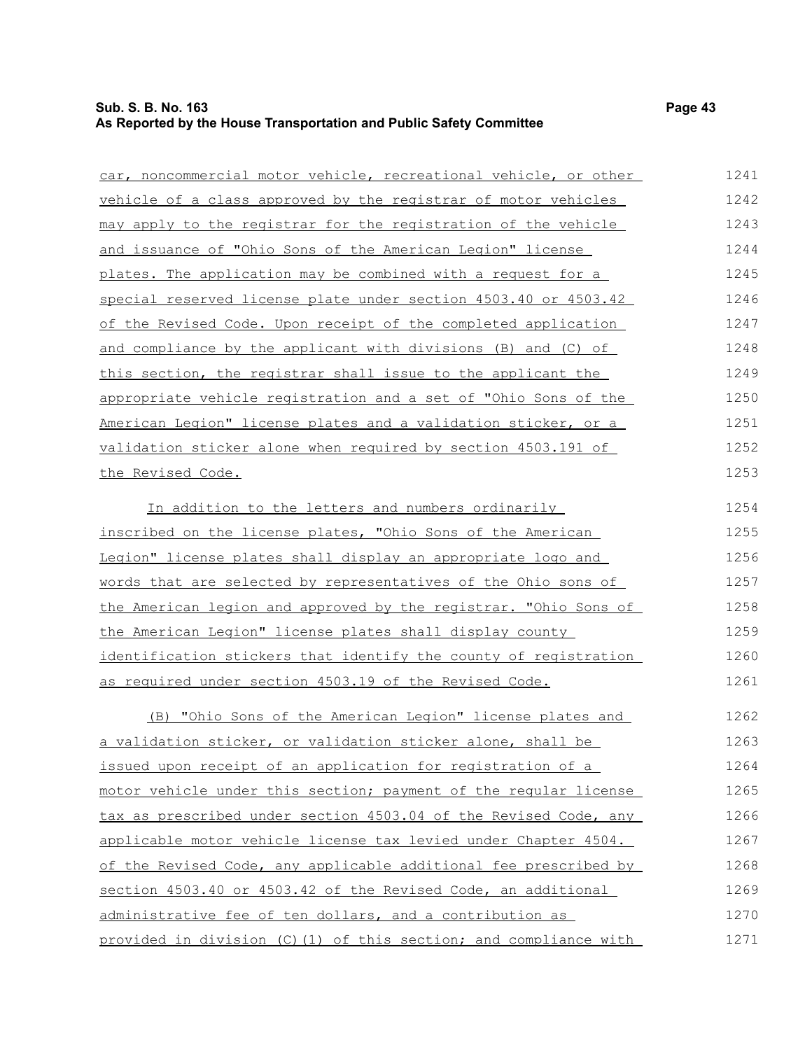car, noncommercial motor vehicle, recreational vehicle, or other vehicle of a class approved by the registrar of motor vehicles may apply to the registrar for the registration of the vehicle and issuance of "Ohio Sons of the American Legion" license plates. The application may be combined with a request for a special reserved license plate under section 4503.40 or 4503.42 of the Revised Code. Upon receipt of the completed application and compliance by the applicant with divisions (B) and (C) of this section, the registrar shall issue to the applicant the appropriate vehicle registration and a set of "Ohio Sons of the American Legion" license plates and a validation sticker, or a validation sticker alone when required by section 4503.191 of the Revised Code.

In addition to the letters and numbers ordinarily inscribed on the license plates, "Ohio Sons of the American Legion" license plates shall display an appropriate logo and words that are selected by representatives of the Ohio sons of the American legion and approved by the registrar. "Ohio Sons of the American Legion" license plates shall display county identification stickers that identify the county of registration as required under section 4503.19 of the Revised Code.

(B) "Ohio Sons of the American Legion" license plates and a validation sticker, or validation sticker alone, shall be issued upon receipt of an application for registration of a motor vehicle under this section; payment of the regular license tax as prescribed under section 4503.04 of the Revised Code, any applicable motor vehicle license tax levied under Chapter 4504. of the Revised Code, any applicable additional fee prescribed by section 4503.40 or 4503.42 of the Revised Code, an additional administrative fee of ten dollars, and a contribution as provided in division (C)(1) of this section; and compliance with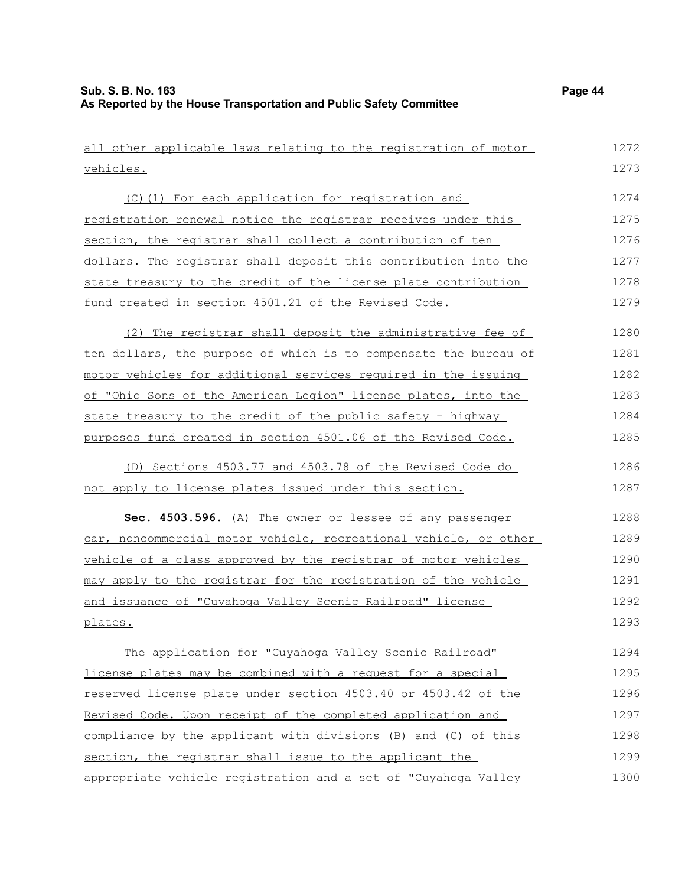all other applicable laws relating to the registration of motor vehicles.

(C)(1) For each application for registration and registration renewal notice the registrar receives under this section, the registrar shall collect a contribution of ten dollars. The registrar shall deposit this contribution into the state treasury to the credit of the license plate contribution fund created in section 4501.21 of the Revised Code.

(2) The registrar shall deposit the administrative fee of ten dollars, the purpose of which is to compensate the bureau of motor vehicles for additional services required in the issuing of "Ohio Sons of the American Legion" license plates, into the state treasury to the credit of the public safety - highway purposes fund created in section 4501.06 of the Revised Code.

(D) Sections 4503.77 and 4503.78 of the Revised Code do not apply to license plates issued under this section.

**Sec. 4503.596.** (A) The owner or lessee of any passenger car, noncommercial motor vehicle, recreational vehicle, or other vehicle of a class approved by the registrar of motor vehicles may apply to the registrar for the registration of the vehicle and issuance of "Cuyahoga Valley Scenic Railroad" license plates.

The application for "Cuyahoga Valley Scenic Railroad" license plates may be combined with a request for a special reserved license plate under section 4503.40 or 4503.42 of the Revised Code. Upon receipt of the completed application and compliance by the applicant with divisions (B) and (C) of this section, the registrar shall issue to the applicant the appropriate vehicle registration and a set of "Cuyahoga Valley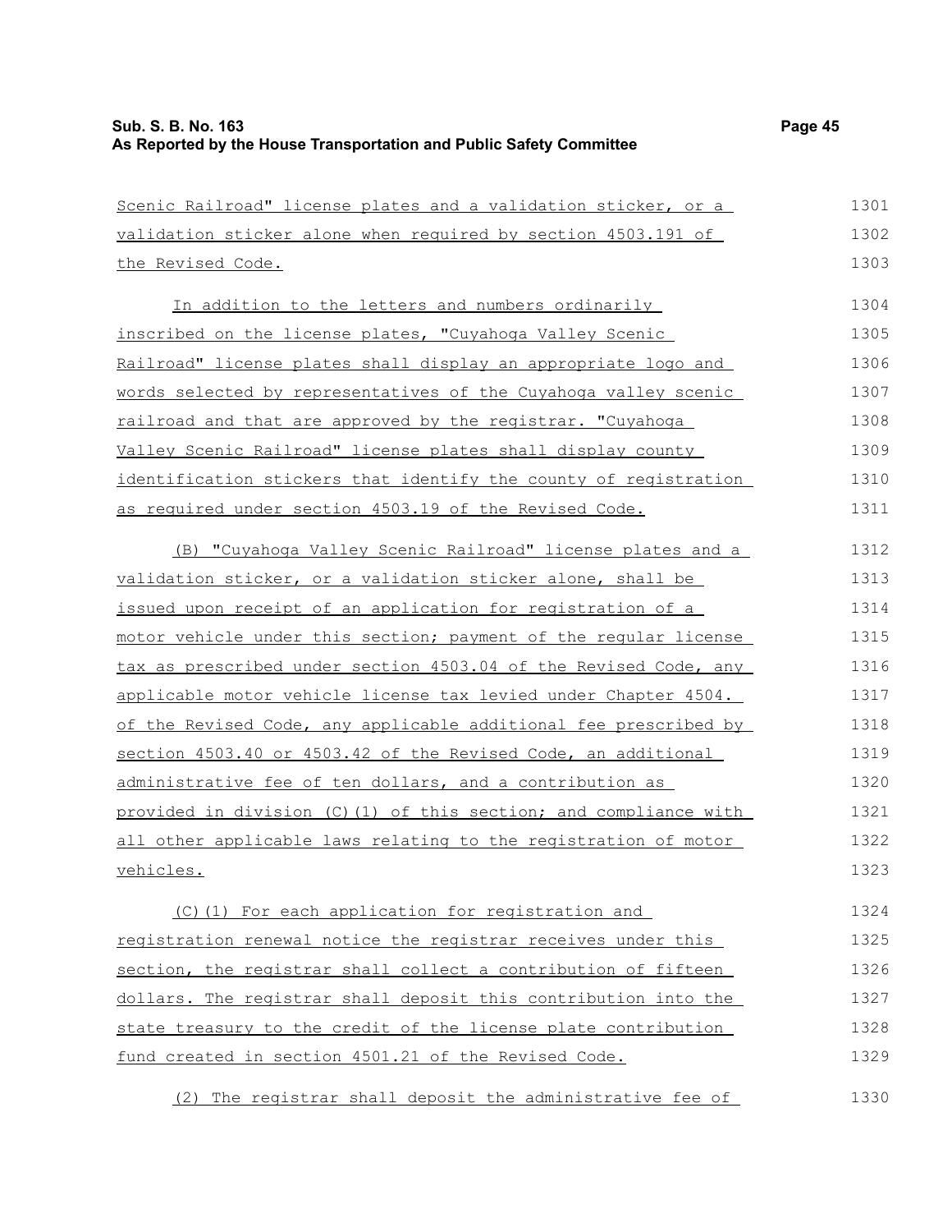Scenic Railroad" license plates and a validation sticker, or a validation sticker alone when required by section 4503.191 of the Revised Code.

In addition to the letters and numbers ordinarily inscribed on the license plates, "Cuyahoga Valley Scenic Railroad" license plates shall display an appropriate logo and words selected by representatives of the Cuyahoga valley scenic railroad and that are approved by the registrar. "Cuyahoga Valley Scenic Railroad" license plates shall display county identification stickers that identify the county of registration as required under section 4503.19 of the Revised Code.

(B) "Cuyahoga Valley Scenic Railroad" license plates and a validation sticker, or a validation sticker alone, shall be issued upon receipt of an application for registration of a motor vehicle under this section; payment of the regular license tax as prescribed under section 4503.04 of the Revised Code, any applicable motor vehicle license tax levied under Chapter 4504. of the Revised Code, any applicable additional fee prescribed by section 4503.40 or 4503.42 of the Revised Code, an additional administrative fee of ten dollars, and a contribution as provided in division (C)(1) of this section; and compliance with all other applicable laws relating to the registration of motor vehicles.

(C)(1) For each application for registration and registration renewal notice the registrar receives under this section, the registrar shall collect a contribution of fifteen dollars. The registrar shall deposit this contribution into the state treasury to the credit of the license plate contribution fund created in section 4501.21 of the Revised Code.

(2) The registrar shall deposit the administrative fee of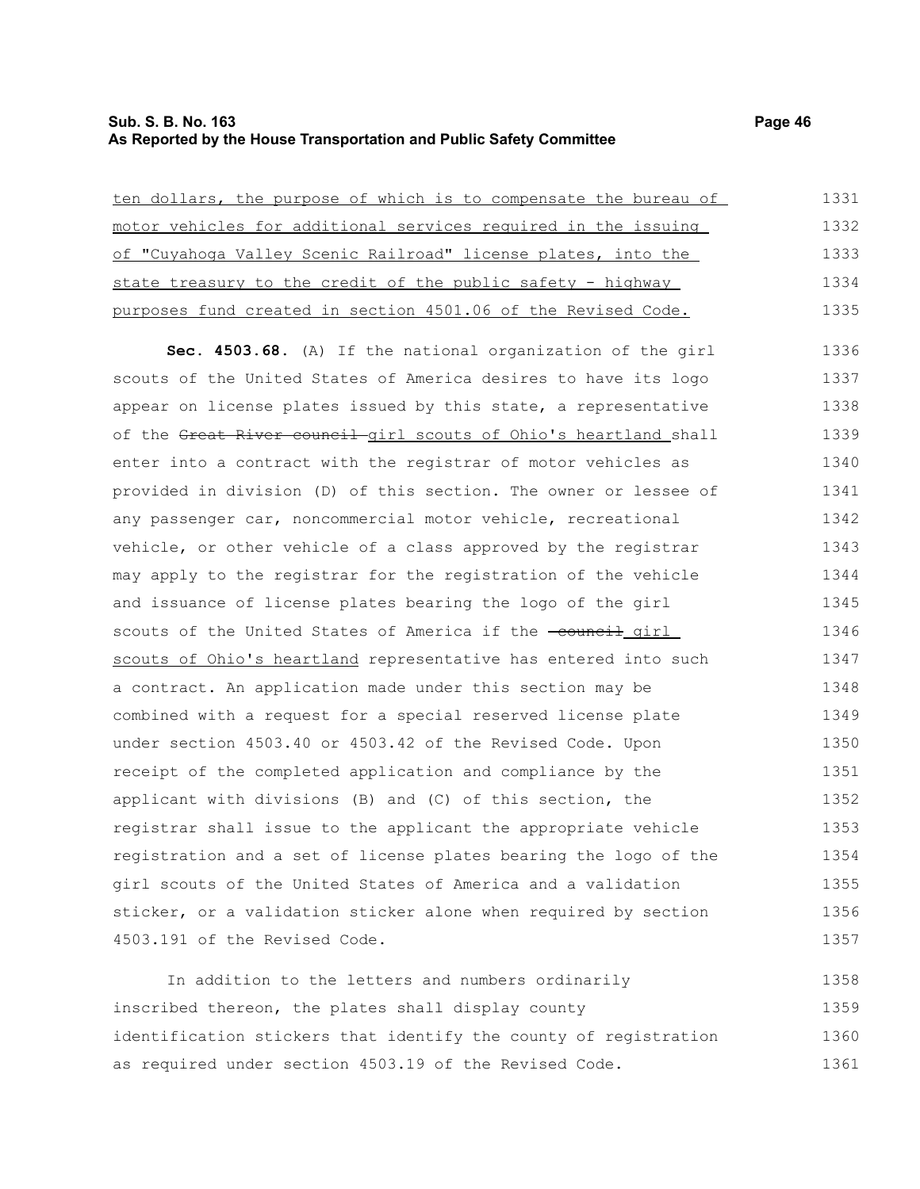ten dollars, the purpose of which is to compensate the bureau of motor vehicles for additional services required in the issuing of "Cuyahoga Valley Scenic Railroad" license plates, into the state treasury to the credit of the public safety - highway purposes fund created in section 4501.06 of the Revised Code.

**Sec. 4503.68.** (A) If the national organization of the girl scouts of the United States of America desires to have its logo appear on license plates issued by this state, a representative of the ~~Great River council~~ girl scouts of Ohio's heartland shall enter into a contract with the registrar of motor vehicles as provided in division (D) of this section. The owner or lessee of any passenger car, noncommercial motor vehicle, recreational vehicle, or other vehicle of a class approved by the registrar may apply to the registrar for the registration of the vehicle and issuance of license plates bearing the logo of the girl scouts of the United States of America if the ~~council~~ girl scouts of Ohio's heartland representative has entered into such a contract. An application made under this section may be combined with a request for a special reserved license plate under section 4503.40 or 4503.42 of the Revised Code. Upon receipt of the completed application and compliance by the applicant with divisions (B) and (C) of this section, the registrar shall issue to the applicant the appropriate vehicle registration and a set of license plates bearing the logo of the girl scouts of the United States of America and a validation sticker, or a validation sticker alone when required by section 4503.191 of the Revised Code.

In addition to the letters and numbers ordinarily inscribed thereon, the plates shall display county identification stickers that identify the county of registration as required under section 4503.19 of the Revised Code.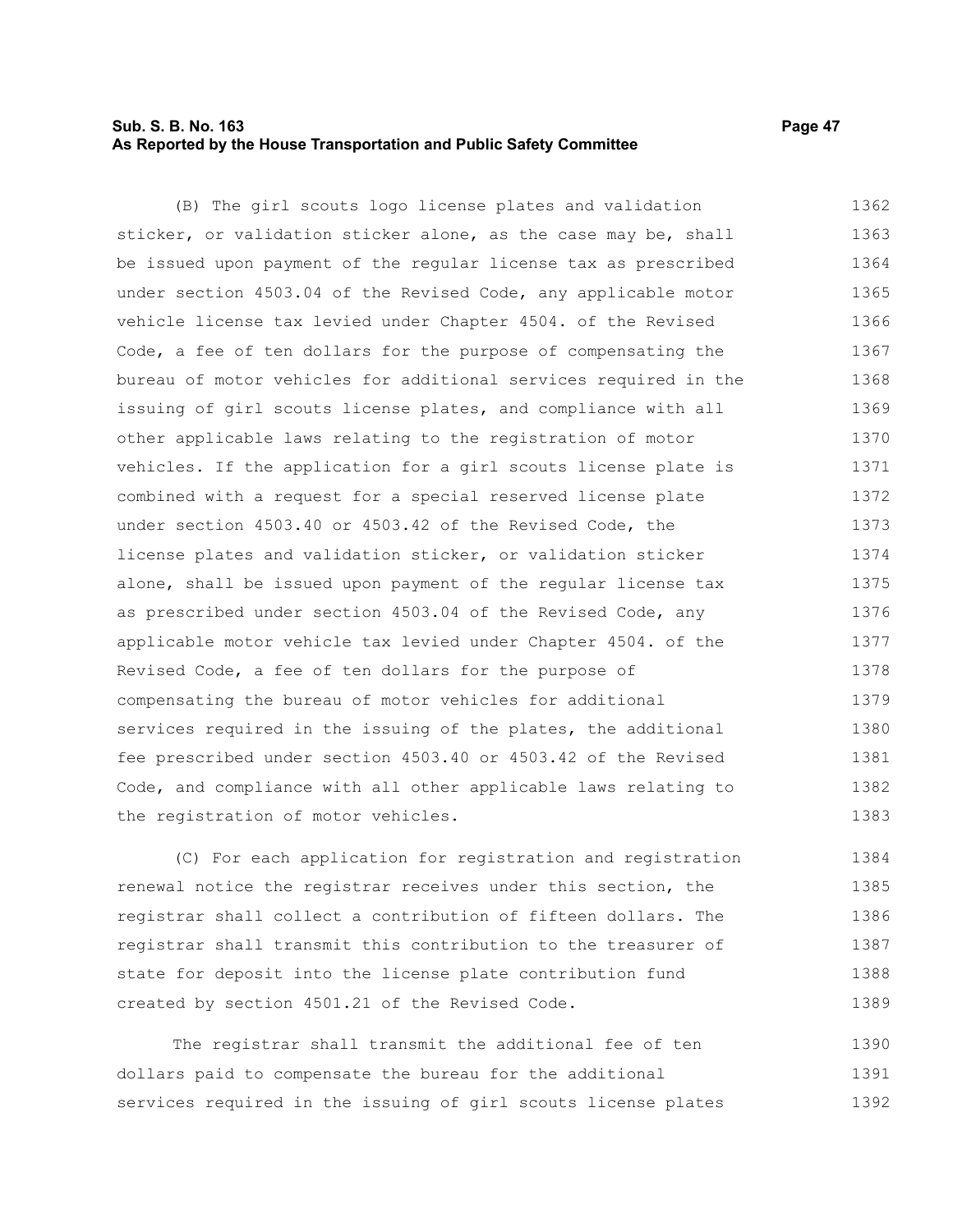(B) The girl scouts logo license plates and validation sticker, or validation sticker alone, as the case may be, shall be issued upon payment of the regular license tax as prescribed under section 4503.04 of the Revised Code, any applicable motor vehicle license tax levied under Chapter 4504. of the Revised Code, a fee of ten dollars for the purpose of compensating the bureau of motor vehicles for additional services required in the issuing of girl scouts license plates, and compliance with all other applicable laws relating to the registration of motor vehicles. If the application for a girl scouts license plate is combined with a request for a special reserved license plate under section 4503.40 or 4503.42 of the Revised Code, the license plates and validation sticker, or validation sticker alone, shall be issued upon payment of the regular license tax as prescribed under section 4503.04 of the Revised Code, any applicable motor vehicle tax levied under Chapter 4504. of the Revised Code, a fee of ten dollars for the purpose of compensating the bureau of motor vehicles for additional services required in the issuing of the plates, the additional fee prescribed under section 4503.40 or 4503.42 of the Revised Code, and compliance with all other applicable laws relating to the registration of motor vehicles.

(C) For each application for registration and registration renewal notice the registrar receives under this section, the registrar shall collect a contribution of fifteen dollars. The registrar shall transmit this contribution to the treasurer of state for deposit into the license plate contribution fund created by section 4501.21 of the Revised Code.

The registrar shall transmit the additional fee of ten dollars paid to compensate the bureau for the additional services required in the issuing of girl scouts license plates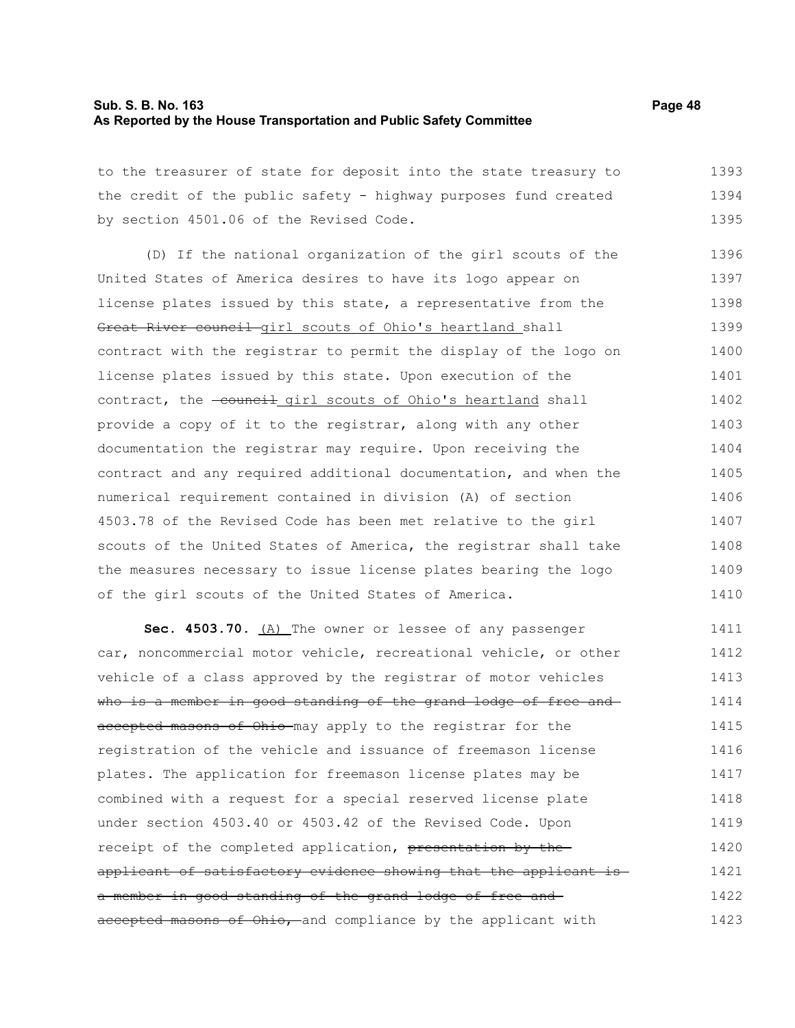to the treasurer of state for deposit into the state treasury to the credit of the public safety - highway purposes fund created by section 4501.06 of the Revised Code.

(D) If the national organization of the girl scouts of the United States of America desires to have its logo appear on license plates issued by this state, a representative from the ~~Great River council~~ girl scouts of Ohio's heartland shall contract with the registrar to permit the display of the logo on license plates issued by this state. Upon execution of the contract, the ~~council~~ girl scouts of Ohio's heartland shall provide a copy of it to the registrar, along with any other documentation the registrar may require. Upon receiving the contract and any required additional documentation, and when the numerical requirement contained in division (A) of section 4503.78 of the Revised Code has been met relative to the girl scouts of the United States of America, the registrar shall take the measures necessary to issue license plates bearing the logo of the girl scouts of the United States of America.

**Sec. 4503.70.** (A) The owner or lessee of any passenger car, noncommercial motor vehicle, recreational vehicle, or other vehicle of a class approved by the registrar of motor vehicles ~~who is a member in good standing of the grand lodge of free and accepted masons of Ohio~~ may apply to the registrar for the registration of the vehicle and issuance of freemason license plates. The application for freemason license plates may be combined with a request for a special reserved license plate under section 4503.40 or 4503.42 of the Revised Code. Upon receipt of the completed application, ~~presentation by the applicant of satisfactory evidence showing that the applicant is a member in good standing of the grand lodge of free and accepted masons of Ohio,~~ and compliance by the applicant with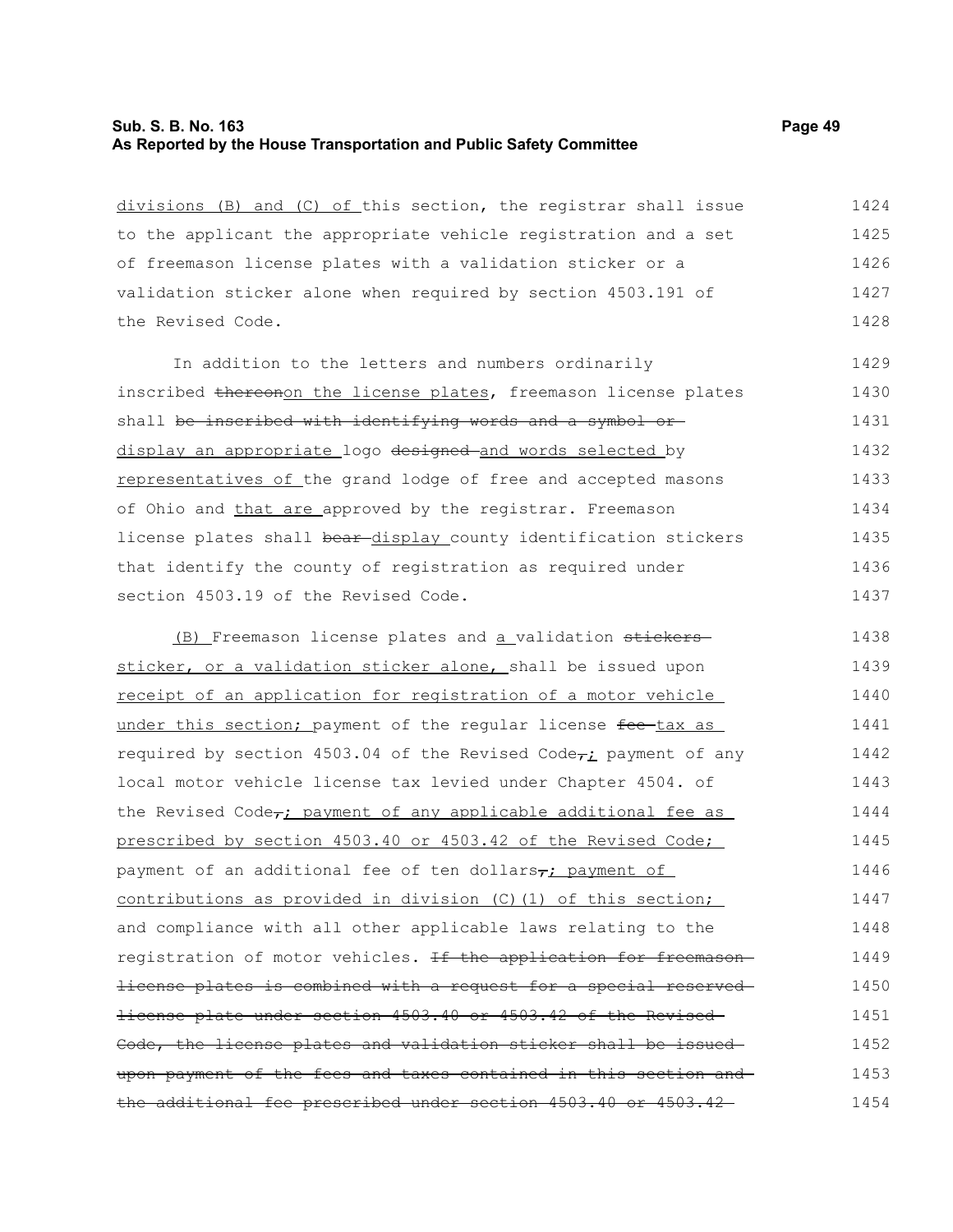divisions (B) and (C) of this section, the registrar shall issue to the applicant the appropriate vehicle registration and a set of freemason license plates with a validation sticker or a validation sticker alone when required by section 4503.191 of the Revised Code.

In addition to the letters and numbers ordinarily inscribed ~~thereon~~on the license plates, freemason license plates shall ~~be inscribed with identifying words and a symbol or~~ display an appropriate logo ~~designed~~ and words selected by representatives of the grand lodge of free and accepted masons of Ohio and that are approved by the registrar. Freemason license plates shall ~~bear~~ display county identification stickers that identify the county of registration as required under section 4503.19 of the Revised Code.

(B) Freemason license plates and a validation ~~stickers~~ sticker, or a validation sticker alone, shall be issued upon receipt of an application for registration of a motor vehicle under this section; payment of the regular license ~~fee~~ tax as required by section 4503.04 of the Revised Code~~,~~; payment of any local motor vehicle license tax levied under Chapter 4504. of the Revised Code~~,~~; payment of any applicable additional fee as prescribed by section 4503.40 or 4503.42 of the Revised Code; payment of an additional fee of ten dollars~~,~~; payment of contributions as provided in division (C)(1) of this section; and compliance with all other applicable laws relating to the registration of motor vehicles. ~~If the application for freemason license plates is combined with a request for a special reserved license plate under section 4503.40 or 4503.42 of the Revised Code, the license plates and validation sticker shall be issued upon payment of the fees and taxes contained in this section and the additional fee prescribed under section 4503.40 or 4503.42~~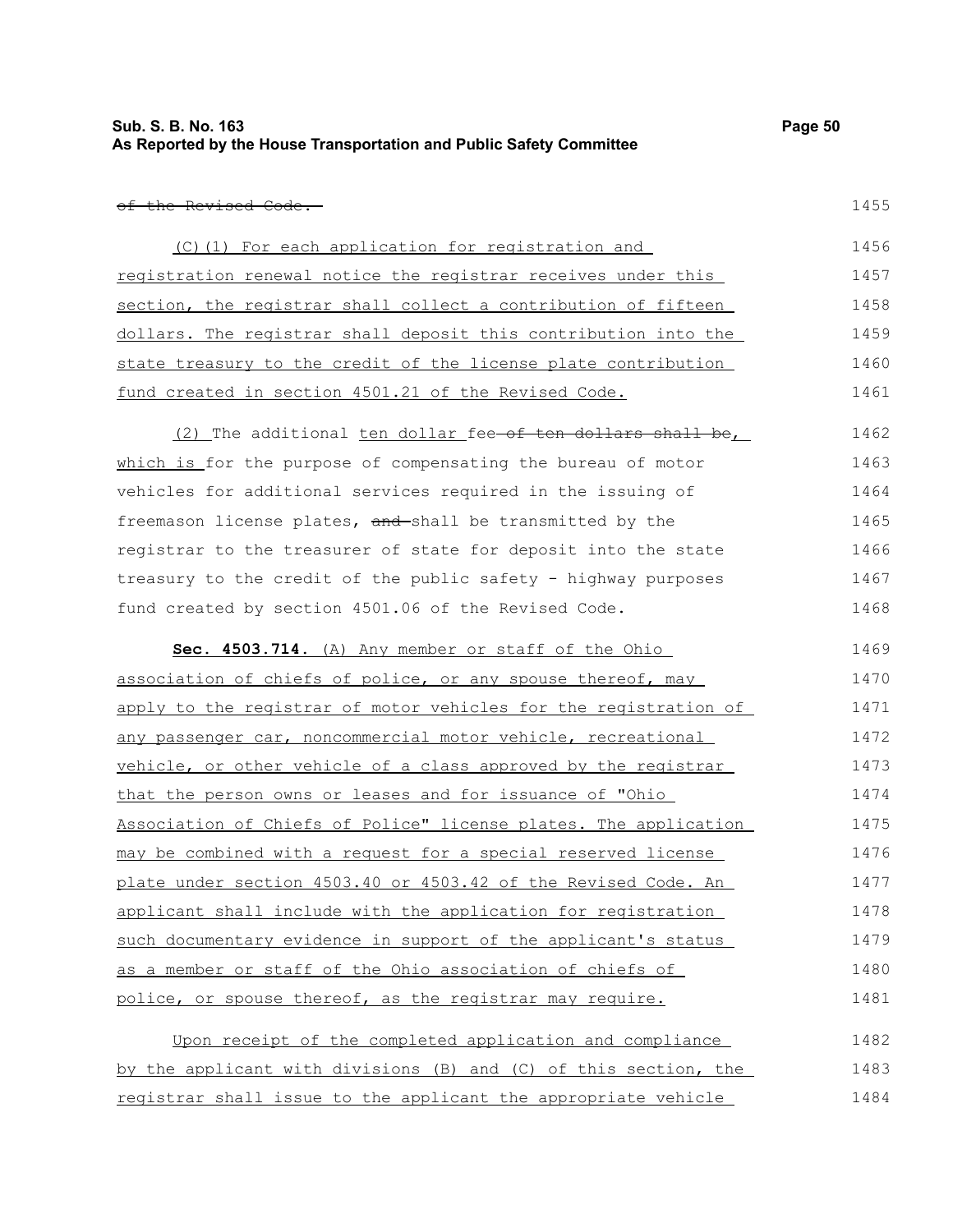~~of the Revised Code.~~ 1455

(C)(1) For each application for registration and registration renewal notice the registrar receives under this section, the registrar shall collect a contribution of fifteen dollars. The registrar shall deposit this contribution into the state treasury to the credit of the license plate contribution fund created in section 4501.21 of the Revised Code. 1456–1461

(2) The additional ten dollar fee ~~of ten dollars shall be~~, which is for the purpose of compensating the bureau of motor vehicles for additional services required in the issuing of freemason license plates, ~~and~~ shall be transmitted by the registrar to the treasurer of state for deposit into the state treasury to the credit of the public safety - highway purposes fund created by section 4501.06 of the Revised Code. 1462–1468

**Sec. 4503.714.** (A) Any member or staff of the Ohio association of chiefs of police, or any spouse thereof, may apply to the registrar of motor vehicles for the registration of any passenger car, noncommercial motor vehicle, recreational vehicle, or other vehicle of a class approved by the registrar that the person owns or leases and for issuance of "Ohio Association of Chiefs of Police" license plates. The application may be combined with a request for a special reserved license plate under section 4503.40 or 4503.42 of the Revised Code. An applicant shall include with the application for registration such documentary evidence in support of the applicant's status as a member or staff of the Ohio association of chiefs of police, or spouse thereof, as the registrar may require. 1469–1481

Upon receipt of the completed application and compliance by the applicant with divisions (B) and (C) of this section, the registrar shall issue to the applicant the appropriate vehicle 1482–1484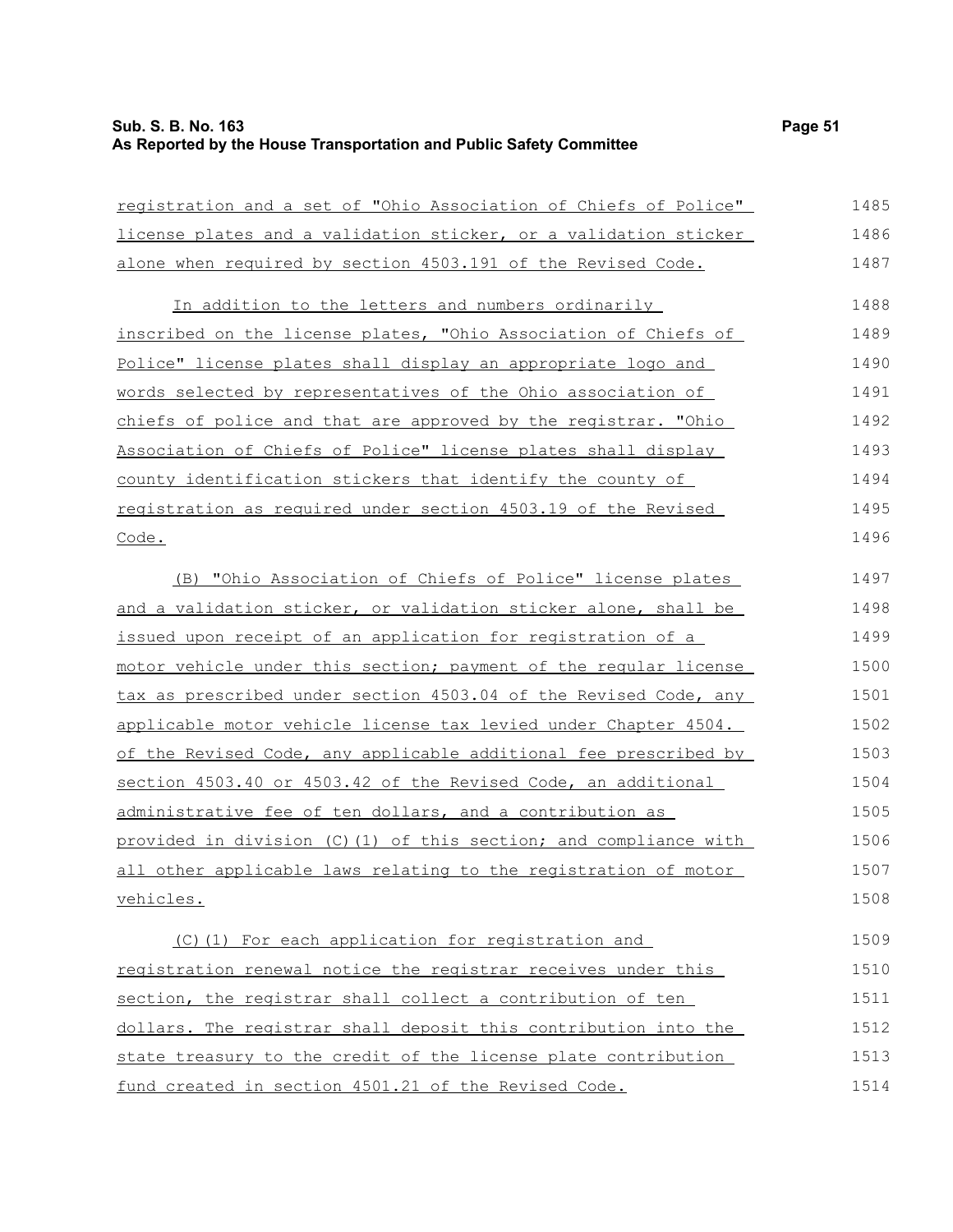registration and a set of "Ohio Association of Chiefs of Police" license plates and a validation sticker, or a validation sticker alone when required by section 4503.191 of the Revised Code.

In addition to the letters and numbers ordinarily inscribed on the license plates, "Ohio Association of Chiefs of Police" license plates shall display an appropriate logo and words selected by representatives of the Ohio association of chiefs of police and that are approved by the registrar. "Ohio Association of Chiefs of Police" license plates shall display county identification stickers that identify the county of registration as required under section 4503.19 of the Revised Code.

(B) "Ohio Association of Chiefs of Police" license plates and a validation sticker, or validation sticker alone, shall be issued upon receipt of an application for registration of a motor vehicle under this section; payment of the regular license tax as prescribed under section 4503.04 of the Revised Code, any applicable motor vehicle license tax levied under Chapter 4504. of the Revised Code, any applicable additional fee prescribed by section 4503.40 or 4503.42 of the Revised Code, an additional administrative fee of ten dollars, and a contribution as provided in division (C)(1) of this section; and compliance with all other applicable laws relating to the registration of motor vehicles.

(C)(1) For each application for registration and registration renewal notice the registrar receives under this section, the registrar shall collect a contribution of ten dollars. The registrar shall deposit this contribution into the state treasury to the credit of the license plate contribution fund created in section 4501.21 of the Revised Code.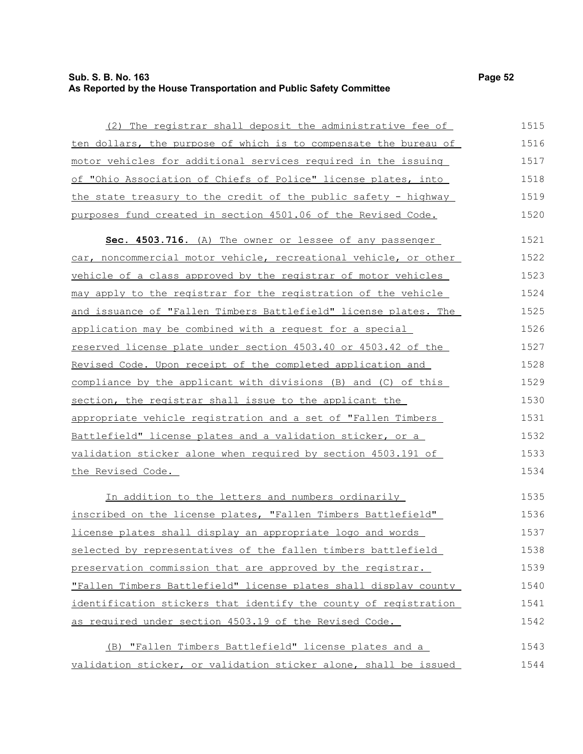(2) The registrar shall deposit the administrative fee of ten dollars, the purpose of which is to compensate the bureau of motor vehicles for additional services required in the issuing of "Ohio Association of Chiefs of Police" license plates, into the state treasury to the credit of the public safety - highway purposes fund created in section 4501.06 of the Revised Code.

**Sec. 4503.716.** (A) The owner or lessee of any passenger car, noncommercial motor vehicle, recreational vehicle, or other vehicle of a class approved by the registrar of motor vehicles may apply to the registrar for the registration of the vehicle and issuance of "Fallen Timbers Battlefield" license plates. The application may be combined with a request for a special reserved license plate under section 4503.40 or 4503.42 of the Revised Code. Upon receipt of the completed application and compliance by the applicant with divisions (B) and (C) of this section, the registrar shall issue to the applicant the appropriate vehicle registration and a set of "Fallen Timbers Battlefield" license plates and a validation sticker, or a validation sticker alone when required by section 4503.191 of the Revised Code.

In addition to the letters and numbers ordinarily inscribed on the license plates, "Fallen Timbers Battlefield" license plates shall display an appropriate logo and words selected by representatives of the fallen timbers battlefield preservation commission that are approved by the registrar. "Fallen Timbers Battlefield" license plates shall display county identification stickers that identify the county of registration as required under section 4503.19 of the Revised Code.

(B) "Fallen Timbers Battlefield" license plates and a validation sticker, or validation sticker alone, shall be issued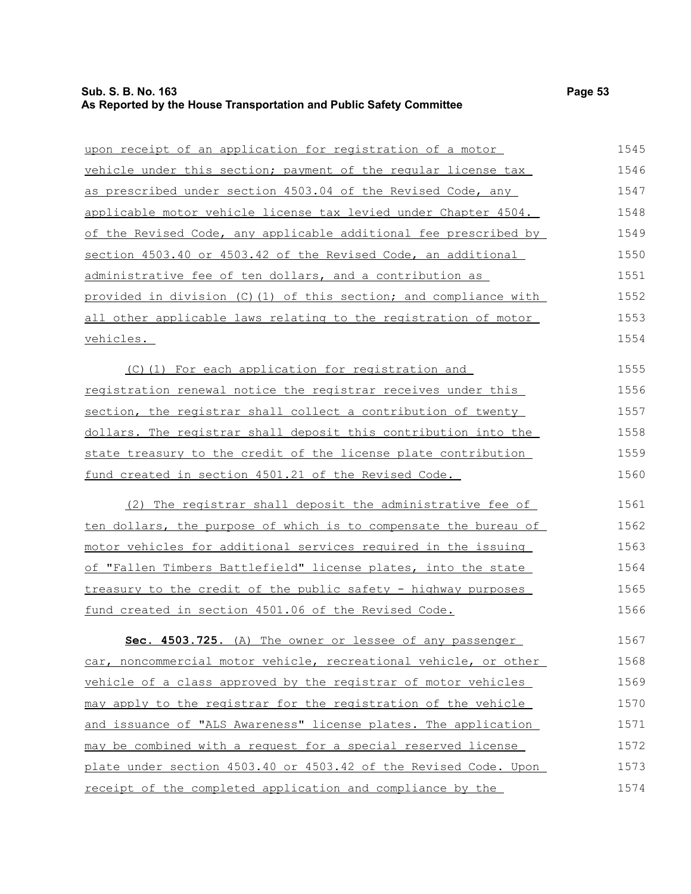upon receipt of an application for registration of a motor vehicle under this section; payment of the regular license tax as prescribed under section 4503.04 of the Revised Code, any applicable motor vehicle license tax levied under Chapter 4504. of the Revised Code, any applicable additional fee prescribed by section 4503.40 or 4503.42 of the Revised Code, an additional administrative fee of ten dollars, and a contribution as provided in division (C)(1) of this section; and compliance with all other applicable laws relating to the registration of motor vehicles.

(C)(1) For each application for registration and registration renewal notice the registrar receives under this section, the registrar shall collect a contribution of twenty dollars. The registrar shall deposit this contribution into the state treasury to the credit of the license plate contribution fund created in section 4501.21 of the Revised Code.

(2) The registrar shall deposit the administrative fee of ten dollars, the purpose of which is to compensate the bureau of motor vehicles for additional services required in the issuing of "Fallen Timbers Battlefield" license plates, into the state treasury to the credit of the public safety - highway purposes fund created in section 4501.06 of the Revised Code.

**Sec. 4503.725.** (A) The owner or lessee of any passenger car, noncommercial motor vehicle, recreational vehicle, or other vehicle of a class approved by the registrar of motor vehicles may apply to the registrar for the registration of the vehicle and issuance of "ALS Awareness" license plates. The application may be combined with a request for a special reserved license plate under section 4503.40 or 4503.42 of the Revised Code. Upon receipt of the completed application and compliance by the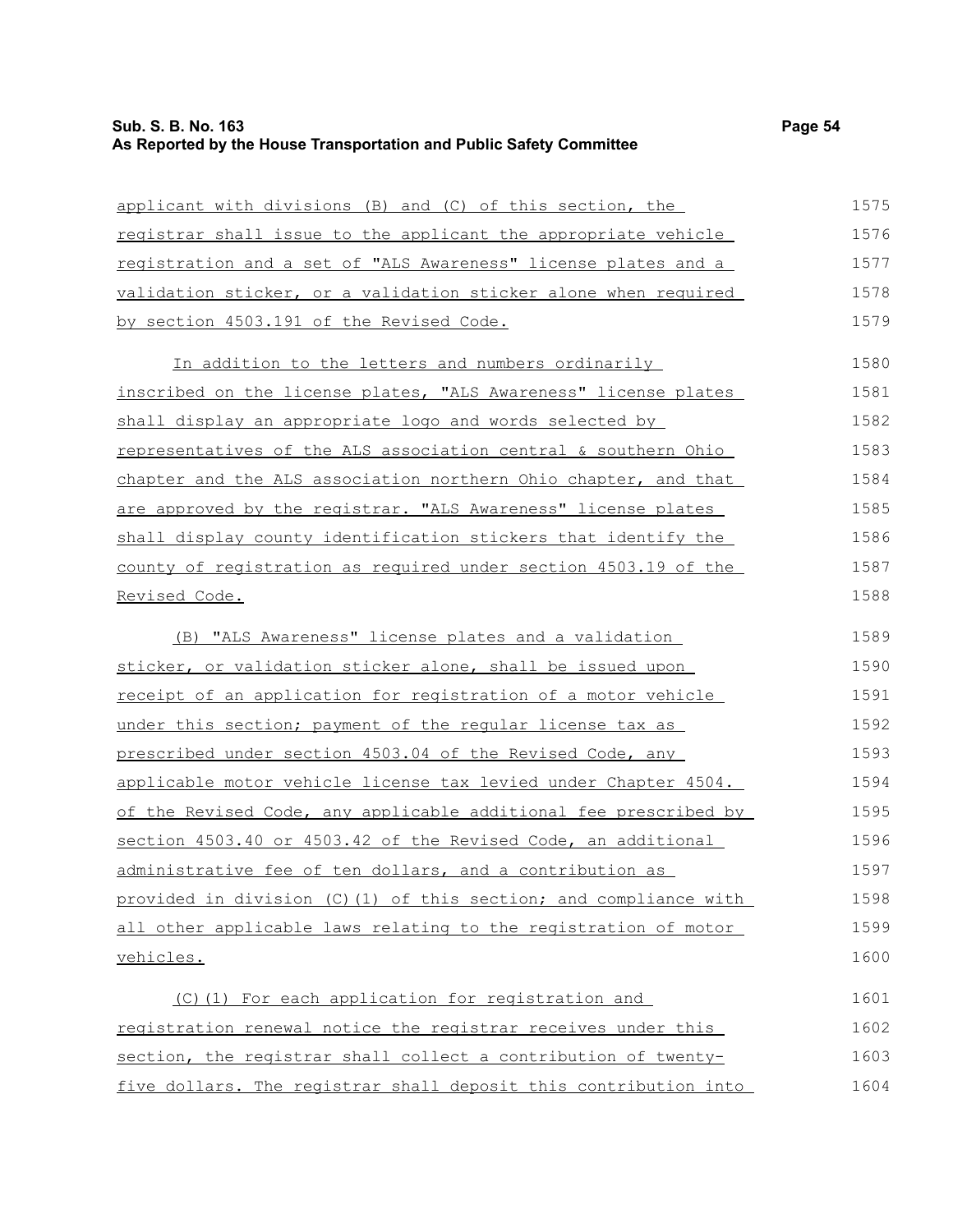applicant with divisions (B) and (C) of this section, the registrar shall issue to the applicant the appropriate vehicle registration and a set of "ALS Awareness" license plates and a validation sticker, or a validation sticker alone when required by section 4503.191 of the Revised Code.

In addition to the letters and numbers ordinarily inscribed on the license plates, "ALS Awareness" license plates shall display an appropriate logo and words selected by representatives of the ALS association central & southern Ohio chapter and the ALS association northern Ohio chapter, and that are approved by the registrar. "ALS Awareness" license plates shall display county identification stickers that identify the county of registration as required under section 4503.19 of the Revised Code.

(B) "ALS Awareness" license plates and a validation sticker, or validation sticker alone, shall be issued upon receipt of an application for registration of a motor vehicle under this section; payment of the regular license tax as prescribed under section 4503.04 of the Revised Code, any applicable motor vehicle license tax levied under Chapter 4504. of the Revised Code, any applicable additional fee prescribed by section 4503.40 or 4503.42 of the Revised Code, an additional administrative fee of ten dollars, and a contribution as provided in division (C)(1) of this section; and compliance with all other applicable laws relating to the registration of motor vehicles.

(C)(1) For each application for registration and registration renewal notice the registrar receives under this section, the registrar shall collect a contribution of twenty-five dollars. The registrar shall deposit this contribution into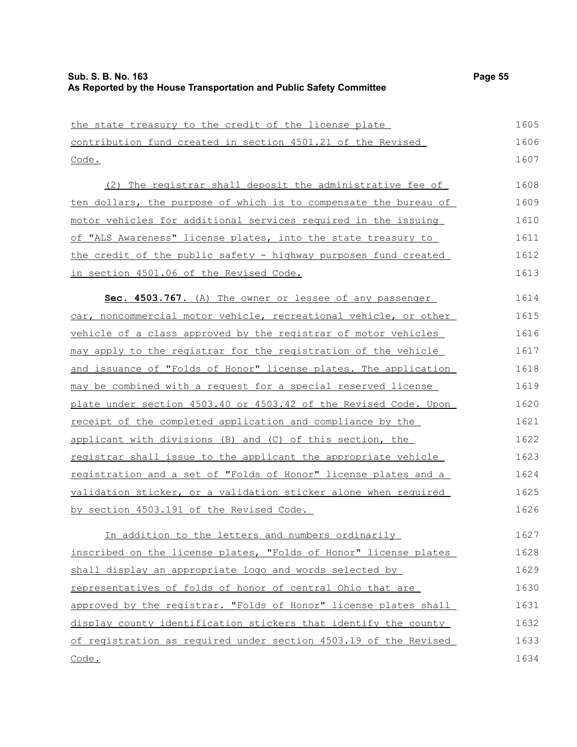the state treasury to the credit of the license plate contribution fund created in section 4501.21 of the Revised Code.

(2) The registrar shall deposit the administrative fee of ten dollars, the purpose of which is to compensate the bureau of motor vehicles for additional services required in the issuing of "ALS Awareness" license plates, into the state treasury to the credit of the public safety - highway purposes fund created in section 4501.06 of the Revised Code.

**Sec. 4503.767.** (A) The owner or lessee of any passenger car, noncommercial motor vehicle, recreational vehicle, or other vehicle of a class approved by the registrar of motor vehicles may apply to the registrar for the registration of the vehicle and issuance of "Folds of Honor" license plates. The application may be combined with a request for a special reserved license plate under section 4503.40 or 4503.42 of the Revised Code. Upon receipt of the completed application and compliance by the applicant with divisions (B) and (C) of this section, the registrar shall issue to the applicant the appropriate vehicle registration and a set of "Folds of Honor" license plates and a validation sticker, or a validation sticker alone when required by section 4503.191 of the Revised Code.

In addition to the letters and numbers ordinarily inscribed on the license plates, "Folds of Honor" license plates shall display an appropriate logo and words selected by representatives of folds of honor of central Ohio that are approved by the registrar. "Folds of Honor" license plates shall display county identification stickers that identify the county of registration as required under section 4503.19 of the Revised Code.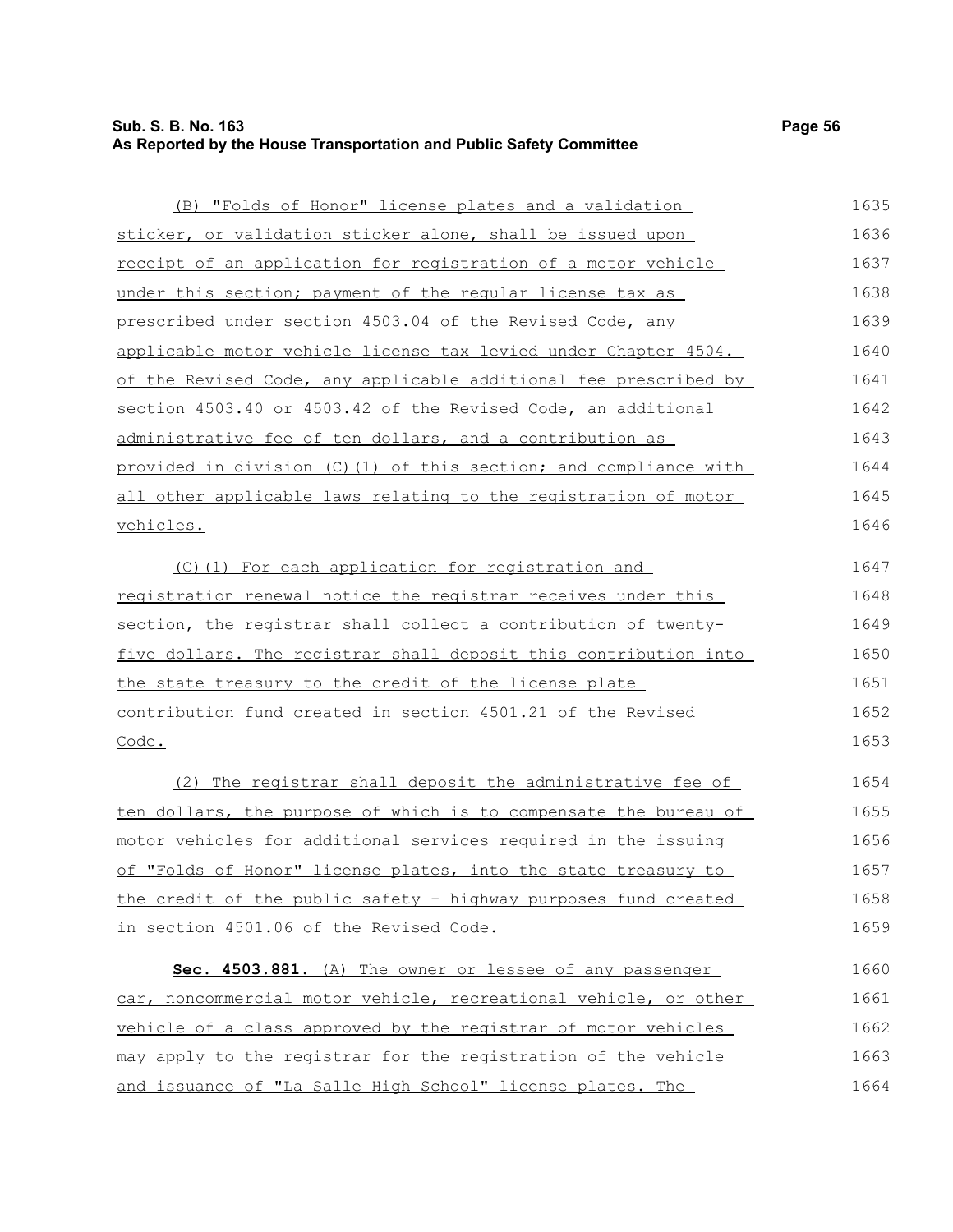(B) "Folds of Honor" license plates and a validation sticker, or validation sticker alone, shall be issued upon receipt of an application for registration of a motor vehicle under this section; payment of the regular license tax as prescribed under section 4503.04 of the Revised Code, any applicable motor vehicle license tax levied under Chapter 4504. of the Revised Code, any applicable additional fee prescribed by section 4503.40 or 4503.42 of the Revised Code, an additional administrative fee of ten dollars, and a contribution as provided in division (C)(1) of this section; and compliance with all other applicable laws relating to the registration of motor vehicles.

(C)(1) For each application for registration and registration renewal notice the registrar receives under this section, the registrar shall collect a contribution of twenty-five dollars. The registrar shall deposit this contribution into the state treasury to the credit of the license plate contribution fund created in section 4501.21 of the Revised Code.

(2) The registrar shall deposit the administrative fee of ten dollars, the purpose of which is to compensate the bureau of motor vehicles for additional services required in the issuing of "Folds of Honor" license plates, into the state treasury to the credit of the public safety - highway purposes fund created in section 4501.06 of the Revised Code.

**Sec. 4503.881.** (A) The owner or lessee of any passenger car, noncommercial motor vehicle, recreational vehicle, or other vehicle of a class approved by the registrar of motor vehicles may apply to the registrar for the registration of the vehicle and issuance of "La Salle High School" license plates. The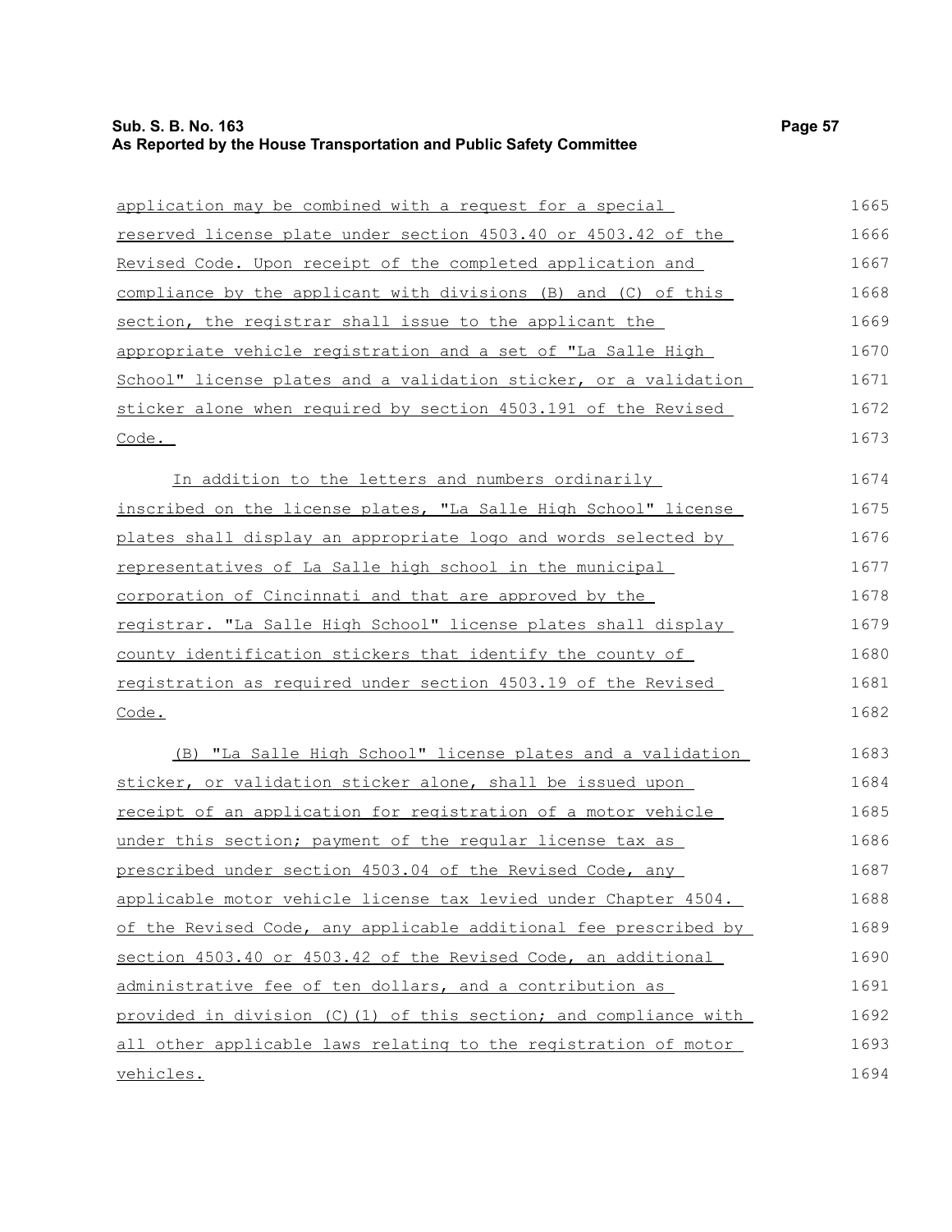application may be combined with a request for a special reserved license plate under section 4503.40 or 4503.42 of the Revised Code. Upon receipt of the completed application and compliance by the applicant with divisions (B) and (C) of this section, the registrar shall issue to the applicant the appropriate vehicle registration and a set of "La Salle High School" license plates and a validation sticker, or a validation sticker alone when required by section 4503.191 of the Revised Code.

In addition to the letters and numbers ordinarily inscribed on the license plates, "La Salle High School" license plates shall display an appropriate logo and words selected by representatives of La Salle high school in the municipal corporation of Cincinnati and that are approved by the registrar. "La Salle High School" license plates shall display county identification stickers that identify the county of registration as required under section 4503.19 of the Revised Code.

(B) "La Salle High School" license plates and a validation sticker, or validation sticker alone, shall be issued upon receipt of an application for registration of a motor vehicle under this section; payment of the regular license tax as prescribed under section 4503.04 of the Revised Code, any applicable motor vehicle license tax levied under Chapter 4504. of the Revised Code, any applicable additional fee prescribed by section 4503.40 or 4503.42 of the Revised Code, an additional administrative fee of ten dollars, and a contribution as provided in division (C)(1) of this section; and compliance with all other applicable laws relating to the registration of motor vehicles.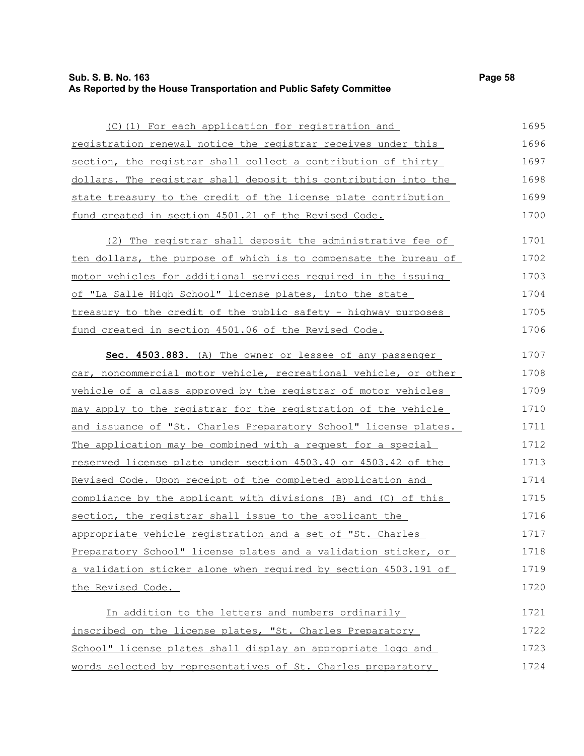(C)(1) For each application for registration and registration renewal notice the registrar receives under this section, the registrar shall collect a contribution of thirty dollars. The registrar shall deposit this contribution into the state treasury to the credit of the license plate contribution fund created in section 4501.21 of the Revised Code.

(2) The registrar shall deposit the administrative fee of ten dollars, the purpose of which is to compensate the bureau of motor vehicles for additional services required in the issuing of "La Salle High School" license plates, into the state treasury to the credit of the public safety - highway purposes fund created in section 4501.06 of the Revised Code.

**Sec. 4503.883.** (A) The owner or lessee of any passenger car, noncommercial motor vehicle, recreational vehicle, or other vehicle of a class approved by the registrar of motor vehicles may apply to the registrar for the registration of the vehicle and issuance of "St. Charles Preparatory School" license plates. The application may be combined with a request for a special reserved license plate under section 4503.40 or 4503.42 of the Revised Code. Upon receipt of the completed application and compliance by the applicant with divisions (B) and (C) of this section, the registrar shall issue to the applicant the appropriate vehicle registration and a set of "St. Charles Preparatory School" license plates and a validation sticker, or a validation sticker alone when required by section 4503.191 of the Revised Code.

In addition to the letters and numbers ordinarily inscribed on the license plates, "St. Charles Preparatory School" license plates shall display an appropriate logo and words selected by representatives of St. Charles preparatory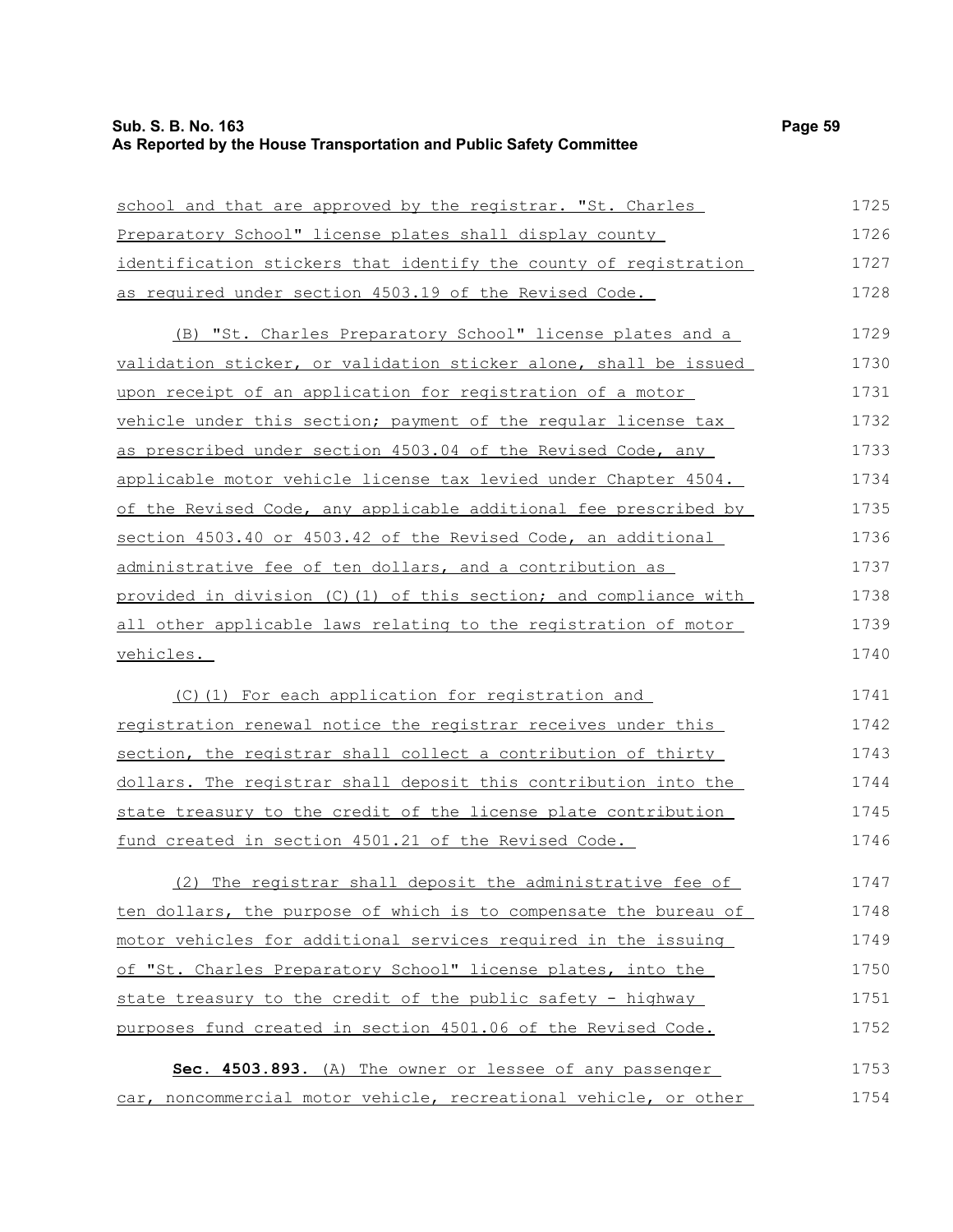school and that are approved by the registrar. "St. Charles Preparatory School" license plates shall display county identification stickers that identify the county of registration as required under section 4503.19 of the Revised Code.

(B) "St. Charles Preparatory School" license plates and a validation sticker, or validation sticker alone, shall be issued upon receipt of an application for registration of a motor vehicle under this section; payment of the regular license tax as prescribed under section 4503.04 of the Revised Code, any applicable motor vehicle license tax levied under Chapter 4504. of the Revised Code, any applicable additional fee prescribed by section 4503.40 or 4503.42 of the Revised Code, an additional administrative fee of ten dollars, and a contribution as provided in division (C)(1) of this section; and compliance with all other applicable laws relating to the registration of motor vehicles.

(C)(1) For each application for registration and registration renewal notice the registrar receives under this section, the registrar shall collect a contribution of thirty dollars. The registrar shall deposit this contribution into the state treasury to the credit of the license plate contribution fund created in section 4501.21 of the Revised Code.

(2) The registrar shall deposit the administrative fee of ten dollars, the purpose of which is to compensate the bureau of motor vehicles for additional services required in the issuing of "St. Charles Preparatory School" license plates, into the state treasury to the credit of the public safety - highway purposes fund created in section 4501.06 of the Revised Code.

**Sec. 4503.893.** (A) The owner or lessee of any passenger car, noncommercial motor vehicle, recreational vehicle, or other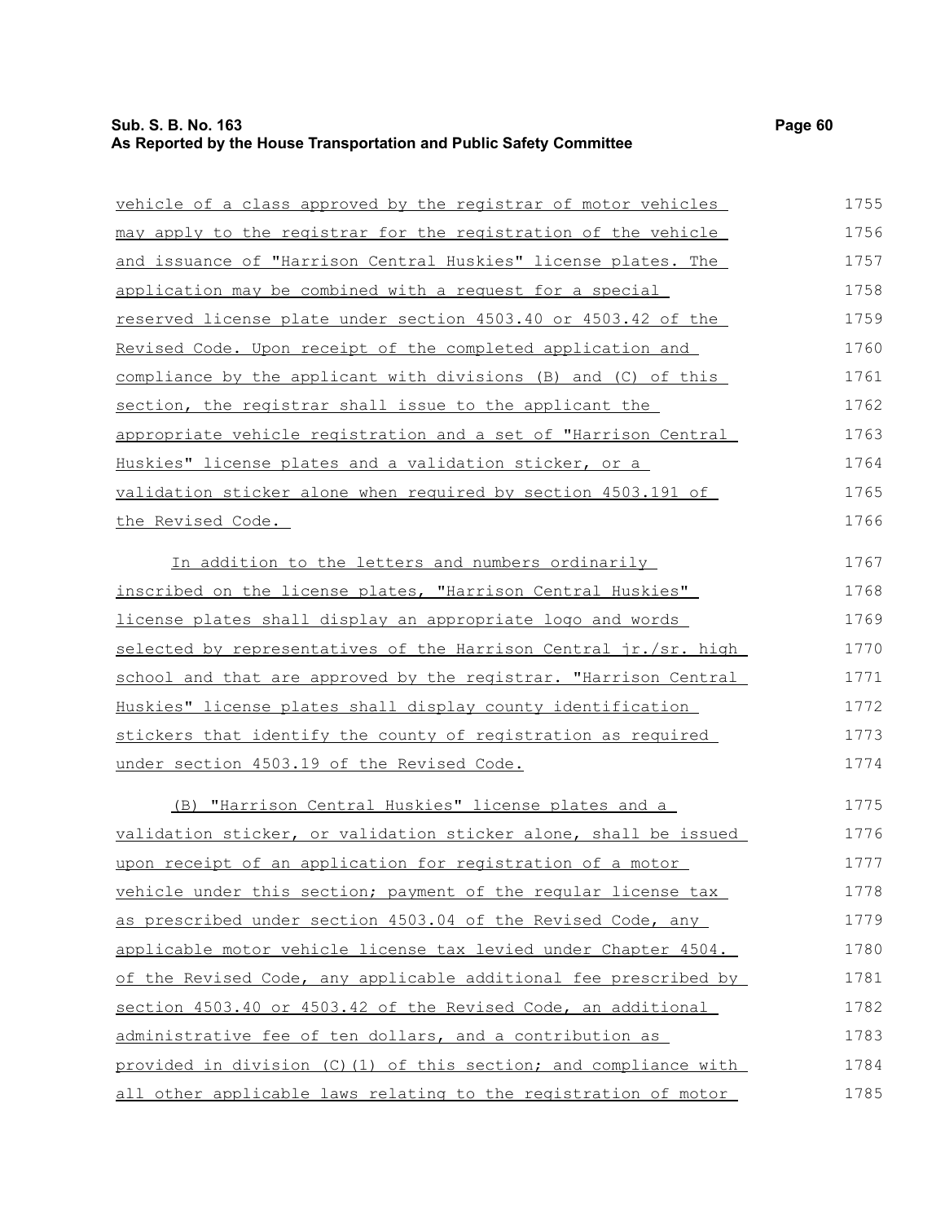vehicle of a class approved by the registrar of motor vehicles may apply to the registrar for the registration of the vehicle and issuance of "Harrison Central Huskies" license plates. The application may be combined with a request for a special reserved license plate under section 4503.40 or 4503.42 of the Revised Code. Upon receipt of the completed application and compliance by the applicant with divisions (B) and (C) of this section, the registrar shall issue to the applicant the appropriate vehicle registration and a set of "Harrison Central Huskies" license plates and a validation sticker, or a validation sticker alone when required by section 4503.191 of the Revised Code.

In addition to the letters and numbers ordinarily inscribed on the license plates, "Harrison Central Huskies" license plates shall display an appropriate logo and words selected by representatives of the Harrison Central jr./sr. high school and that are approved by the registrar. "Harrison Central Huskies" license plates shall display county identification stickers that identify the county of registration as required under section 4503.19 of the Revised Code.

(B) "Harrison Central Huskies" license plates and a validation sticker, or validation sticker alone, shall be issued upon receipt of an application for registration of a motor vehicle under this section; payment of the regular license tax as prescribed under section 4503.04 of the Revised Code, any applicable motor vehicle license tax levied under Chapter 4504. of the Revised Code, any applicable additional fee prescribed by section 4503.40 or 4503.42 of the Revised Code, an additional administrative fee of ten dollars, and a contribution as provided in division (C)(1) of this section; and compliance with all other applicable laws relating to the registration of motor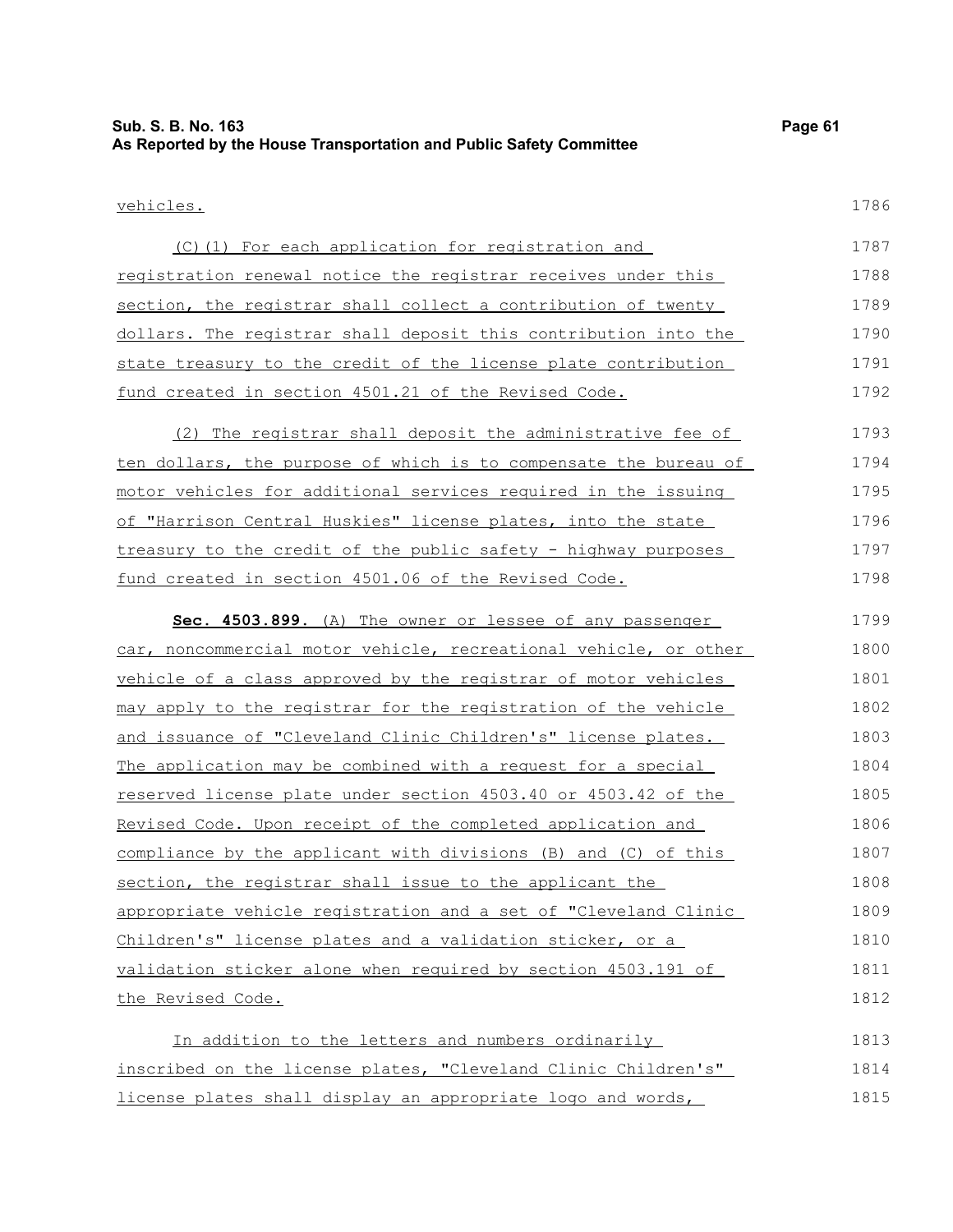vehicles.

(C)(1) For each application for registration and registration renewal notice the registrar receives under this section, the registrar shall collect a contribution of twenty dollars. The registrar shall deposit this contribution into the state treasury to the credit of the license plate contribution fund created in section 4501.21 of the Revised Code.

(2) The registrar shall deposit the administrative fee of ten dollars, the purpose of which is to compensate the bureau of motor vehicles for additional services required in the issuing of "Harrison Central Huskies" license plates, into the state treasury to the credit of the public safety - highway purposes fund created in section 4501.06 of the Revised Code.

**Sec. 4503.899.** (A) The owner or lessee of any passenger car, noncommercial motor vehicle, recreational vehicle, or other vehicle of a class approved by the registrar of motor vehicles may apply to the registrar for the registration of the vehicle and issuance of "Cleveland Clinic Children's" license plates. The application may be combined with a request for a special reserved license plate under section 4503.40 or 4503.42 of the Revised Code. Upon receipt of the completed application and compliance by the applicant with divisions (B) and (C) of this section, the registrar shall issue to the applicant the appropriate vehicle registration and a set of "Cleveland Clinic Children's" license plates and a validation sticker, or a validation sticker alone when required by section 4503.191 of the Revised Code.

In addition to the letters and numbers ordinarily inscribed on the license plates, "Cleveland Clinic Children's" license plates shall display an appropriate logo and words,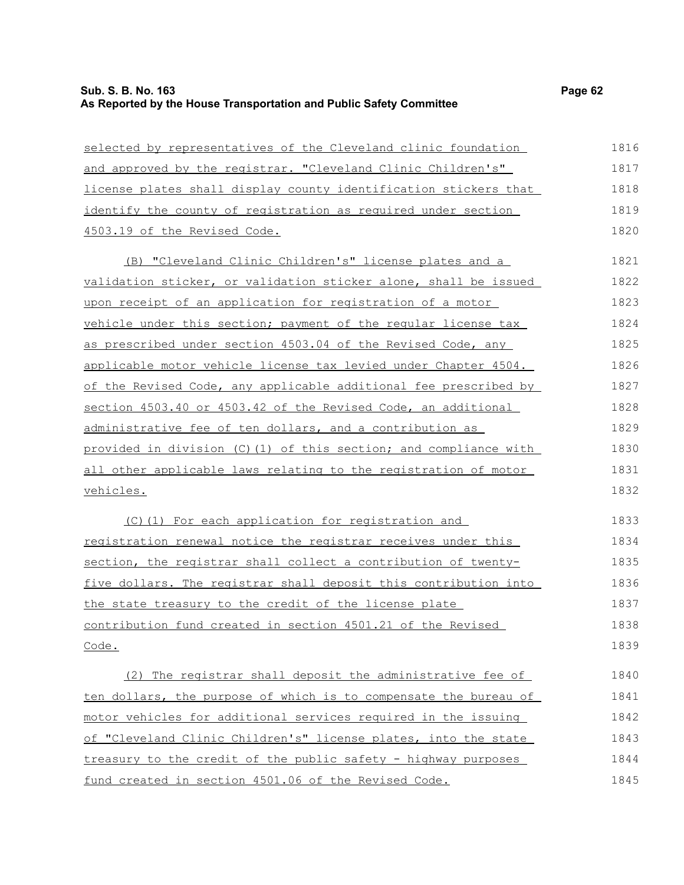selected by representatives of the Cleveland clinic foundation and approved by the registrar. "Cleveland Clinic Children's" license plates shall display county identification stickers that identify the county of registration as required under section 4503.19 of the Revised Code.

(B) "Cleveland Clinic Children's" license plates and a validation sticker, or validation sticker alone, shall be issued upon receipt of an application for registration of a motor vehicle under this section; payment of the regular license tax as prescribed under section 4503.04 of the Revised Code, any applicable motor vehicle license tax levied under Chapter 4504. of the Revised Code, any applicable additional fee prescribed by section 4503.40 or 4503.42 of the Revised Code, an additional administrative fee of ten dollars, and a contribution as provided in division (C)(1) of this section; and compliance with all other applicable laws relating to the registration of motor vehicles.

(C)(1) For each application for registration and registration renewal notice the registrar receives under this section, the registrar shall collect a contribution of twenty-five dollars. The registrar shall deposit this contribution into the state treasury to the credit of the license plate contribution fund created in section 4501.21 of the Revised Code.

(2) The registrar shall deposit the administrative fee of ten dollars, the purpose of which is to compensate the bureau of motor vehicles for additional services required in the issuing of "Cleveland Clinic Children's" license plates, into the state treasury to the credit of the public safety - highway purposes fund created in section 4501.06 of the Revised Code.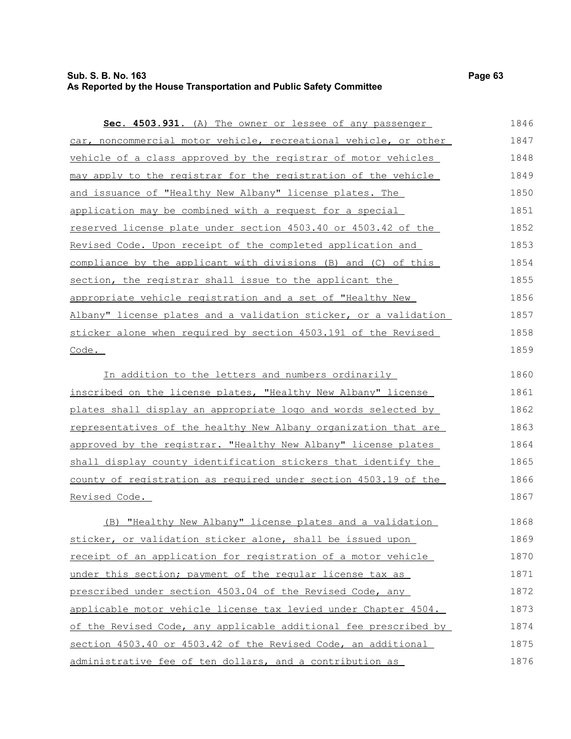**Sec. 4503.931.** (A) The owner or lessee of any passenger car, noncommercial motor vehicle, recreational vehicle, or other vehicle of a class approved by the registrar of motor vehicles may apply to the registrar for the registration of the vehicle and issuance of "Healthy New Albany" license plates. The application may be combined with a request for a special reserved license plate under section 4503.40 or 4503.42 of the Revised Code. Upon receipt of the completed application and compliance by the applicant with divisions (B) and (C) of this section, the registrar shall issue to the applicant the appropriate vehicle registration and a set of "Healthy New Albany" license plates and a validation sticker, or a validation sticker alone when required by section 4503.191 of the Revised Code.

In addition to the letters and numbers ordinarily inscribed on the license plates, "Healthy New Albany" license plates shall display an appropriate logo and words selected by representatives of the healthy New Albany organization that are approved by the registrar. "Healthy New Albany" license plates shall display county identification stickers that identify the county of registration as required under section 4503.19 of the Revised Code.

(B) "Healthy New Albany" license plates and a validation sticker, or validation sticker alone, shall be issued upon receipt of an application for registration of a motor vehicle under this section; payment of the regular license tax as prescribed under section 4503.04 of the Revised Code, any applicable motor vehicle license tax levied under Chapter 4504. of the Revised Code, any applicable additional fee prescribed by section 4503.40 or 4503.42 of the Revised Code, an additional administrative fee of ten dollars, and a contribution as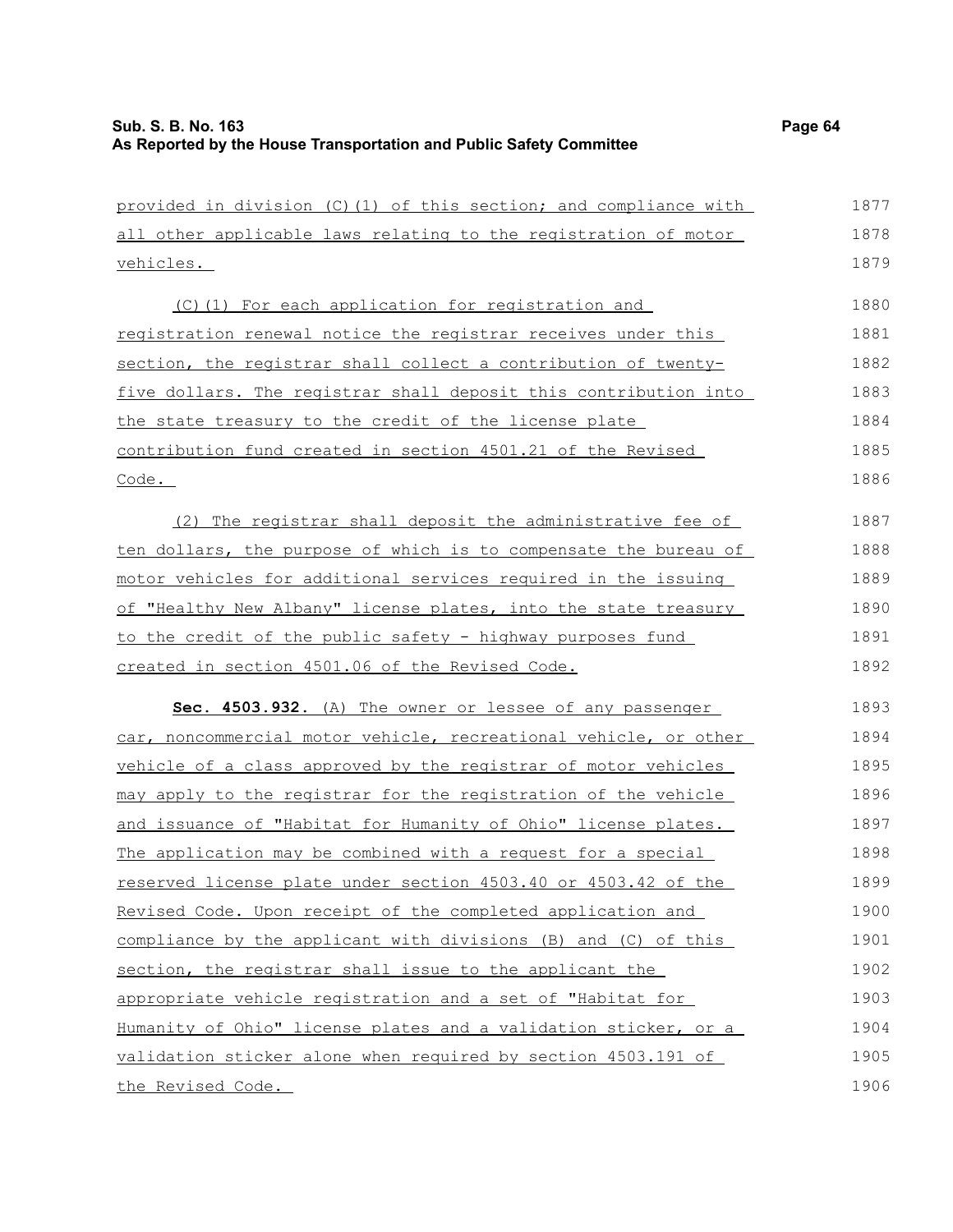provided in division (C)(1) of this section; and compliance with all other applicable laws relating to the registration of motor vehicles.

(C)(1) For each application for registration and registration renewal notice the registrar receives under this section, the registrar shall collect a contribution of twenty-five dollars. The registrar shall deposit this contribution into the state treasury to the credit of the license plate contribution fund created in section 4501.21 of the Revised Code.

(2) The registrar shall deposit the administrative fee of ten dollars, the purpose of which is to compensate the bureau of motor vehicles for additional services required in the issuing of "Healthy New Albany" license plates, into the state treasury to the credit of the public safety - highway purposes fund created in section 4501.06 of the Revised Code.

**Sec. 4503.932.** (A) The owner or lessee of any passenger car, noncommercial motor vehicle, recreational vehicle, or other vehicle of a class approved by the registrar of motor vehicles may apply to the registrar for the registration of the vehicle and issuance of "Habitat for Humanity of Ohio" license plates. The application may be combined with a request for a special reserved license plate under section 4503.40 or 4503.42 of the Revised Code. Upon receipt of the completed application and compliance by the applicant with divisions (B) and (C) of this section, the registrar shall issue to the applicant the appropriate vehicle registration and a set of "Habitat for Humanity of Ohio" license plates and a validation sticker, or a validation sticker alone when required by section 4503.191 of the Revised Code.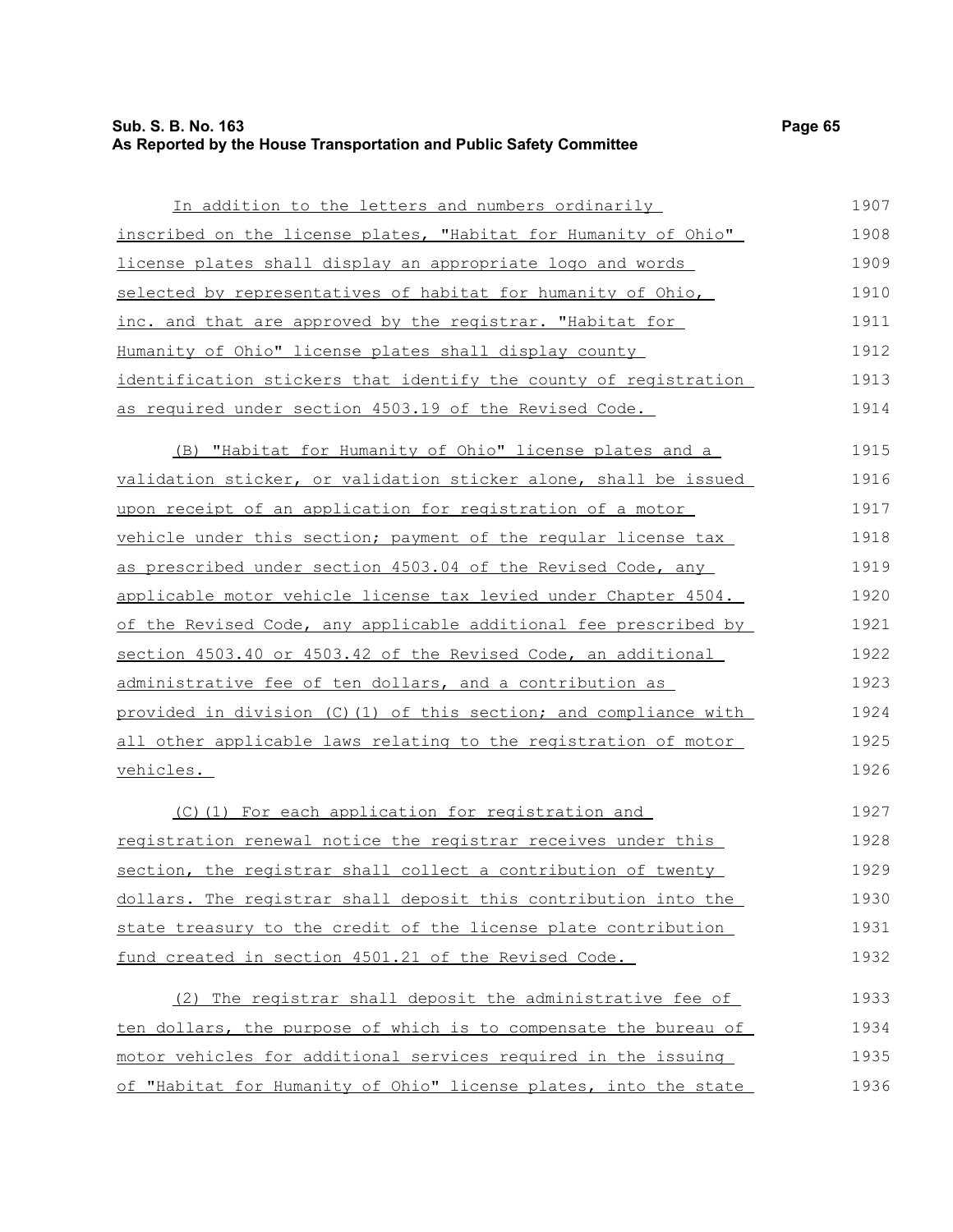In addition to the letters and numbers ordinarily inscribed on the license plates, "Habitat for Humanity of Ohio" license plates shall display an appropriate logo and words selected by representatives of habitat for humanity of Ohio, inc. and that are approved by the registrar. "Habitat for Humanity of Ohio" license plates shall display county identification stickers that identify the county of registration as required under section 4503.19 of the Revised Code.

(B) "Habitat for Humanity of Ohio" license plates and a validation sticker, or validation sticker alone, shall be issued upon receipt of an application for registration of a motor vehicle under this section; payment of the regular license tax as prescribed under section 4503.04 of the Revised Code, any applicable motor vehicle license tax levied under Chapter 4504. of the Revised Code, any applicable additional fee prescribed by section 4503.40 or 4503.42 of the Revised Code, an additional administrative fee of ten dollars, and a contribution as provided in division (C)(1) of this section; and compliance with all other applicable laws relating to the registration of motor vehicles.

(C)(1) For each application for registration and registration renewal notice the registrar receives under this section, the registrar shall collect a contribution of twenty dollars. The registrar shall deposit this contribution into the state treasury to the credit of the license plate contribution fund created in section 4501.21 of the Revised Code.

(2) The registrar shall deposit the administrative fee of ten dollars, the purpose of which is to compensate the bureau of motor vehicles for additional services required in the issuing of "Habitat for Humanity of Ohio" license plates, into the state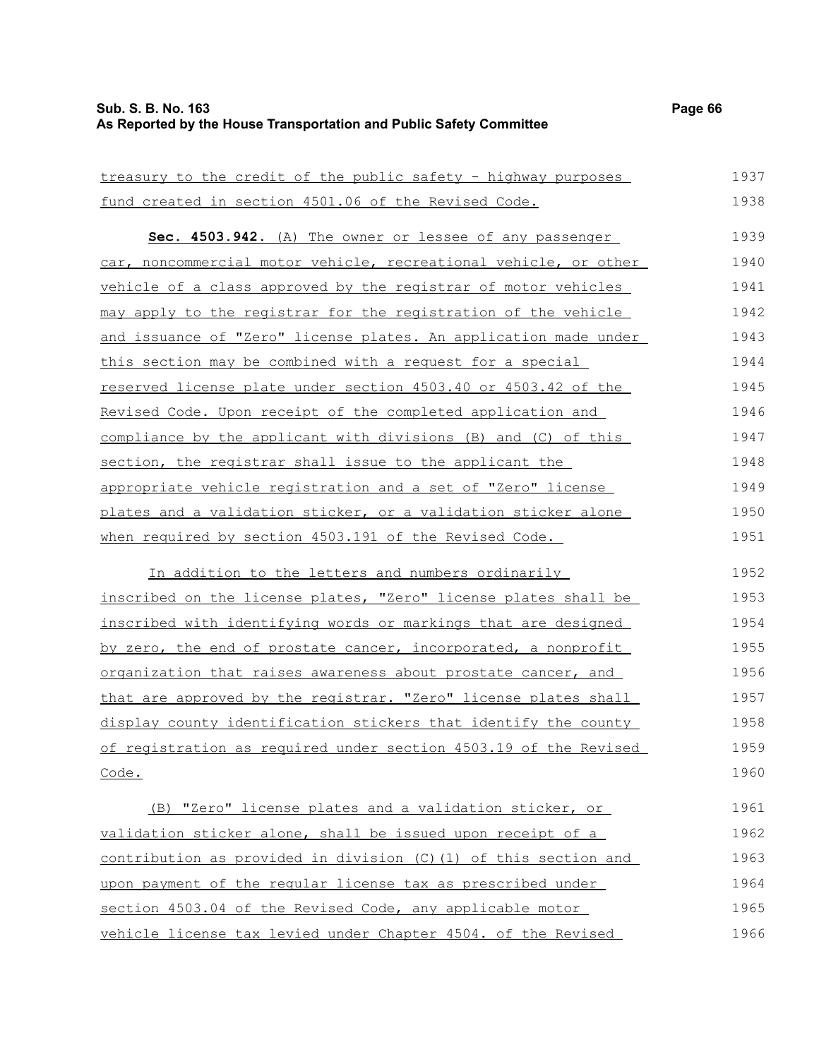treasury to the credit of the public safety - highway purposes fund created in section 4501.06 of the Revised Code.

**Sec. 4503.942.** (A) The owner or lessee of any passenger car, noncommercial motor vehicle, recreational vehicle, or other vehicle of a class approved by the registrar of motor vehicles may apply to the registrar for the registration of the vehicle and issuance of "Zero" license plates. An application made under this section may be combined with a request for a special reserved license plate under section 4503.40 or 4503.42 of the Revised Code. Upon receipt of the completed application and compliance by the applicant with divisions (B) and (C) of this section, the registrar shall issue to the applicant the appropriate vehicle registration and a set of "Zero" license plates and a validation sticker, or a validation sticker alone when required by section 4503.191 of the Revised Code.

In addition to the letters and numbers ordinarily inscribed on the license plates, "Zero" license plates shall be inscribed with identifying words or markings that are designed by zero, the end of prostate cancer, incorporated, a nonprofit organization that raises awareness about prostate cancer, and that are approved by the registrar. "Zero" license plates shall display county identification stickers that identify the county of registration as required under section 4503.19 of the Revised Code.

(B) "Zero" license plates and a validation sticker, or validation sticker alone, shall be issued upon receipt of a contribution as provided in division (C)(1) of this section and upon payment of the regular license tax as prescribed under section 4503.04 of the Revised Code, any applicable motor vehicle license tax levied under Chapter 4504. of the Revised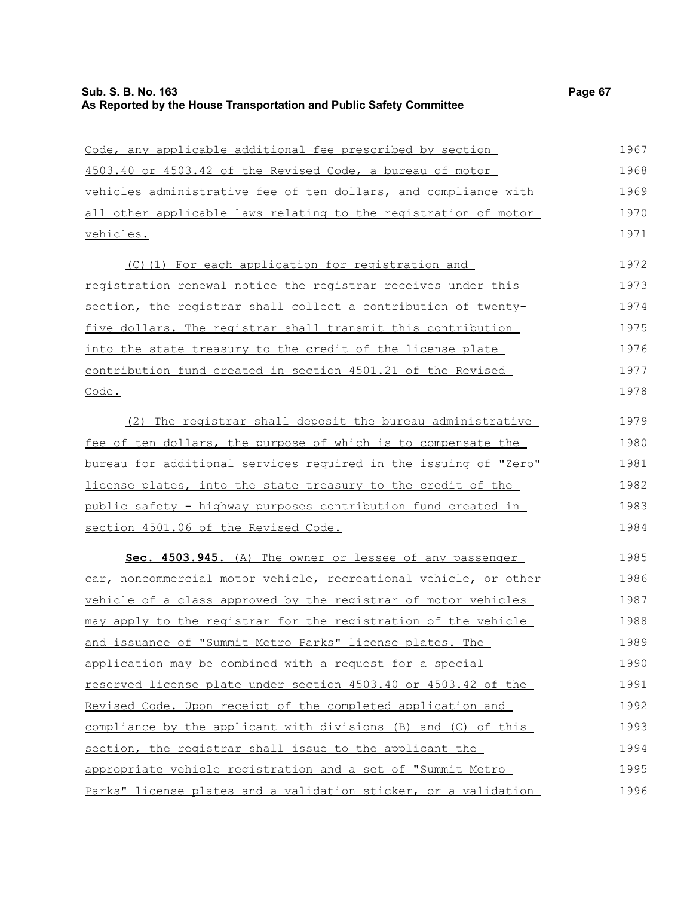Code, any applicable additional fee prescribed by section 4503.40 or 4503.42 of the Revised Code, a bureau of motor vehicles administrative fee of ten dollars, and compliance with all other applicable laws relating to the registration of motor vehicles.

(C)(1) For each application for registration and registration renewal notice the registrar receives under this section, the registrar shall collect a contribution of twenty-five dollars. The registrar shall transmit this contribution into the state treasury to the credit of the license plate contribution fund created in section 4501.21 of the Revised Code.

(2) The registrar shall deposit the bureau administrative fee of ten dollars, the purpose of which is to compensate the bureau for additional services required in the issuing of "Zero" license plates, into the state treasury to the credit of the public safety - highway purposes contribution fund created in section 4501.06 of the Revised Code.

**Sec. 4503.945.** (A) The owner or lessee of any passenger car, noncommercial motor vehicle, recreational vehicle, or other vehicle of a class approved by the registrar of motor vehicles may apply to the registrar for the registration of the vehicle and issuance of "Summit Metro Parks" license plates. The application may be combined with a request for a special reserved license plate under section 4503.40 or 4503.42 of the Revised Code. Upon receipt of the completed application and compliance by the applicant with divisions (B) and (C) of this section, the registrar shall issue to the applicant the appropriate vehicle registration and a set of "Summit Metro Parks" license plates and a validation sticker, or a validation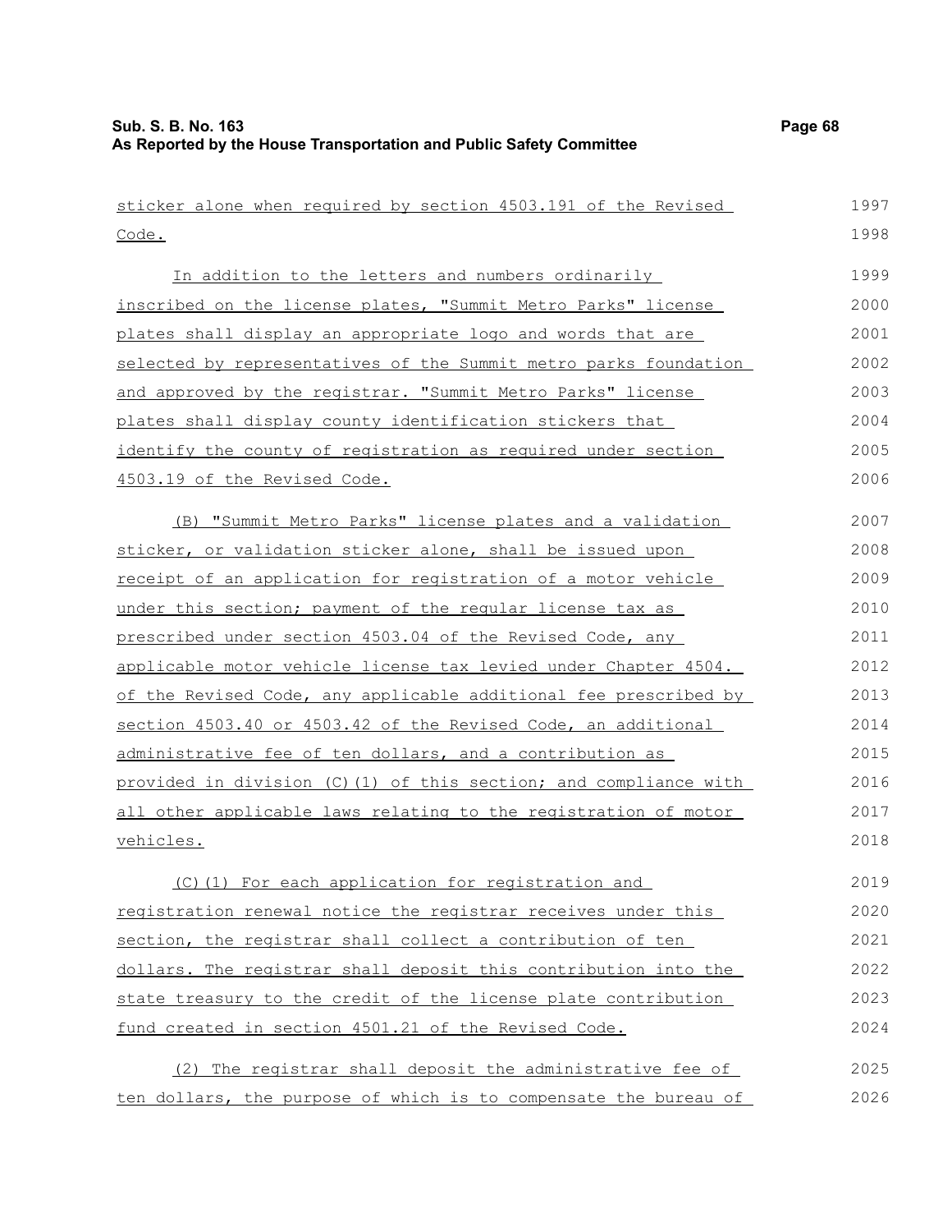sticker alone when required by section 4503.191 of the Revised Code.

In addition to the letters and numbers ordinarily inscribed on the license plates, "Summit Metro Parks" license plates shall display an appropriate logo and words that are selected by representatives of the Summit metro parks foundation and approved by the registrar. "Summit Metro Parks" license plates shall display county identification stickers that identify the county of registration as required under section 4503.19 of the Revised Code.

(B) "Summit Metro Parks" license plates and a validation sticker, or validation sticker alone, shall be issued upon receipt of an application for registration of a motor vehicle under this section; payment of the regular license tax as prescribed under section 4503.04 of the Revised Code, any applicable motor vehicle license tax levied under Chapter 4504. of the Revised Code, any applicable additional fee prescribed by section 4503.40 or 4503.42 of the Revised Code, an additional administrative fee of ten dollars, and a contribution as provided in division (C)(1) of this section; and compliance with all other applicable laws relating to the registration of motor vehicles.

(C)(1) For each application for registration and registration renewal notice the registrar receives under this section, the registrar shall collect a contribution of ten dollars. The registrar shall deposit this contribution into the state treasury to the credit of the license plate contribution fund created in section 4501.21 of the Revised Code.

(2) The registrar shall deposit the administrative fee of ten dollars, the purpose of which is to compensate the bureau of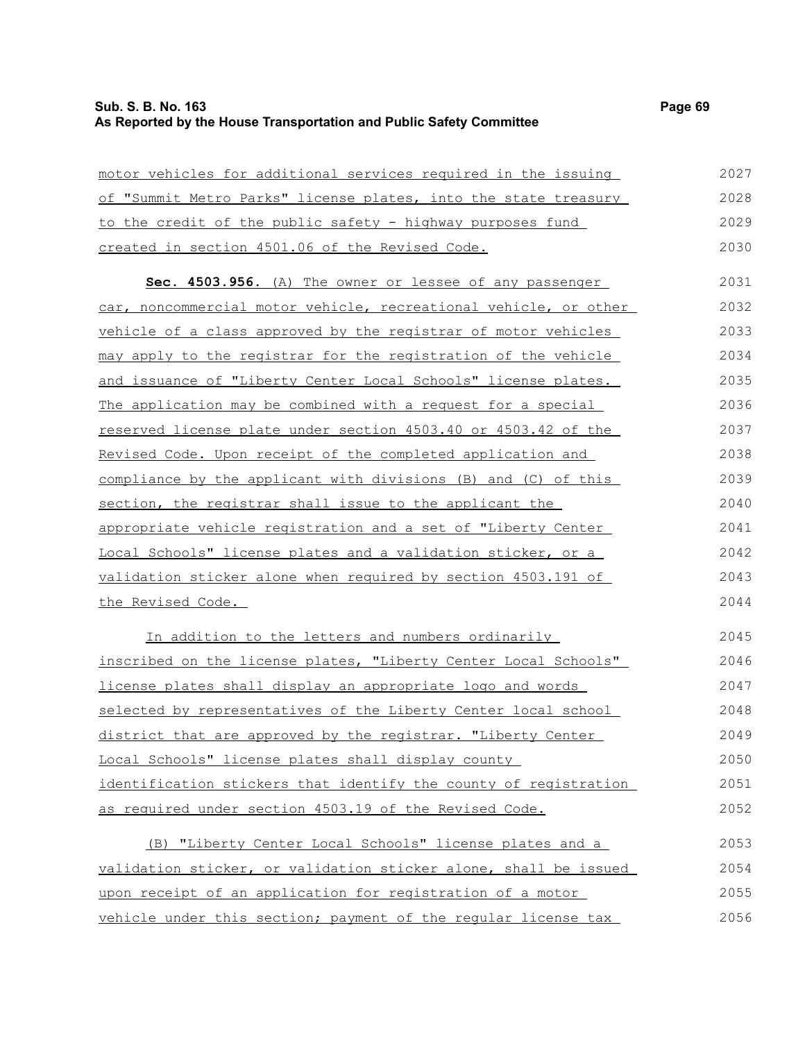motor vehicles for additional services required in the issuing of "Summit Metro Parks" license plates, into the state treasury to the credit of the public safety - highway purposes fund created in section 4501.06 of the Revised Code.

**Sec. 4503.956.** (A) The owner or lessee of any passenger car, noncommercial motor vehicle, recreational vehicle, or other vehicle of a class approved by the registrar of motor vehicles may apply to the registrar for the registration of the vehicle and issuance of "Liberty Center Local Schools" license plates. The application may be combined with a request for a special reserved license plate under section 4503.40 or 4503.42 of the Revised Code. Upon receipt of the completed application and compliance by the applicant with divisions (B) and (C) of this section, the registrar shall issue to the applicant the appropriate vehicle registration and a set of "Liberty Center Local Schools" license plates and a validation sticker, or a validation sticker alone when required by section 4503.191 of the Revised Code.

In addition to the letters and numbers ordinarily inscribed on the license plates, "Liberty Center Local Schools" license plates shall display an appropriate logo and words selected by representatives of the Liberty Center local school district that are approved by the registrar. "Liberty Center Local Schools" license plates shall display county identification stickers that identify the county of registration as required under section 4503.19 of the Revised Code.

(B) "Liberty Center Local Schools" license plates and a validation sticker, or validation sticker alone, shall be issued upon receipt of an application for registration of a motor vehicle under this section; payment of the regular license tax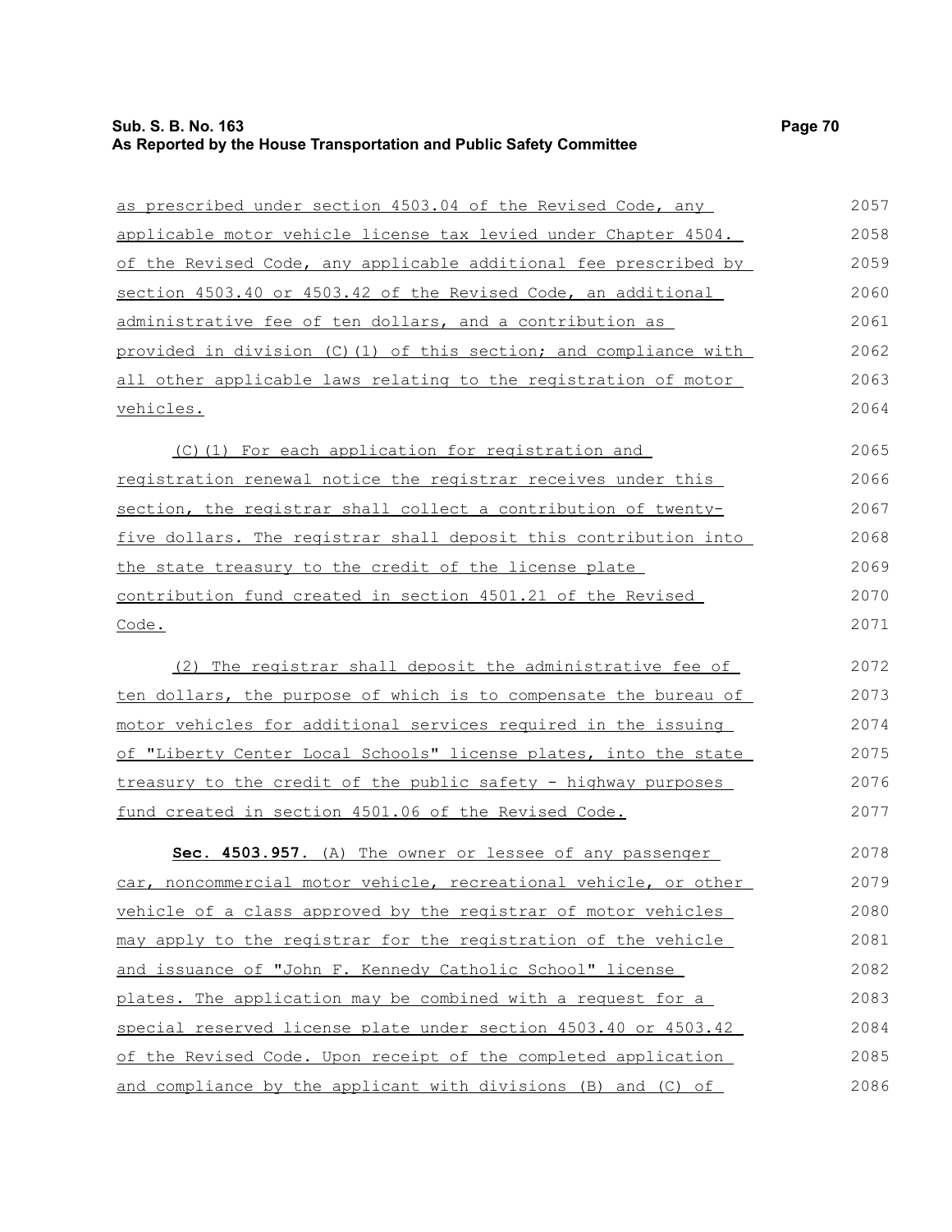as prescribed under section 4503.04 of the Revised Code, any applicable motor vehicle license tax levied under Chapter 4504. of the Revised Code, any applicable additional fee prescribed by section 4503.40 or 4503.42 of the Revised Code, an additional administrative fee of ten dollars, and a contribution as provided in division (C)(1) of this section; and compliance with all other applicable laws relating to the registration of motor vehicles.

(C)(1) For each application for registration and registration renewal notice the registrar receives under this section, the registrar shall collect a contribution of twenty-five dollars. The registrar shall deposit this contribution into the state treasury to the credit of the license plate contribution fund created in section 4501.21 of the Revised Code.

(2) The registrar shall deposit the administrative fee of ten dollars, the purpose of which is to compensate the bureau of motor vehicles for additional services required in the issuing of "Liberty Center Local Schools" license plates, into the state treasury to the credit of the public safety - highway purposes fund created in section 4501.06 of the Revised Code.

**Sec. 4503.957.** (A) The owner or lessee of any passenger car, noncommercial motor vehicle, recreational vehicle, or other vehicle of a class approved by the registrar of motor vehicles may apply to the registrar for the registration of the vehicle and issuance of "John F. Kennedy Catholic School" license plates. The application may be combined with a request for a special reserved license plate under section 4503.40 or 4503.42 of the Revised Code. Upon receipt of the completed application and compliance by the applicant with divisions (B) and (C) of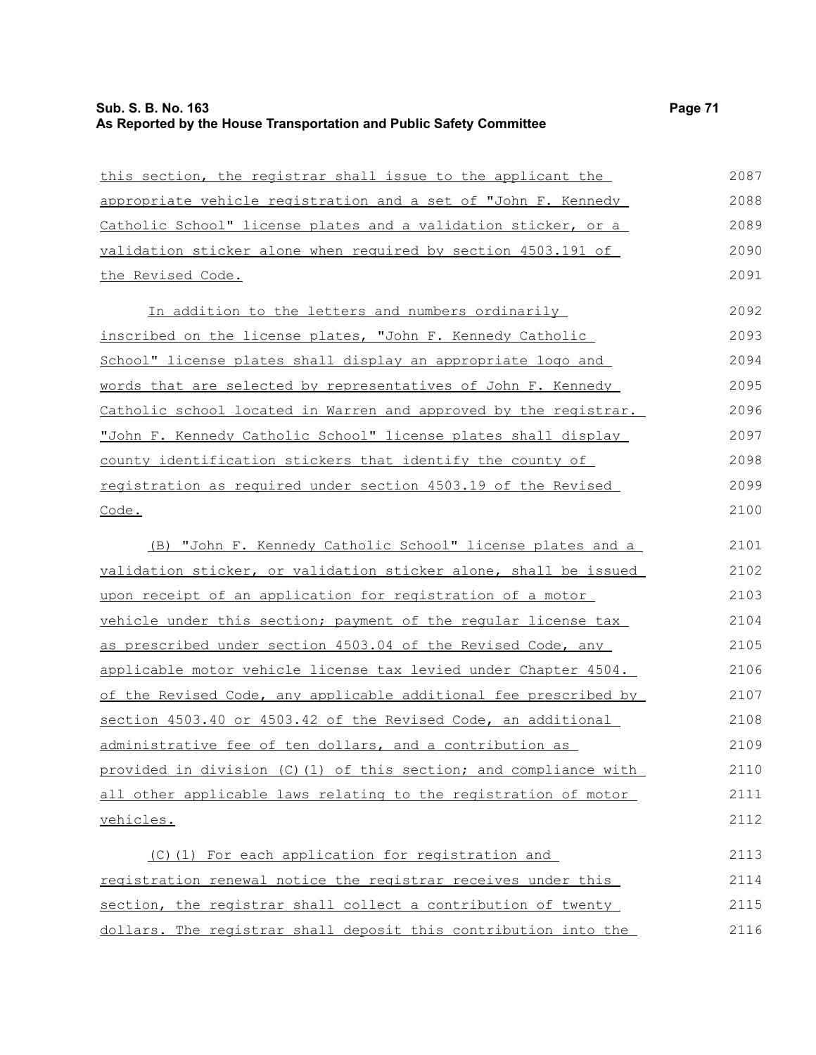this section, the registrar shall issue to the applicant the appropriate vehicle registration and a set of "John F. Kennedy Catholic School" license plates and a validation sticker, or a validation sticker alone when required by section 4503.191 of the Revised Code.

In addition to the letters and numbers ordinarily inscribed on the license plates, "John F. Kennedy Catholic School" license plates shall display an appropriate logo and words that are selected by representatives of John F. Kennedy Catholic school located in Warren and approved by the registrar. "John F. Kennedy Catholic School" license plates shall display county identification stickers that identify the county of registration as required under section 4503.19 of the Revised Code.

(B) "John F. Kennedy Catholic School" license plates and a validation sticker, or validation sticker alone, shall be issued upon receipt of an application for registration of a motor vehicle under this section; payment of the regular license tax as prescribed under section 4503.04 of the Revised Code, any applicable motor vehicle license tax levied under Chapter 4504. of the Revised Code, any applicable additional fee prescribed by section 4503.40 or 4503.42 of the Revised Code, an additional administrative fee of ten dollars, and a contribution as provided in division (C)(1) of this section; and compliance with all other applicable laws relating to the registration of motor vehicles.

(C)(1) For each application for registration and registration renewal notice the registrar receives under this section, the registrar shall collect a contribution of twenty dollars. The registrar shall deposit this contribution into the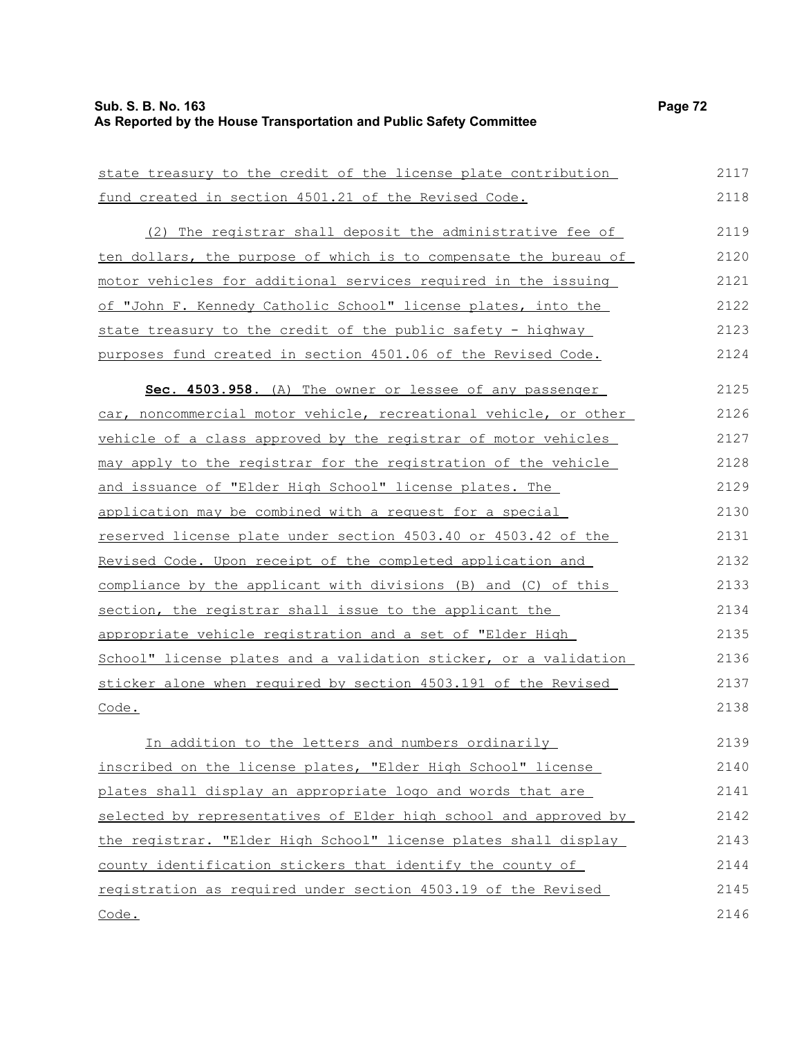state treasury to the credit of the license plate contribution fund created in section 4501.21 of the Revised Code.

(2) The registrar shall deposit the administrative fee of ten dollars, the purpose of which is to compensate the bureau of motor vehicles for additional services required in the issuing of "John F. Kennedy Catholic School" license plates, into the state treasury to the credit of the public safety - highway purposes fund created in section 4501.06 of the Revised Code.

**Sec. 4503.958.** (A) The owner or lessee of any passenger car, noncommercial motor vehicle, recreational vehicle, or other vehicle of a class approved by the registrar of motor vehicles may apply to the registrar for the registration of the vehicle and issuance of "Elder High School" license plates. The application may be combined with a request for a special reserved license plate under section 4503.40 or 4503.42 of the Revised Code. Upon receipt of the completed application and compliance by the applicant with divisions (B) and (C) of this section, the registrar shall issue to the applicant the appropriate vehicle registration and a set of "Elder High School" license plates and a validation sticker, or a validation sticker alone when required by section 4503.191 of the Revised Code.

In addition to the letters and numbers ordinarily inscribed on the license plates, "Elder High School" license plates shall display an appropriate logo and words that are selected by representatives of Elder high school and approved by the registrar. "Elder High School" license plates shall display county identification stickers that identify the county of registration as required under section 4503.19 of the Revised Code.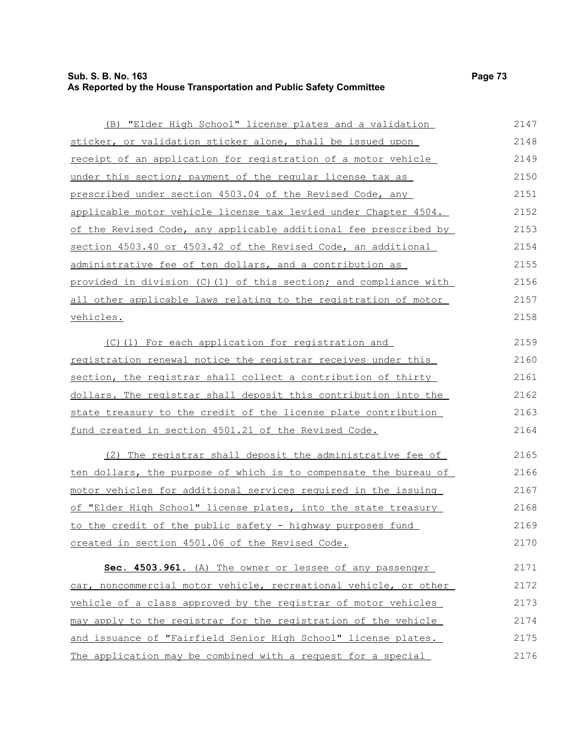(B) "Elder High School" license plates and a validation sticker, or validation sticker alone, shall be issued upon receipt of an application for registration of a motor vehicle under this section; payment of the regular license tax as prescribed under section 4503.04 of the Revised Code, any applicable motor vehicle license tax levied under Chapter 4504. of the Revised Code, any applicable additional fee prescribed by section 4503.40 or 4503.42 of the Revised Code, an additional administrative fee of ten dollars, and a contribution as provided in division (C)(1) of this section; and compliance with all other applicable laws relating to the registration of motor vehicles.

(C)(1) For each application for registration and registration renewal notice the registrar receives under this section, the registrar shall collect a contribution of thirty dollars. The registrar shall deposit this contribution into the state treasury to the credit of the license plate contribution fund created in section 4501.21 of the Revised Code.

(2) The registrar shall deposit the administrative fee of ten dollars, the purpose of which is to compensate the bureau of motor vehicles for additional services required in the issuing of "Elder High School" license plates, into the state treasury to the credit of the public safety - highway purposes fund created in section 4501.06 of the Revised Code.

**Sec. 4503.961.** (A) The owner or lessee of any passenger car, noncommercial motor vehicle, recreational vehicle, or other vehicle of a class approved by the registrar of motor vehicles may apply to the registrar for the registration of the vehicle and issuance of "Fairfield Senior High School" license plates. The application may be combined with a request for a special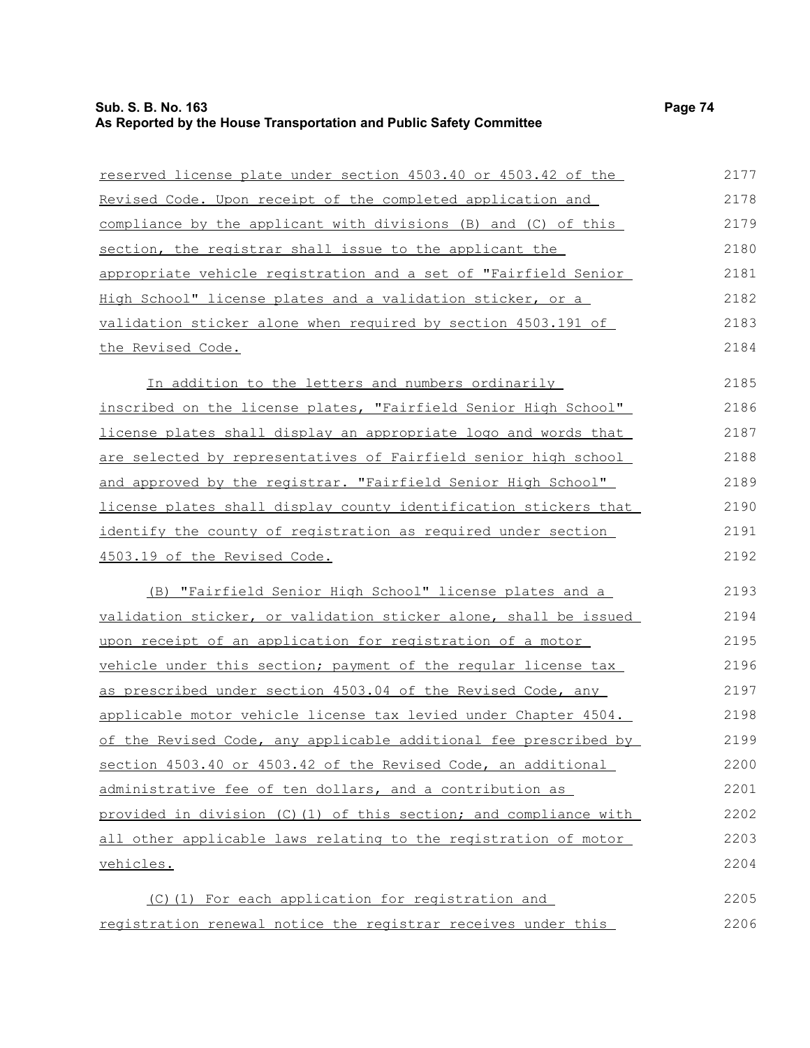reserved license plate under section 4503.40 or 4503.42 of the Revised Code. Upon receipt of the completed application and compliance by the applicant with divisions (B) and (C) of this section, the registrar shall issue to the applicant the appropriate vehicle registration and a set of "Fairfield Senior High School" license plates and a validation sticker, or a validation sticker alone when required by section 4503.191 of the Revised Code.

In addition to the letters and numbers ordinarily inscribed on the license plates, "Fairfield Senior High School" license plates shall display an appropriate logo and words that are selected by representatives of Fairfield senior high school and approved by the registrar. "Fairfield Senior High School" license plates shall display county identification stickers that identify the county of registration as required under section 4503.19 of the Revised Code.

(B) "Fairfield Senior High School" license plates and a validation sticker, or validation sticker alone, shall be issued upon receipt of an application for registration of a motor vehicle under this section; payment of the regular license tax as prescribed under section 4503.04 of the Revised Code, any applicable motor vehicle license tax levied under Chapter 4504. of the Revised Code, any applicable additional fee prescribed by section 4503.40 or 4503.42 of the Revised Code, an additional administrative fee of ten dollars, and a contribution as provided in division (C)(1) of this section; and compliance with all other applicable laws relating to the registration of motor vehicles.

(C)(1) For each application for registration and registration renewal notice the registrar receives under this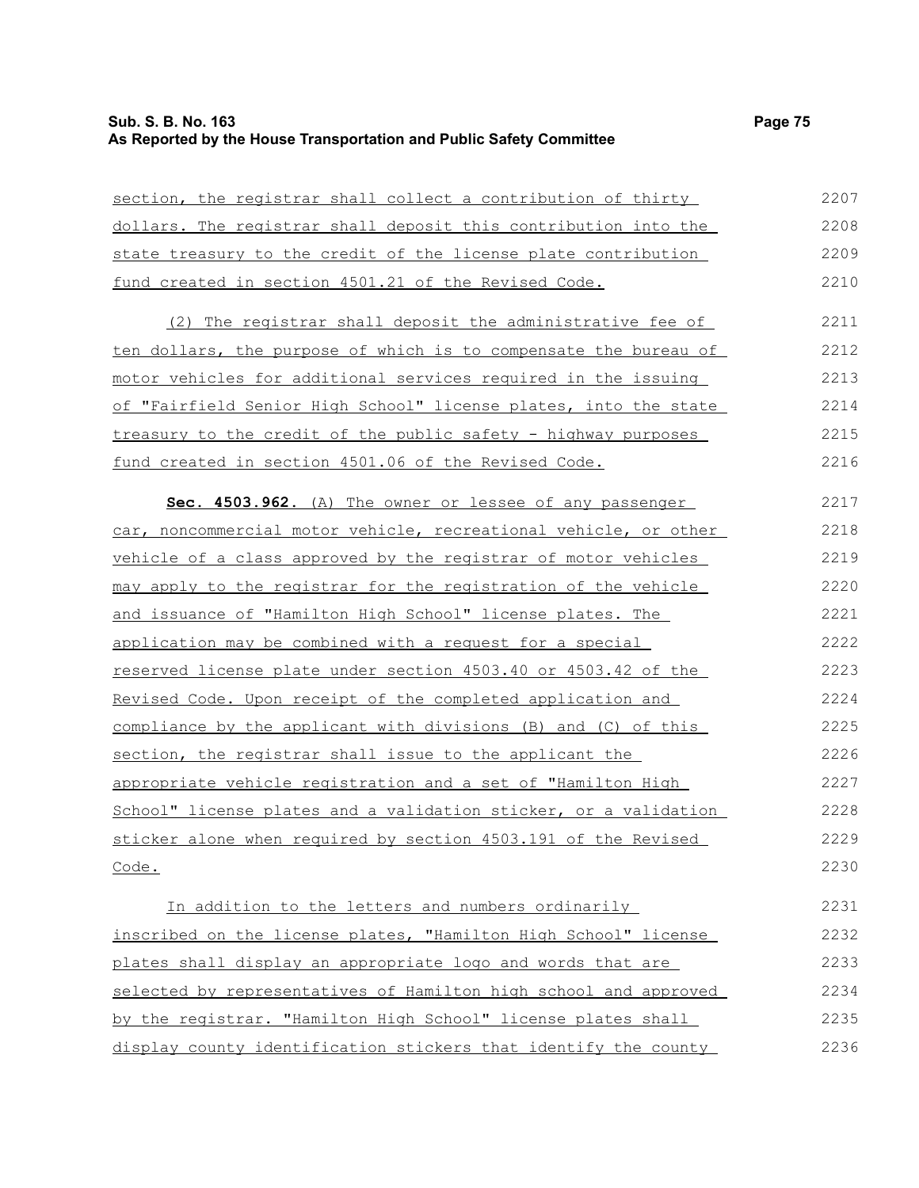section, the registrar shall collect a contribution of thirty dollars. The registrar shall deposit this contribution into the state treasury to the credit of the license plate contribution fund created in section 4501.21 of the Revised Code.

(2) The registrar shall deposit the administrative fee of ten dollars, the purpose of which is to compensate the bureau of motor vehicles for additional services required in the issuing of "Fairfield Senior High School" license plates, into the state treasury to the credit of the public safety - highway purposes fund created in section 4501.06 of the Revised Code.

**Sec. 4503.962.** (A) The owner or lessee of any passenger car, noncommercial motor vehicle, recreational vehicle, or other vehicle of a class approved by the registrar of motor vehicles may apply to the registrar for the registration of the vehicle and issuance of "Hamilton High School" license plates. The application may be combined with a request for a special reserved license plate under section 4503.40 or 4503.42 of the Revised Code. Upon receipt of the completed application and compliance by the applicant with divisions (B) and (C) of this section, the registrar shall issue to the applicant the appropriate vehicle registration and a set of "Hamilton High School" license plates and a validation sticker, or a validation sticker alone when required by section 4503.191 of the Revised Code.

In addition to the letters and numbers ordinarily inscribed on the license plates, "Hamilton High School" license plates shall display an appropriate logo and words that are selected by representatives of Hamilton high school and approved by the registrar. "Hamilton High School" license plates shall display county identification stickers that identify the county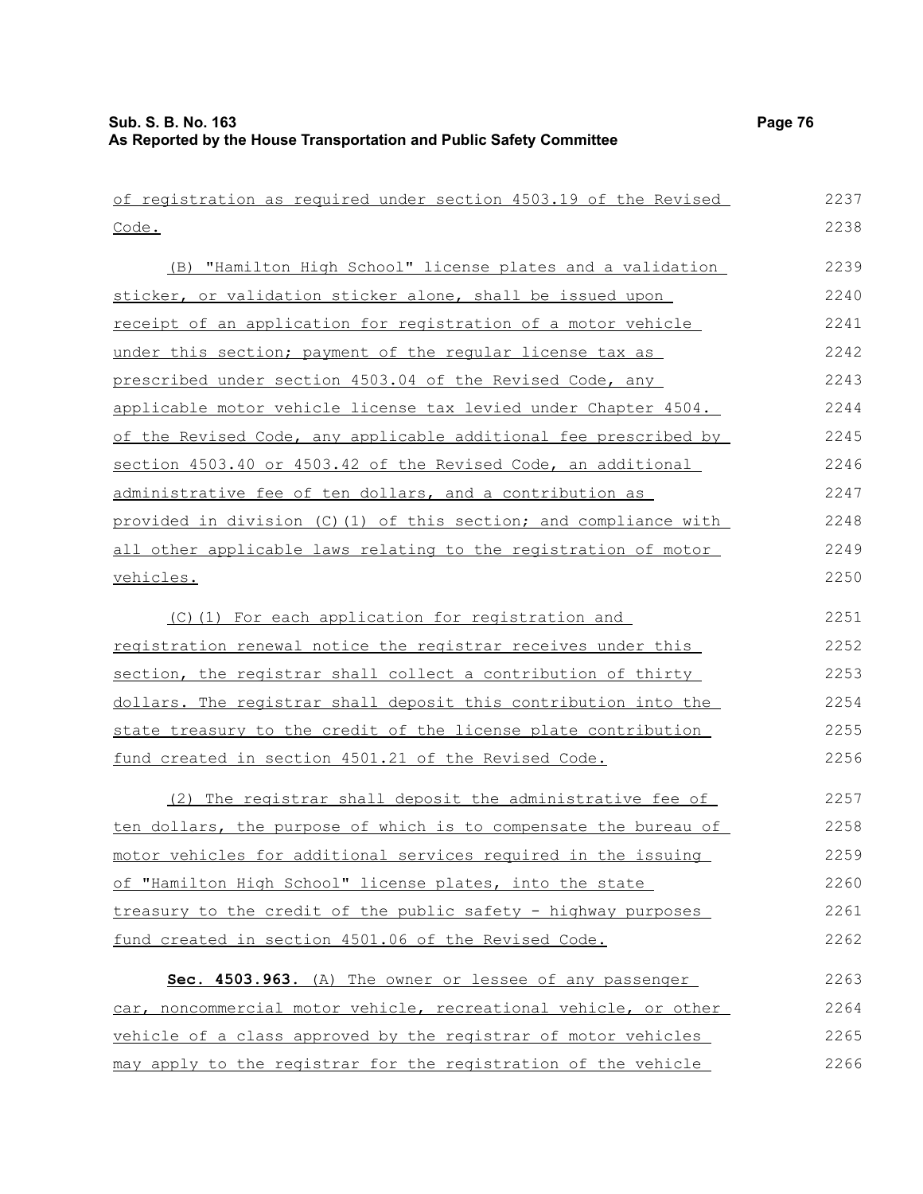of registration as required under section 4503.19 of the Revised Code.

(B) "Hamilton High School" license plates and a validation sticker, or validation sticker alone, shall be issued upon receipt of an application for registration of a motor vehicle under this section; payment of the regular license tax as prescribed under section 4503.04 of the Revised Code, any applicable motor vehicle license tax levied under Chapter 4504. of the Revised Code, any applicable additional fee prescribed by section 4503.40 or 4503.42 of the Revised Code, an additional administrative fee of ten dollars, and a contribution as provided in division (C)(1) of this section; and compliance with all other applicable laws relating to the registration of motor vehicles.

(C)(1) For each application for registration and registration renewal notice the registrar receives under this section, the registrar shall collect a contribution of thirty dollars. The registrar shall deposit this contribution into the state treasury to the credit of the license plate contribution fund created in section 4501.21 of the Revised Code.

(2) The registrar shall deposit the administrative fee of ten dollars, the purpose of which is to compensate the bureau of motor vehicles for additional services required in the issuing of "Hamilton High School" license plates, into the state treasury to the credit of the public safety - highway purposes fund created in section 4501.06 of the Revised Code.

**Sec. 4503.963.** (A) The owner or lessee of any passenger car, noncommercial motor vehicle, recreational vehicle, or other vehicle of a class approved by the registrar of motor vehicles may apply to the registrar for the registration of the vehicle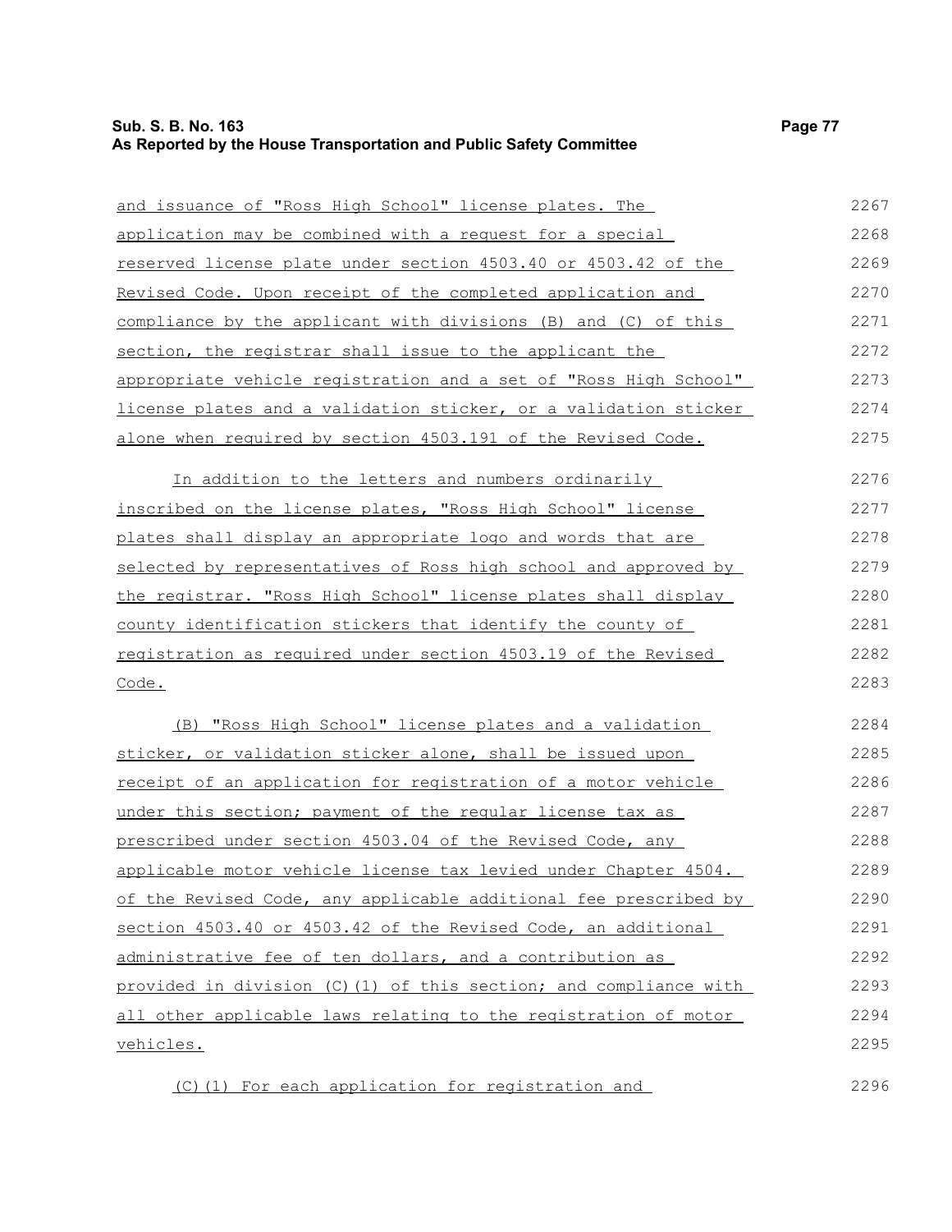and issuance of "Ross High School" license plates. The application may be combined with a request for a special reserved license plate under section 4503.40 or 4503.42 of the Revised Code. Upon receipt of the completed application and compliance by the applicant with divisions (B) and (C) of this section, the registrar shall issue to the applicant the appropriate vehicle registration and a set of "Ross High School" license plates and a validation sticker, or a validation sticker alone when required by section 4503.191 of the Revised Code.

In addition to the letters and numbers ordinarily inscribed on the license plates, "Ross High School" license plates shall display an appropriate logo and words that are selected by representatives of Ross high school and approved by the registrar. "Ross High School" license plates shall display county identification stickers that identify the county of registration as required under section 4503.19 of the Revised Code.

(B) "Ross High School" license plates and a validation sticker, or validation sticker alone, shall be issued upon receipt of an application for registration of a motor vehicle under this section; payment of the regular license tax as prescribed under section 4503.04 of the Revised Code, any applicable motor vehicle license tax levied under Chapter 4504. of the Revised Code, any applicable additional fee prescribed by section 4503.40 or 4503.42 of the Revised Code, an additional administrative fee of ten dollars, and a contribution as provided in division (C)(1) of this section; and compliance with all other applicable laws relating to the registration of motor vehicles.

(C)(1) For each application for registration and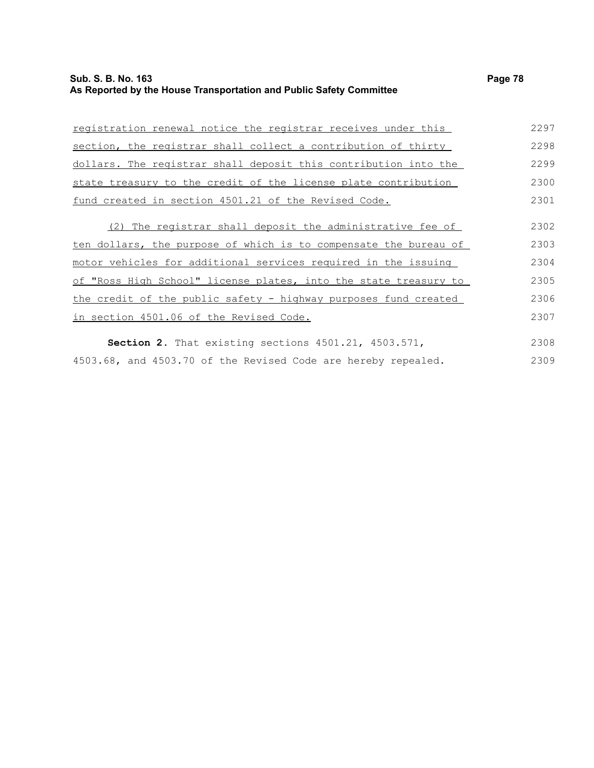registration renewal notice the registrar receives under this section, the registrar shall collect a contribution of thirty dollars. The registrar shall deposit this contribution into the state treasury to the credit of the license plate contribution fund created in section 4501.21 of the Revised Code.

(2) The registrar shall deposit the administrative fee of ten dollars, the purpose of which is to compensate the bureau of motor vehicles for additional services required in the issuing of "Ross High School" license plates, into the state treasury to the credit of the public safety - highway purposes fund created in section 4501.06 of the Revised Code.

**Section 2.** That existing sections 4501.21, 4503.571, 4503.68, and 4503.70 of the Revised Code are hereby repealed.